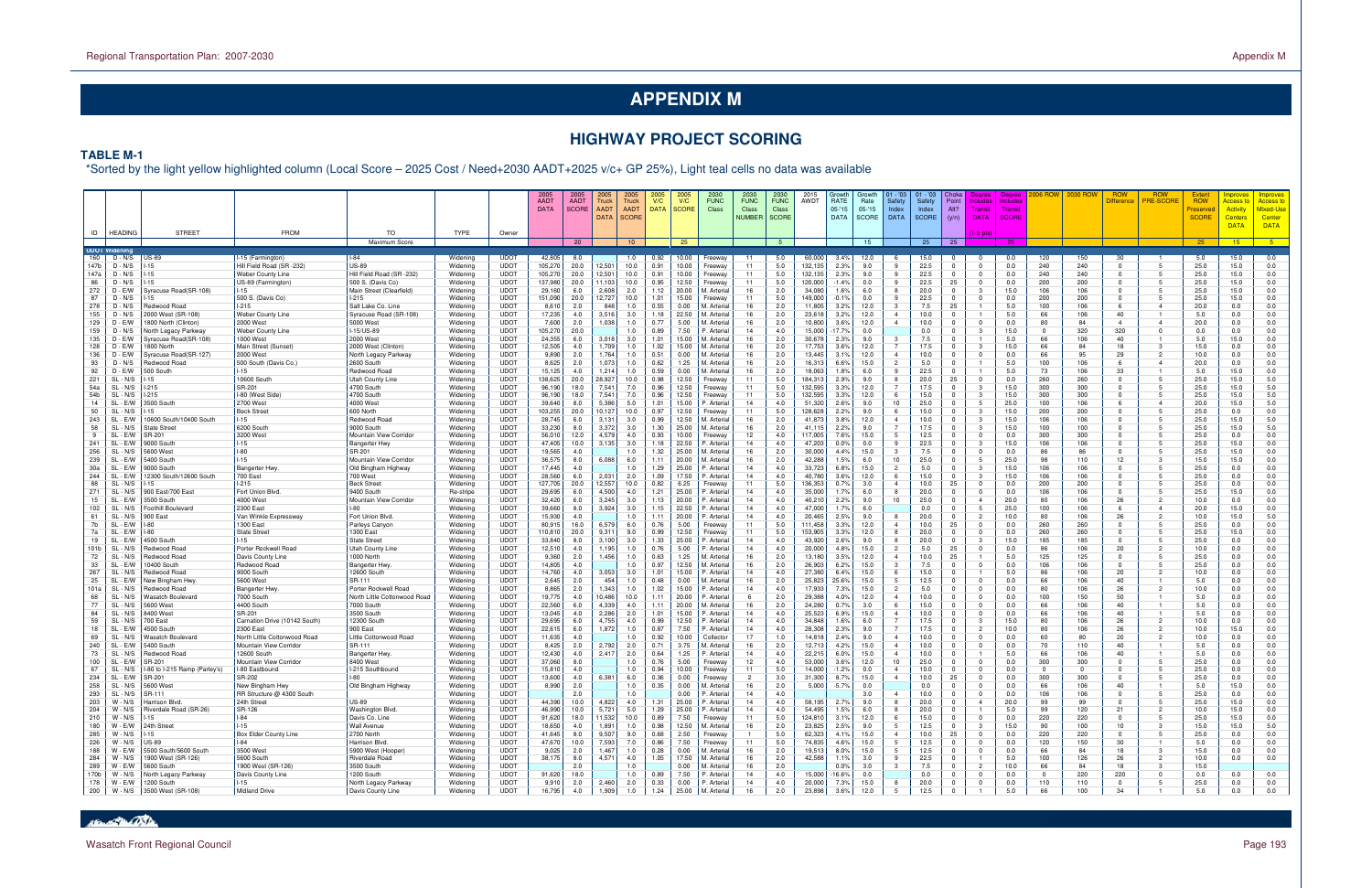# APPENDIX M

## HIGHWAY PROJECT SCORING

**TABLE M-1**

*Sorted by the light yellow highlighted column (Local Score – 2025 Cost / Need+2030 AADT+2025 v/c+ GP 25%), Light teal cells no data was available

| ID | HEADING | STREET | FROM | TO | TYPE | Owner | 2005 AADT DATA | 2005 AADT SCORE | 2005 Truck AADT DATA | 2005 Truck SCORE | 2005 V/C DATA | 2005 V/C SCORE | 2030 FUNC Class | 2030 FUNC Class NUMBER | 2030 FUNC Class SCORE | 2015 AWDT | Growth RATE 05-'15 DATA | Growth Rate 05-'15 SCORE | 01 - '03 Safety Index DATA | 01 - '03 Safety Index SCORE | Choke Point Alt? (y/n) | Degree Includes Transit DATA (1-5 pts) | Degree Includes Transit SCORE | 2006 ROW | 2030 ROW | ROW Difference | ROW PRE-SCORE | Extent ROW Preserved SCORE | Improves Access to Activity Centers DATA | Improves Access to Mixed-Use Center DATA |
|---|---|---|---|---|---|---|---|---|---|---|---|---|---|---|---|---|---|---|---|---|---|---|---|---|---|---|---|---|---|---|
| | | | | Maximum Score | | | | 20 | | 10 | | 25 | | | 5 | | | 15 | | 25 | 25 | | 25 | | | | | 25 | 15 | 5 |
| **UDOT Widening** | | | | | | | | | | | | | | | | | | | | | | | | | | | | | | |
| 160 | D - N/S | US-89 | I-15 (Farmington) | I-84 | Widening | UDOT | 42,805 | 8.0 | | 1.0 | 0.92 | 10.00 | Freeway | 11 | 5.0 | 60,000 | 3.4% | 12.0 | 6 | 15.0 | 0 | 0 | 0.0 | 120 | 150 | 30 | 1 | 5.0 | 15.0 | 0.0 |
| 147b | D - N/S | I-15 | Hill Field Road (SR -232) | US-89 | Widening | UDOT | 105,270 | 20.0 | 12,501 | 10.0 | 0.91 | 10.00 | Freeway | 11 | 5.0 | 132,135 | 2.3% | 9.0 | 9 | 22.5 | 0 | 0 | 0.0 | 240 | 240 | 0 | 5 | 25.0 | 15.0 | 0.0 |
| 147a | D - N/S | I-15 | Weber County Line | Hill Field Road (SR -232) | Widening | UDOT | 105,270 | 20.0 | 12,501 | 10.0 | 0.91 | 10.00 | Freeway | 11 | 5.0 | 132,135 | 2.3% | 9.0 | 9 | 22.5 | 0 | 0 | 0.0 | 240 | 240 | 0 | 5 | 25.0 | 15.0 | 0.0 |
| 86 | D - N/S | I-15 | US-89 (Farmington) | 500 S. (Davis Co) | Widening | UDOT | 137,980 | 20.0 | 11,103 | 10.0 | 0.95 | 12.50 | Freeway | 11 | 5.0 | 120,000 | -1.4% | 0.0 | 9 | 22.5 | 25 | 0 | 0.0 | 200 | 200 | 0 | 5 | 25.0 | 15.0 | 0.0 |
| 272 | D - E/W | Syracuse Road(SR-108) | I-15 | Main Street (Clearfield) | Widening | UDOT | 29,160 | 6.0 | 2,608 | 2.0 | 1.12 | 20.00 | M. Arterial | 16 | 2.0 | 34,080 | 1.6% | 6.0 | 8 | 20.0 | 0 | 3 | 15.0 | 106 | 106 | 0 | 5 | 25.0 | 15.0 | 0.0 |
| 87 | D - N/S | I-15 | 500 S. (Davis Co) | I-215 | Widening | UDOT | 151,090 | 20.0 | 12,727 | 10.0 | 1.01 | 15.00 | Freeway | 11 | 5.0 | 149,000 | -0.1% | 0.0 | 9 | 22.5 | 0 | 0 | 0.0 | 200 | 200 | 0 | 5 | 25.0 | 15.0 | 0.0 |
| 278 | D - N/S | Redwood Road | I-215 | Salt Lake Co. Line | Widening | UDOT | 8,610 | 2.0 | 848 | 1.0 | 0.55 | 0.00 | M. Arterial | 16 | 2.0 | 11,805 | 3.2% | 12.0 | 3 | 7.5 | 25 | 1 | 5.0 | 100 | 106 | 6 | 4 | 20.0 | 0.0 | 0.0 |
| 155 | D - N/S | 2000 West (SR-108) | Weber County Line | Syracuse Road (SR-108) | Widening | UDOT | 17,235 | 4.0 | 3,516 | 3.0 | 1.18 | 22.50 | M. Arterial | 16 | 2.0 | 23,618 | 3.2% | 12.0 | 4 | 10.0 | 0 | 1 | 5.0 | 66 | 106 | 40 | 1 | 5.0 | 15.0 | 0.0 |
| 129 | D - E/W | 1800 North (Clinton) | 2000 West | 5000 West | Widening | UDOT | 7,600 | 2.0 | 1,038 | 1.0 | 0.77 | 5.00 | M. Arterial | 16 | 2.0 | 10,800 | 3.6% | 12.0 | 4 | 10.0 | 0 | 0 | 0.0 | 80 | 84 | 4 | 4 | 20.0 | 0.0 | 0.0 |
| 159 | D - N/S | North Legacy Parkway | Weber County Line | I-15/US-89 | Widening | UDOT | 105,270 | 20.0 | | | 0.89 | 7.50 | P. Arterial | 14 | 4.0 | 15,000 | -17.7% | 0.0 | | 0.0 | 0 | 3 | 15.0 | 0 | 320 | 320 | 0 | 0.0 | 0.0 | 0.0 |
| 135 | D - E/W | Syracuse Road(SR-108) | 1000 West | 2000 West | Widening | UDOT | 24,355 | 6.0 | 3,018 | 3.0 | 1.01 | 15.00 | M. Arterial | 16 | 2.0 | 30,678 | 2.3% | 9.0 | 3 | 7.5 | 0 | 1 | 5.0 | 66 | 106 | 40 | 1 | 5.0 | 15.0 | 0.0 |
| 128 | D - E/W | 1800 North | Main Street (Sunset) | 2000 West (Clinton) | Widening | UDOT | 12,505 | 4.0 | 1,709 | 1.0 | 1.02 | 15.00 | M. Arterial | 16 | 2.0 | 17,753 | 3.6% | 12.0 | 7 | 17.5 | 0 | 3 | 15.0 | 66 | 84 | 18 | 3 | 15.0 | 0.0 | 0.0 |
| 136 | D - E/W | Syracuse Road(SR-127) | 2000 West | North Legacy Parkway | Widening | UDOT | 9,890 | 2.0 | 1,764 | 1.0 | 0.51 | 0.00 | M. Arterial | 16 | 2.0 | 13,445 | 3.1% | 12.0 | 4 | 10.0 | 0 | 0 | 0.0 | 66 | 95 | 29 | 2 | 10.0 | 0.0 | 0.0 |
| 93 | D - N/S | Redwood Road | 500 South (Davis Co.) | 2600 South | Widening | UDOT | 8,625 | 2.0 | 1,073 | 1.0 | 0.62 | 1.25 | M. Arterial | 16 | 2.0 | 16,313 | 6.6% | 15.0 | 2 | 5.0 | 0 | 1 | 5.0 | 100 | 106 | 6 | 4 | 20.0 | 0.0 | 0.0 |
| 92 | D - E/W | 500 South | I-15 | Redwood Road | Widening | UDOT | 15,125 | 4.0 | 1,214 | 1.0 | 0.59 | 0.00 | M. Arterial | 16 | 2.0 | 18,063 | 1.8% | 6.0 | 9 | 22.5 | 0 | 1 | 5.0 | 73 | 106 | 33 | 1 | 5.0 | 15.0 | 0.0 |
| 221 | SL - N/S | I-15 | 10600 South | Utah County Line | Widening | UDOT | 138,625 | 20.0 | 28,927 | 10.0 | 0.98 | 12.50 | Freeway | 11 | 5.0 | 184,313 | 2.9% | 9.0 | 8 | 20.0 | 25 | 0 | 0.0 | 260 | 260 | 0 | 5 | 25.0 | 15.0 | 0.0 |
| 54a | SL - N/S | I-215 | SR-201 | 4700 South | Widening | UDOT | 96,190 | 18.0 | 7,541 | 7.0 | 0.96 | 12.50 | Freeway | 11 | 5.0 | 132,595 | 3.3% | 12.0 | 7 | 17.5 | 0 | 3 | 15.0 | 300 | 300 | 0 | 5 | 25.0 | 15.0 | 5.0 |
| 54b | SL - N/S | I-215 | I-80 (West Side) | 4700 South | Widening | UDOT | 96,190 | 18.0 | 7,541 | 7.0 | 0.96 | 12.50 | Freeway | 11 | 5.0 | 132,595 | 3.3% | 12.0 | 6 | 15.0 | 0 | 3 | 15.0 | 300 | 300 | 0 | 5 | 25.0 | 15.0 | 5.0 |
| 14 | SL - E/W | 3500 South | 2700 West | 4000 West | Widening | UDOT | 39,640 | 8.0 | 5,386 | 5.0 | 1.01 | 15.00 | P. Arterial | 14 | 4.0 | 51,320 | 2.6% | 9.0 | 10 | 25.0 | 0 | 5 | 25.0 | 100 | 106 | 6 | 4 | 20.0 | 15.0 | 5.0 |
| 50 | SL - N/S | I-15 | Beck Street | 600 North | Widening | UDOT | 103,255 | 20.0 | 10,127 | 10.0 | 0.97 | 12.50 | Freeway | 11 | 5.0 | 128,628 | 2.2% | 9.0 | 6 | 15.0 | 0 | 3 | 15.0 | 200 | 200 | 0 | 5 | 25.0 | 0.0 | 0.0 |
| 243 | SL - E/W | 10600 South/10400 South | I-15 | Redwood Road | Widening | UDOT | 28,745 | 6.0 | 3,131 | 3.0 | 0.99 | 12.50 | M. Arterial | 16 | 2.0 | 41,873 | 3.8% | 12.0 | 4 | 10.0 | 0 | 3 | 15.0 | 106 | 106 | 0 | 5 | 25.0 | 15.0 | 0.0 |
| 58 | SL - N/S | State Street | 6200 South | 9000 South | Widening | UDOT | 33,230 | 8.0 | 3,372 | 3.0 | 1.30 | 25.00 | M. Arterial | 16 | 2.0 | 41,115 | 2.2% | 9.0 | 7 | 17.5 | 0 | 3 | 15.0 | 100 | 100 | 0 | 5 | 25.0 | 15.0 | 5.0 |
| 9 | SL - E/W | SR-201 | 3200 West | Mountain View Corridor | Widening | UDOT | 56,010 | 12.0 | 4,579 | 4.0 | 0.93 | 10.00 | Freeway | 12 | 4.0 | 117,005 | 7.6% | 15.0 | 5 | 12.5 | 0 | 0 | 0.0 | 300 | 300 | 0 | 5 | 25.0 | 0.0 | 0.0 |
| 241 | SL - E/W | 9000 South | I-15 | Bangerter Hwy | Widening | UDOT | 47,405 | 10.0 | 3,135 | 3.0 | 1.18 | 22.50 | P. Arterial | 14 | 4.0 | 47,203 | 0.0% | 0.0 | 9 | 22.5 | 0 | 3 | 15.0 | 106 | 106 | 0 | 5 | 25.0 | 15.0 | 0.0 |
| 256 | SL - N/S | 5600 West | I-80 | SR-201 | Widening | UDOT | 19,565 | 4.0 | | 1.0 | 1.32 | 25.00 | P. Arterial | 14 | 4.0 | 30,000 | 4.4% | 15.0 | 3 | 7.5 | 0 | 0 | 0.0 | 86 | 86 | 0 | 5 | 25.0 | 15.0 | 0.0 |
| 239 | SL - E/W | 5400 South | I-15 | Mountain View Corridor | Widening | UDOT | 36,575 | 8.0 | 6,088 | 6.0 | 1.11 | 20.00 | M. Arterial | 16 | 2.0 | 42,288 | 1.5% | 6.0 | 10 | 25.0 | 0 | 5 | 25.0 | 98 | 110 | 12 | 3 | 15.0 | 15.0 | 0.0 |
| 30a | SL - E/W | 9000 South | Bangerter Hwy. | Old Bingham Highway | Widening | UDOT | 17,445 | 4.0 | | 1.0 | 1.29 | 25.00 | P. Arterial | 14 | 4.0 | 33,723 | 6.8% | 15.0 | 2 | 5.0 | 0 | 3 | 15.0 | 106 | 106 | 0 | 5 | 25.0 | 0.0 | 0.0 |
| 244 | SL - E/W | 12300 South/12600 South | 700 East | 700 West | Widening | UDOT | 28,560 | 6.0 | 2,031 | 2.0 | 1.09 | 17.50 | P. Arterial | 14 | 4.0 | 40,780 | 3.6% | 12.0 | 6 | 15.0 | 0 | 3 | 15.0 | 106 | 106 | 0 | 5 | 25.0 | 0.0 | 0.0 |
| 88 | SL - N/S | I-15 | I-215 | Beck Street | Widening | UDOT | 127,705 | 20.0 | 12,557 | 10.0 | 0.82 | 6.25 | Freeway | 11 | 5.0 | 136,353 | 0.7% | 3.0 | 4 | 10.0 | 25 | 0 | 0.0 | 200 | 200 | 0 | 5 | 25.0 | 0.0 | 0.0 |
| 271 | SL - N/S | 900 East/700 East | Fort Union Blvd. | 9400 South | Re-stripe | UDOT | 29,695 | 6.0 | 4,500 | 4.0 | 1.21 | 25.00 | P. Arterial | 14 | 4.0 | 35,000 | 1.7% | 6.0 | 8 | 20.0 | 0 | 0 | 0.0 | 106 | 106 | 0 | 5 | 25.0 | 15.0 | 0.0 |
| 15 | SL - E/W | 3500 South | 4000 West | Mountain View Corridor | Widening | UDOT | 32,420 | 6.0 | 3,245 | 3.0 | 1.13 | 20.00 | P. Arterial | 14 | 4.0 | 40,210 | 2.2% | 9.0 | 10 | 25.0 | 0 | 4 | 20.0 | 80 | 106 | 26 | 2 | 10.0 | 0.0 | 0.0 |
| 102 | SL - N/S | Foothill Boulevard | 2300 East | I-80 | Widening | UDOT | 39,660 | 8.0 | 3,924 | 3.0 | 1.15 | 22.50 | P. Arterial | 14 | 4.0 | 47,000 | 1.7% | 6.0 | | 0.0 | 0 | 5 | 25.0 | 100 | 106 | 6 | 4 | 20.0 | 15.0 | 0.0 |
| 61 | SL - N/S | 900 East | Van Winkle Expressway | Fort Union Blvd. | Widening | UDOT | 15,930 | 4.0 | | 1.0 | 1.11 | 20.00 | P. Arterial | 14 | 4.0 | 20,465 | 2.5% | 9.0 | 8 | 20.0 | 0 | 2 | 10.0 | 80 | 106 | 26 | 2 | 10.0 | 15.0 | 5.0 |
| 7b | SL - E/W | I-80 | 1300 East | Parleys Canyon | Widening | UDOT | 80,915 | 16.0 | 6,579 | 6.0 | 0.76 | 5.00 | Freeway | 11 | 5.0 | 111,458 | 3.3% | 12.0 | 4 | 10.0 | 25 | 0 | 0.0 | 260 | 260 | 0 | 5 | 25.0 | 0.0 | 0.0 |
| 7a | SL - E/W | I-80 | State Street | 1300 East | Widening | UDOT | 110,810 | 20.0 | 9,311 | 9.0 | 0.99 | 12.50 | Freeway | 11 | 5.0 | 153,905 | 3.3% | 12.0 | 8 | 20.0 | 0 | 0 | 0.0 | 260 | 260 | 0 | 5 | 25.0 | 15.0 | 0.0 |
| 19 | SL - E/W | 4500 South | I-15 | State Street | Widening | UDOT | 33,840 | 8.0 | 3,100 | 3.0 | 1.33 | 25.00 | P. Arterial | 14 | 4.0 | 43,920 | 2.6% | 9.0 | 8 | 20.0 | 0 | 3 | 15.0 | 185 | 185 | 0 | 5 | 25.0 | 15.0 | 0.0 |
| 101b | SL - N/S | Redwood Road | Porter Rockwell Road | Utah County Line | Widening | UDOT | 12,510 | 4.0 | 1,195 | 1.0 | 0.76 | 5.00 | P. Arterial | 14 | 4.0 | 20,000 | 4.8% | 15.0 | 2 | 5.0 | 0 | 0 | 0.0 | 86 | 106 | 20 | 2 | 10.0 | 0.0 | 0.0 |
| 72 | SL - N/S | Redwood Road | Davis County Line | 1000 North | Widening | UDOT | 9,360 | 2.0 | 1,456 | 1.0 | 0.63 | 1.25 | M. Arterial | 16 | 2.0 | 13,180 | 3.5% | 12.0 | 4 | 10.0 | 25 | 1 | 5.0 | 125 | 125 | 0 | 5 | 25.0 | 0.0 | 0.0 |
| 33 | SL - E/W | 10400 South | Redwood Road | Bangerter Hwy. | Widening | UDOT | 14,805 | 4.0 | | 1.0 | 0.97 | 12.50 | M. Arterial | 16 | 2.0 | 26,903 | 6.2% | 15.0 | 3 | 7.5 | 0 | 0 | 0.0 | 106 | 106 | 0 | 5 | 25.0 | 0.0 | 0.0 |
| 267 | SL - N/S | Redwood Road | 9000 South | 12600 South | Widening | UDOT | 14,760 | 4.0 | 3,053 | 3.0 | 1.01 | 15.00 | P. Arterial | 14 | 4.0 | 27,380 | 6.4% | 15.0 | 6 | 15.0 | 0 | 1 | 5.0 | 86 | 106 | 20 | 2 | 10.0 | 0.0 | 0.0 |
| 25 | SL - E/W | New Bingham Hwy. | 5600 West | SR-111 | Widening | UDOT | 2,645 | 2.0 | 454 | 1.0 | 0.48 | 0.00 | M. Arterial | 16 | 2.0 | 25,823 | 25.6% | 15.0 | 5 | 12.5 | 0 | 0 | 0.0 | 66 | 106 | 40 | 1 | 5.0 | 0.0 | 0.0 |
| 101a | SL - N/S | Redwood Road | Bangerter Hwy. | Porter Rockwell Road | Widening | UDOT | 8,865 | 2.0 | 1,343 | 1.0 | 1.02 | 15.00 | P. Arterial | 14 | 4.0 | 17,933 | 7.3% | 15.0 | 2 | 5.0 | 0 | 0 | 0.0 | 80 | 106 | 26 | 2 | 10.0 | 0.0 | 0.0 |
| 68 | SL - N/S | Wasatch Boulevard | 7000 South | North Little Cottonwood Road | Widening | UDOT | 19,775 | 4.0 | 10,486 | 10.0 | 1.11 | 20.00 | P. Arterial | 6 | 2.0 | 29,388 | 4.0% | 12.0 | 4 | 10.0 | 0 | 0 | 0.0 | 100 | 150 | 50 | 1 | 5.0 | 0.0 | 0.0 |
| 77 | SL - N/S | 5600 West | 4400 South | 7000 South | Widening | UDOT | 22,560 | 6.0 | 4,339 | 4.0 | 1.11 | 20.00 | M. Arterial | 16 | 2.0 | 24,280 | 0.7% | 3.0 | 6 | 15.0 | 0 | 0 | 0.0 | 66 | 106 | 40 | 1 | 5.0 | 0.0 | 0.0 |
| 84 | SL - N/S | 8400 West | 3500 South | SR-201 | Widening | UDOT | 13,045 | 4.0 | 2,286 | 2.0 | 1.01 | 15.00 | P. Arterial | 14 | 4.0 | 25,523 | 6.9% | 15.0 | 4 | 10.0 | 0 | 0 | 0.0 | 66 | 106 | 40 | 1 | 5.0 | 0.0 | 0.0 |
| 59 | SL - N/S | 700 East | Carnation Drive (10142 South) | 12300 South | Widening | UDOT | 29,695 | 6.0 | 4,755 | 4.0 | 0.99 | 12.50 | P. Arterial | 14 | 4.0 | 34,848 | 1.6% | 6.0 | 7 | 17.5 | 0 | 3 | 15.0 | 80 | 106 | 26 | 2 | 10.0 | 0.0 | 0.0 |
| 18 | SL - E/W | 4500 South | 2300 East | 900 East | Widening | UDOT | 22,615 | 6.0 | 1,872 | 1.0 | 0.87 | 7.50 | P. Arterial | 14 | 4.0 | 28,308 | 2.3% | 9.0 | 7 | 17.5 | 0 | 2 | 10.0 | 80 | 106 | 26 | 2 | 10.0 | 15.0 | 0.0 |
| 69 | SL - N/S | Wasatch Boulevard | North Little Cottonwood Road | Little Cottonwood Road | Widening | UDOT | 11,635 | 4.0 | | 1.0 | 0.92 | 10.00 | Collector | 17 | 1.0 | 14,818 | 2.4% | 9.0 | 4 | 10.0 | 0 | 0 | 0.0 | 60 | 80 | 20 | 2 | 10.0 | 0.0 | 0.0 |
| 240 | SL - E/W | 5400 South | Mountain View Corridor | SR-111 | Widening | UDOT | 8,425 | 2.0 | 2,792 | 2.0 | 0.71 | 3.75 | M. Arterial | 16 | 2.0 | 12,713 | 4.2% | 15.0 | 4 | 10.0 | 0 | 0 | 0.0 | 70 | 110 | 40 | 1 | 5.0 | 0.0 | 0.0 |
| 73 | SL - N/S | Redwood Road | 12600 South | Bangerter Hwy. | Widening | UDOT | 12,430 | 4.0 | 2,417 | 2.0 | 0.64 | 1.25 | P. Arterial | 14 | 4.0 | 22,215 | 6.0% | 15.0 | 4 | 10.0 | 0 | 1 | 5.0 | 66 | 106 | 40 | 1 | 5.0 | 0.0 | 0.0 |
| 100 | SL - E/W | SR-201 | Mountain View Corridor | 8400 West | Widening | UDOT | 37,060 | 8.0 | | 1.0 | 0.76 | 5.00 | Freeway | 12 | 4.0 | 53,000 | 3.6% | 12.0 | 10 | 25.0 | 0 | 0 | 0.0 | 300 | 300 | 0 | 5 | 25.0 | 0.0 | 0.0 |
| 67 | SL - N/S | I-80 to I-215 Ramp (Parley's) | I-80 Eastbound | I-215 Southbound | Widening | UDOT | 15,810 | 4.0 | | 1.0 | 0.94 | 10.00 | Freeway | 11 | 5.0 | 14,000 | -1.2% | 0.0 | 4 | 10.0 | 0 | 0 | 0.0 | 0 | 0 | 0 | 5 | 25.0 | 0.0 | 0.0 |
| 234 | SL - E/W | SR-201 | SR-202 | I-80 | Widening | UDOT | 13,600 | 4.0 | 6,381 | 6.0 | 0.36 | 0.00 | Freeway | 2 | 3.0 | 31,300 | 8.7% | 15.0 | 4 | 10.0 | 25 | 0 | 0.0 | 300 | 300 | 0 | 5 | 25.0 | 0.0 | 0.0 |
| 258 | SL - N/S | 5600 West | New Bingham Hwy | Old Bingham Highway | Widening | UDOT | 8,990 | 2.0 | | 1.0 | 0.35 | 0.00 | M. Arterial | 16 | 2.0 | 5,000 | -5.7% | 0.0 | | 0.0 | 0 | 0 | 0.0 | 66 | 106 | 40 | 1 | 5.0 | 0.0 | 0.0 |
| 293 | SL - N/S | SR-111 | RR Structure @ 4300 South | | Widening | UDOT | | 2.0 | | 1.0 | | 0.00 | P. Arterial | 14 | 4.0 | | | 3.0 | 4 | 10.0 | 0 | 0 | 0.0 | 106 | 106 | 0 | 5 | 25.0 | 0.0 | 0.0 |
| 203 | W - N/S | Harrison Blvd. | 24th Street | US-89 | Widening | UDOT | 44,390 | 10.0 | 4,822 | 4.0 | 1.31 | 25.00 | P. Arterial | 14 | 4.0 | 58,195 | 2.7% | 9.0 | 8 | 20.0 | 0 | 4 | 20.0 | 99 | 99 | 0 | 5 | 25.0 | 15.0 | 0.0 |
| 204 | W - N/S | Riverdale Road (SR-26) | SR-126 | Washington Blvd. | Widening | UDOT | 46,990 | 10.0 | 5,721 | 5.0 | 1.29 | 25.00 | P. Arterial | 14 | 4.0 | 54,495 | 1.5% | 6.0 | 8 | 20.0 | 0 | 1 | 5.0 | 99 | 120 | 21 | 2 | 10.0 | 15.0 | 0.0 |
| 210 | W - N/S | I-15 | I-84 | Davis Co. Line | Widening | UDOT | 91,620 | 18.0 | 11,532 | 10.0 | 0.89 | 7.50 | Freeway | 11 | 5.0 | 124,810 | 3.1% | 12.0 | 6 | 15.0 | 0 | 0 | 0.0 | 220 | 220 | 0 | 5 | 25.0 | 15.0 | 5.0 |
| 180 | W - E/W | 24th Street | I-15 | Wall Avenue | Widening | UDOT | 18,650 | 4.0 | 1,891 | 1.0 | 0.98 | 12.50 | M. Arterial | 16 | 2.0 | 23,825 | 2.5% | 9.0 | 5 | 12.5 | 0 | 3 | 15.0 | 90 | 100 | 10 | 3 | 15.0 | 15.0 | 5.0 |
| 285 | W - N/S | I-15 | Box Elder County Line | 2700 North | Widening | UDOT | 41,645 | 8.0 | 9,507 | 9.0 | 0.68 | 2.50 | Freeway | 1 | 5.0 | 62,323 | 4.1% | 15.0 | 4 | 10.0 | 25 | 0 | 0.0 | 220 | 220 | 0 | 5 | 25.0 | 0.0 | 0.0 |
| 226 | W - N/S | US-89 | I-84 | Harrison Blvd. | Widening | UDOT | 47,670 | 10.0 | 7,593 | 7.0 | 0.86 | 7.50 | Freeway | 11 | 5.0 | 74,835 | 4.6% | 15.0 | 5 | 12.5 | 0 | 0 | 0.0 | 120 | 150 | 30 | 1 | 5.0 | 0.0 | 0.0 |
| 188 | W - E/W | 5500 South/5600 South | 3500 West | 5900 West (Hooper) | Widening | UDOT | 9,025 | 2.0 | 1,467 | 1.0 | 0.28 | 0.00 | M. Arterial | 16 | 2.0 | 19,513 | 8.0% | 15.0 | 5 | 12.5 | 0 | 0 | 0.0 | 66 | 84 | 18 | 3 | 15.0 | 0.0 | 0.0 |
| 284 | W - N/S | 1900 West (SR-126) | 5600 South | Riverdale Road | Widening | UDOT | 38,175 | 8.0 | 4,571 | 4.0 | 1.05 | 17.50 | M. Arterial | 16 | 2.0 | 42,588 | 1.1% | 3.0 | 9 | 22.5 | 0 | 1 | 5.0 | 100 | 126 | 26 | 2 | 10.0 | 0.0 | 0.0 |
| 289 | W - E/W | 5600 South | 1900 West (SR-126) | 3500 West | Widening | UDOT | | 2.0 | | 1.0 | | 0.00 | M. Arterial | 16 | 2.0 | | 0.0% | 3.0 | 3 | 7.5 | 0 | 2 | 10.0 | 66 | 84 | 18 | 3 | 15.0 | | |
| 170b | W - N/S | North Legacy Parkway | Davis County Line | 1200 South | Widening | UDOT | 91,620 | 18.0 | | 1.0 | 0.89 | 7.50 | P. Arterial | 14 | 4.0 | 15,000 | -16.6% | 0.0 | | 0.0 | 0 | 0 | 0.0 | 0 | 220 | 220 | 0 | 0.0 | 0.0 | 0.0 |
| 178 | W - E/W | 1200 South | I-15 | North Legacy Parkway | Widening | UDOT | 9,910 | 2.0 | 2,460 | 2.0 | 0.33 | 0.00 | P. Arterial | 14 | 4.0 | 20,000 | 7.3% | 15.0 | 8 | 20.0 | 0 | 0 | 0.0 | 110 | 110 | 0 | 5 | 25.0 | 0.0 | 0.0 |
| 200 | W - N/S | 3500 West (SR-108) | Midland Drive | Davis County Line | Widening | UDOT | 16,795 | 4.0 | 1,909 | 1.0 | 1.24 | 25.00 | M. Arterial | 16 | 2.0 | 23,898 | 3.6% | 12.0 | 5 | 12.5 | 0 | 1 | 5.0 | 66 | 100 | 34 | 1 | 5.0 | 0.0 | 0.0 |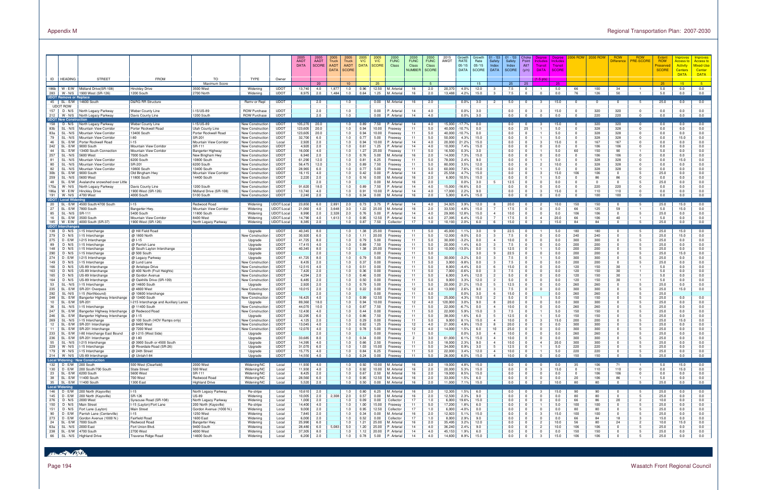| ID | HEADING | STREET | FROM | TO | TYPE | Owner | 2005 AADT DATA | 2005 AADT SCORE | 2005 Truck AADT DATA | 2005 Truck AADT SCORE | 2005 V/C DATA | 2005 V/C SCORE | 2030 FUNC Class | 2030 FUNC Class NUMBER | 2030 FUNC Class SCORE | 2015 AWDT | Growth RATE 05-'15 DATA | Growth Rate 05-'15 SCORE | 01 - '03 Safety Index DATA | 01 - '03 Safety Index SCORE | Choke Point Alt? (y/n) | Degree Includes Transit DATA | Degree Includes Transit SCORE | 2006 ROW | 2030 ROW | ROW Difference | ROW PRE-SCORE | Extent ROW Preserved SCORE | Improves Access to Activity Centers DATA | Improves Access to Mixed-Use Center DATA |
|---|---|---|---|---|---|---|---|---|---|---|---|---|---|---|---|---|---|---|---|---|---|---|---|---|---|---|---|---|---|---|
| | | | | Maximum Score | | | | 20 | | 10 | | 25 | | | 5 | | | 15 | | 25 | 25 | (1-5 pts) | 25 | | | | | 25 | 15 | 5 |
| 186b | W - E/W | Midland Drive(SR-108) | Hinckley Drive | 3500 West | Widening | UDOT | 13,740 | 4.0 | 1,877 | 1.0 | 0.96 | 12.50 | M. Arterial | 16 | 2.0 | 20,370 | 4.0% | 12.0 | 3 | 7.5 | 0 | 1 | 5.0 | 66 | 100 | 34 | 1 | 5.0 | 0.0 | 0.0 |
| 283 | W - N/S | 1900 West (SR-126) | 1200 South | 2700 North | Widening | UDOT | 8,975 | 2.0 | 1,484 | 1.0 | 0.64 | 1.25 | M. Arterial | 16 | 2.0 | 13,488 | 4.2% | 15.0 | 3 | 7.5 | 0 | 0 | 0.0 | 76 | 126 | 50 | 1 | 5.0 | 0.0 | 0.0 |
| **UDOT Remove or Replace** | | | | | | | | | | | | | | | | | | | | | | | | | | | | | | |
| 45 | SL - E/W | 14600 South | D&RG RR Structure | | Remv or Repl | UDOT | | 2.0 | | 1.0 | | 0.00 | M. Arterial | 16 | 2.0 | | 0.0% | 3.0 | 2 | 5.0 | 0 | 3 | 15.0 | 0 | 0 | 0 | 5 | 25.0 | 0.0 | 0.0 |
| **UDOT ROW** | | | | | | | | | | | | | | | | | | | | | | | | | | | | | | |
| 157 | D - N/S | North Legacy Parkway | Weber County Line | I-15/US-89 | ROW Purchase | UDOT | | 2.0 | | 1.0 | | 0.00 | P. Arterial | 14 | 4.0 | | 0.0% | 3.0 | | 0.0 | 0 | 3 | 15.0 | 0 | 320 | 320 | 0 | 0.0 | 0.0 | 0.0 |
| 212 | W - N/S | North Legacy Parkway | Davis County Line | 1200 South | ROW Purchase | UDOT | | 2.0 | | 1.0 | | 0.00 | P. Arterial | 14 | 4.0 | | 0.0% | 3.0 | | 0.0 | 0 | 0 | 0.0 | 0 | 220 | 220 | 0 | 0.0 | 0.0 | 0.0 |
| **UDOT New Construction** | | | | | | | | | | | | | | | | | | | | | | | | | | | | | | |
| 158 | D - N/S | North Legacy Parkway | Weber County Line | I-15/US-89 | New Construction | UDOT | 105,270 | 20.0 | | 1.0 | 0.89 | 7.50 | P. Arterial | 14 | 4.0 | 15,000 | -17.7% | 0.0 | | 0.0 | 0 | 3 | 15.0 | 0 | 320 | 320 | 0 | 0.0 | 0.0 | 0.0 |
| 83b | SL - N/S | Mountain View Corridor | Porter Rockwell Road | Utah County Line | New Construction | UDOT | 123,605 | 20.0 | | 1.0 | 0.94 | 10.00 | Freeway | 11 | 5.0 | 40,000 | -10.7% | 0.0 | | 0.0 | 25 | 1 | 5.0 | 0 | 328 | 328 | 0 | 0.0 | 0.0 | 0.0 |
| 83a | SL - N/S | Mountain View Corridor | 13400 South | Porter Rockwell Road | New Construction | UDOT | 123,605 | 20.0 | | 1.0 | 0.94 | 10.00 | Freeway | 11 | 5.0 | 40,000 | -10.7% | 0.0 | | 0.0 | 0 | 1 | 5.0 | 0 | 328 | 328 | 0 | 0.0 | 0.0 | 0.0 |
| 79 | SL - N/S | Mountain View Corridor | I-80 | SR-201 | New Construction | UDOT | 32,700 | 6.0 | | 1.0 | 0.77 | 5.00 | Freeway | 11 | 5.0 | 50,000 | 4.3% | 15.0 | | 0.0 | 0 | 1 | 5.0 | 0 | 328 | 328 | 0 | 0.0 | 15.0 | 0.0 |
| 46 | SL - E/W | Porter Rockwell Road | I-15 | Mountain View Corridor | New Construction | Local | 2,920 | 2.0 | | 1.0 | 0.94 | 10.00 | P. Arterial | 14 | 4.0 | 20,000 | 21.2% | 15.0 | | 0.0 | 0 | 3 | 15.0 | 0 | 167 | 167 | 0 | 0.0 | 0.0 | 0.0 |
| 242 | SL - E/W | 9000 South | Mountain View Corridor | SR-111 | New Construction | UDOT | 4,920 | 2.0 | | 1.0 | 0.61 | 1.25 | P. Arterial | 14 | 4.0 | 10,000 | 7.4% | 15.0 | | 0.0 | 0 | 0 | 0.0 | 0 | 106 | 106 | 0 | 0.0 | 0.0 | 0.0 |
| 44 | SL - E/W | 13400 South Connection | Mountain View Corridor | Bangerter Highway | New Construction | UDOT | 16,000 | 4.0 | | 1.0 | 1.27 | 25.00 | Freeway | 11 | 5.0 | 16,500 | 0.3% | 3.0 | | 0.0 | 0 | 1 | 5.0 | 60 | 150 | 90 | 1 | 5.0 | 0.0 | 0.0 |
| 257 | SL - N/S | 5600 West | New Bingham Hwy | 7000 South | New Construction | UDOT | 6,940 | 2.0 | | 1.0 | 0.76 | 5.00 | M. Arterial | 16 | 2.0 | 14,000 | 7.3% | 15.0 | | 0.0 | 0 | 1 | 5.0 | 0 | 106 | 106 | 0 | 0.0 | 0.0 | 0.0 |
| 81 | SL - N/S | Mountain View Corridor | 6200 South | 10800 South | New Construction | UDOT | 61,290 | 12.0 | | 1.0 | 0.81 | 6.25 | Freeway | 11 | 5.0 | 78,000 | 2.4% | 9.0 | | 0.0 | 0 | 1 | 5.0 | 0 | 328 | 328 | 0 | 0.0 | 15.0 | 0.0 |
| 80 | SL - N/S | Mountain View Corridor | SR-201 | 6200 South | New Construction | UDOT | 56,475 | 12.0 | | 1.0 | 0.89 | 7.50 | Freeway | 11 | 5.0 | 80,000 | 3.5% | 12.0 | | 0.0 | 0 | 2 | 10.0 | 0 | 328 | 328 | 0 | 0.0 | 0.0 | 0.0 |
| 82 | SL - N/S | Mountain View Corridor | 10800 South | 13400 South | New Construction | UDOT | 28,965 | 6.0 | | 1.0 | 0.77 | 5.00 | Freeway | 11 | 5.0 | 60,000 | 7.6% | 15.0 | | 0.0 | 0 | 1 | 5.0 | 0 | 328 | 328 | 0 | 0.0 | 0.0 | 0.0 |
| 30b | SL - E/W | 9000 South | Old Bingham Hwy | Mountain View Corridor | New Construction | UDOT | 16,115 | 4.0 | | 1.0 | 0.42 | 0.00 | P. Arterial | 14 | 4.0 | 25,558 | 4.7% | 15.0 | | 0.0 | 0 | 3 | 15.0 | 106 | 106 | 0 | 5 | 25.0 | 0.0 | 0.0 |
| 259 | SL - N/S | 5600 West | 11800 South | 14400 South | New Construction | UDOT | 2,220 | 2.0 | | 1.0 | 0.16 | 0.00 | M. Arterial | 16 | 2.0 | 6,000 | 10.5% | 15.0 | | 0.0 | 0 | 1 | 5.0 | 0 | 86 | 86 | 0 | 0.0 | 0.0 | 0.0 |
| 48 | SL - E/W | Avalanche snowshed over Little | | | New Construction | UDOT | | 2.0 | | 1.0 | | 0.00 | M. Arterial | 16 | 2.0 | | 0.0% | 3.0 | 5 | 12.5 | 0 | 0 | 0.0 | 0 | 0 | 0 | 5 | 25.0 | 0.0 | 0.0 |
| 170a | W - N/S | North Legacy Parkway | Davis County Line | 1200 South | New Construction | UDOT | 91,620 | 18.0 | | 1.0 | 0.89 | 7.50 | P. Arterial | 14 | 4.0 | 15,000 | -16.6% | 0.0 | | 0.0 | 0 | 0 | 0.0 | 0 | 220 | 220 | 0 | 0.0 | 0.0 | 0.0 |
| 186a | W - E/W | Hinckley Drive | 1900 West (SR-126) | Midland Drive (SR-108) | New Construction | UDOT | 13,740 | 4.0 | | 1.0 | 0.91 | 10.00 | P. Arterial | 14 | 4.0 | 17,000 | 2.2% | 9.0 | | 0.0 | 0 | 3 | 15.0 | 0 | 110 | 110 | 0 | 0.0 | 0.0 | 0.0 |
| 191 | W - N/S | 4700 West | 4000 South | 5100 South | New Construction | UDOT | 2,240 | 2.0 | | 1.0 | 0.34 | 0.00 | M. Arterial | 16 | 2.0 | 5,000 | 8.4% | 15.0 | | 0.0 | 0 | 0 | 0.0 | 0 | 100 | 100 | 0 | 0.0 | 0.0 | 0.0 |
| **UDOT / Local Widening** | | | | | | | | | | | | | | | | | | | | | | | | | | | | | | |
| 20 | SL - E/W | 4500 South/4700 South | I-15 | Redwood Road | Widening | UDOT/Local | 23,850 | 6.0 | 2,891 | 2.0 | 0.73 | 3.75 | P. Arterial | 14 | 4.0 | 34,925 | 3.9% | 12.0 | 8 | 20.0 | 0 | 2 | 10.0 | 150 | 150 | 0 | 5 | 25.0 | 15.0 | 0.0 |
| 27 | SL - E/W | 7800 South | Bangerter Hwy. | Mountain View Corridor | Widening | UDOT/Local | 21,060 | 4.0 | 3,648 | 3.0 | 1.22 | 25.00 | M. Arterial | 16 | 2.0 | 33,530 | 4.8% | 15.0 | 7 | 17.5 | 0 | 0 | 0.0 | 66 | 125 | 59 | 1 | 5.0 | 15.0 | 0.0 |
| 85 | SL - N/S | SR-111 | 5400 South | 11800 South | Widening | UDOT/Local | 8,990 | 2.0 | 2,328 | 2.0 | 0.76 | 5.00 | P. Arterial | 14 | 4.0 | 29,995 | 12.8% | 15.0 | 4 | 10.0 | 0 | 0 | 0.0 | 106 | 106 | 0 | 5 | 25.0 | 0.0 | 0.0 |
| 16 | SL - E/W | 3500 South | Mountain View Corridor | 8400 West | Widening | UDOT/Local | 14,790 | 4.0 | 1,613 | 1.0 | 0.95 | 12.50 | P. Arterial | 14 | 4.0 | 27,395 | 6.4% | 15.0 | 7 | 17.5 | 0 | 4 | 20.0 | 66 | 106 | 40 | 1 | 5.0 | 0.0 | 0.0 |
| 185 | W - E/W | 4000 South (SR-37) | 1900 West (SR-126) | North Legacy Parkway | Widening | UDOT/Local | 8,385 | 2.0 | | 1.0 | 0.87 | 7.50 | Collector | 17 | 1.0 | 10,193 | 2.0% | 6.0 | 6 | 15.0 | 0 | 3 | 15.0 | 84 | 84 | 0 | 5 | 25.0 | 0.0 | 0.0 |
| **UDOT Interchanges** | | | | | | | | | | | | | | | | | | | | | | | | | | | | | | |
| 138 | D - N/S | I-15 Interchange | @ Hill Field Road | | Upgrade | UDOT | 40,345 | 8.0 | | 1.0 | 1.38 | 25.00 | Freeway | 11 | 5.0 | 45,000 | 1.1% | 3.0 | 9 | 22.5 | 0 | 1 | 5.0 | 180 | 180 | 0 | 5 | 25.0 | 15.0 | 0.0 |
| 279 | D - N/S | I-15 Interchange | @ 1800 North | | New Construction | UDOT | 30,920 | 6.0 | | 1.0 | 1.11 | 20.00 | Freeway | 11 | 5.0 | 12,000 | -9.0% | 0.0 | 3 | 7.5 | 0 | 0 | 0.0 | 240 | 240 | 0 | 5 | 25.0 | 15.0 | 0.0 |
| 275 | D - E/W | I-215 Interchange | @ I-15 | | Upgrade | UDOT | 41,725 | 8.0 | | 1.0 | 0.79 | 5.00 | Freeway | 11 | 5.0 | 30,000 | -3.2% | 0.0 | 4 | 10.0 | 0 | 0 | 0.0 | 300 | 300 | 0 | 5 | 25.0 | 0.0 | 0.0 |
| 89 | D - N/S | I-15 Interchange | @ Parrish Lane | | Upgrade | UDOT | 17,415 | 4.0 | | 1.0 | 0.89 | 7.50 | Freeway | 11 | 5.0 | 20,000 | 1.4% | 6.0 | 3 | 7.5 | 0 | 0 | 0.0 | 200 | 200 | 0 | 5 | 25.0 | 0.0 | 0.0 |
| 148 | D - N/S | I-15 Interchange | @ South Layton Interchange | | Upgrade | UDOT | 40,345 | 8.0 | | 1.0 | 1.38 | 25.00 | Freeway | 11 | 5.0 | 10,000 | -13.0% | 0.0 | 5 | 12.5 | 0 | 1 | 5.0 | 200 | 200 | 0 | 5 | 25.0 | 0.0 | 0.0 |
| 290 | D - N/S | I-15 Interchange | @ 500 South | | Upgrade | UDOT | | 2.0 | | 1.0 | | 0.00 | Freeway | 11 | 5.0 | | | 3.0 | 9 | 22.5 | 0 | 0 | 0.0 | 200 | 200 | 0 | 5 | 25.0 | 15.0 | 0.0 |
| 274 | D - E/W | I-215 Interchange | @ Legacy Parkway | | Upgrade | UDOT | 41,725 | 8.0 | | 1.0 | 0.79 | 5.00 | Freeway | 11 | 5.0 | 30,000 | -3.2% | 0.0 | 3 | 7.5 | 0 | 1 | 5.0 | 300 | 300 | 0 | 5 | 25.0 | 0.0 | 0.0 |
| 149 | D - N/S | I-15 Interchange | @ Lund Lane | | New Construction | UDOT | 8,435 | 2.0 | | 1.0 | 0.37 | 0.00 | Freeway | 11 | 5.0 | 3,000 | -9.8% | 0.0 | 3 | 7.5 | 0 | 0 | 0.0 | 200 | 200 | 0 | 5 | 25.0 | 0.0 | 0.0 |
| 166 | D - N/S | US-89 Interchange | @ Antelope Drive | | New Construction | UDOT | 12,515 | 4.0 | | 1.0 | 0.51 | 0.00 | Freeway | 11 | 5.0 | 8,000 | -4.4% | 0.0 | 6 | 15.0 | 0 | 0 | 0.0 | 120 | 150 | 30 | 1 | 5.0 | 0.0 | 0.0 |
| 163 | D - N/S | US-89 Interchange | @ 400 North (Fruit Heights) | | New Construction | UDOT | 7,420 | 2.0 | | 1.0 | 0.36 | 0.00 | Freeway | 11 | 5.0 | 7,000 | -0.6% | 0.0 | 3 | 7.5 | 0 | 0 | 0.0 | 120 | 150 | 30 | 1 | 5.0 | 0.0 | 0.0 |
| 165 | D - N/S | US-89 Interchange | @ Gordon Avenue | | New Construction | UDOT | 4,294 | 2.0 | | 1.0 | 0.46 | 0.00 | Freeway | 11 | 5.0 | 6,000 | 3.4% | 12.0 | 2 | 5.0 | 0 | 0 | 0.0 | 120 | 150 | 30 | 1 | 5.0 | 0.0 | 0.0 |
| 164 | D - N/S | US-89 Interchange | @ Oakhills Drive (SR-109) | | New Construction | UDOT | 6,485 | 2.0 | | 1.0 | 0.50 | 0.00 | Freeway | 11 | 5.0 | 9,000 | 3.3% | 12.0 | 2 | 5.0 | 0 | 0 | 0.0 | 120 | 150 | 30 | 1 | 5.0 | 0.0 | 0.0 |
| 53 | SL - N/S | I-15 Interchange | @ 14600 South | | Upgrade | UDOT | 2,920 | 2.0 | | 1.0 | 0.79 | 5.00 | Freeway | 11 | 5.0 | 20,000 | 21.2% | 15.0 | 5 | 12.5 | 0 | 0 | 0.0 | 260 | 260 | 0 | 5 | 25.0 | 0.0 | 0.0 |
| 235 | SL - E/W | SR-201 Overpass | @ 4800 West | | New Construction | UDOT | 10,015 | 2.0 | | 1.0 | 0.22 | 0.00 | Freeway | 12 | 4.0 | 13,000 | 2.6% | 9.0 | 3 | 7.5 | 0 | 0 | 0.0 | 300 | 300 | 0 | 5 | 25.0 | 15.0 | 0.0 |
| 292 | SL - N/S | I-15 (Northbound) | @ 10600 Interchange | | Widening | UDOT | | 2.0 | | 1.0 | | 0.00 | Freeway | 11 | 5.0 | | 0.0% | 3.0 | 6 | 15.0 | 0 | | 0.0 | 260 | 260 | 0 | 5 | 25.0 | | |
| 248 | SL - E/W | Bangerter Highway Interchange | @ 13400 South | | New Construction | UDOT | 16,425 | 4.0 | | 1.0 | 0.99 | 12.50 | Freeway | 11 | 5.0 | 25,000 | 4.3% | 15.0 | 2 | 5.0 | 0 | 1 | 5.0 | 150 | 150 | 0 | 5 | 25.0 | 0.0 | 0.0 |
| 10 | SL - E/W | SR-201 | I-215 Interchange and Auxiliary Lanes | | New Construction | UDOT | 89,360 | 18.0 | | 1.0 | 0.94 | 10.00 | Freeway | 12 | 4.0 | 120,000 | 3.0% | 9.0 | 8 | 20.0 | 0 | 0 | 0.0 | 300 | 300 | 0 | 5 | 25.0 | 0.0 | 0.0 |
| 36 | SL - N/S | I-15 Interchange | @ 11400 South | | New Construction | UDOT | 44,070 | 10.0 | | 1.0 | 0.87 | 7.50 | Freeway | 11 | 5.0 | 22,000 | -6.7% | 0.0 | 4 | 10.0 | 0 | 0 | 0.0 | 260 | 260 | 0 | 5 | 25.0 | 0.0 | 0.0 |
| 247 | SL - E/W | Bangerter Highway Interchange | @ Redwood Road | | New Construction | UDOT | 12,430 | 4.0 | | 1.0 | 0.44 | 0.00 | Freeway | 11 | 5.0 | 22,000 | 5.9% | 15.0 | 3 | 7.5 | 0 | 1 | 5.0 | 150 | 150 | 0 | 5 | 25.0 | 0.0 | 0.0 |
| 246 | SL - E/W | Bangerter Highway Interchange | @ I-15 | | Upgrade | UDOT | 32,295 | 6.0 | | 1.0 | 0.86 | 7.50 | Freeway | 11 | 5.0 | 38,000 | 1.6% | 6.0 | 5 | 12.5 | 0 | 1 | 5.0 | 150 | 150 | 0 | 5 | 25.0 | 0.0 | 0.0 |
| 269 | SL - N/S | I-15 Interchange | @ 100 South (HOV Ramps only) | | New Construction | UDOT | 4,125 | 2.0 | | 1.0 | 0.29 | 0.00 | Freeway | 11 | 5.0 | 9,000 | 8.1% | 15.0 | 4 | 10.0 | 0 | 3 | 15.0 | 200 | 200 | 0 | 5 | 25.0 | 15.0 | 0.0 |
| 12 | SL - E/W | SR-201 Interchange | @ 8400 West | | New Construction | UDOT | 13,045 | 4.0 | | 1.0 | 0.62 | 1.25 | Freeway | 12 | 4.0 | 21,000 | 4.9% | 15.0 | 8 | 20.0 | 0 | 0 | 0.0 | 300 | 300 | 0 | 5 | 25.0 | 0.0 | 0.0 |
| 11 | SL - E/W | SR-201 Interchange | @ 7200 West | | New Construction | UDOT | 12,070 | 4.0 | | 1.0 | 0.78 | 5.00 | Freeway | 12 | 4.0 | 14,000 | 1.5% | 6.0 | 10 | 25.0 | 0 | 0 | 0.0 | 300 | 300 | 0 | 5 | 25.0 | 0.0 | 0.0 |
| 233 | SL - E/W | I-80 Interchange East Bound | @ I-215 (West Side) | | Upgrade | UDOT | | 2.0 | | 1.0 | | 0.00 | Freeway | 11 | 5.0 | | 0.0% | 3.0 | 4 | 10.0 | 0 | 0 | 0.0 | 260 | 260 | 0 | 5 | 25.0 | 0.0 | 0.0 |
| 236 | SL - E/W | SR-201 Interchange | @ I-80 | | Upgrade | UDOT | 33,685 | 8.0 | | 1.0 | 0.34 | 0.00 | Freeway | 2 | 3.0 | 61,000 | 6.1% | 15.0 | 4 | 10.0 | 0 | 0 | 0.0 | 300 | 300 | 0 | 5 | 25.0 | 0.0 | 0.0 |
| 55 | SL - N/S | I-215 Interchange | @ 3900 South or 4500 South | | Upgrade | UDOT | 14,395 | 4.0 | | 1.0 | 0.66 | 2.50 | Freeway | 11 | 5.0 | 18,000 | 2.3% | 9.0 | 4 | 10.0 | 0 | 4 | 20.0 | 300 | 300 | 0 | 5 | 25.0 | 0.0 | 0.0 |
| 229 | W - N/S | I-15 Interchange | @ Riverdale Road (SR-26) | | Upgrade | UDOT | 31,070 | 6.0 | | 1.0 | 1.03 | 15.00 | Freeway | 11 | 5.0 | 34,000 | 0.9% | 3.0 | 5 | 12.5 | 0 | 1 | 5.0 | 220 | 220 | 0 | 5 | 25.0 | 0.0 | 0.0 |
| 179 | W - N/S | I-15 Interchange | @ 24th Street | | Upgrade | UDOT | 15,775 | 4.0 | | 1.0 | 0.84 | 6.25 | Freeway | 11 | 5.0 | 22,000 | 3.4% | 12.0 | 4 | 10.0 | 0 | 1 | 5.0 | 220 | 220 | 0 | 5 | 25.0 | 0.0 | 0.0 |
| 214 | W - N/S | US-89 Interchange | @ Uintah/I-84 | | Upgrade | UDOT | 14,550 | 4.0 | | 1.0 | 0.24 | 0.00 | Freeway | 11 | 5.0 | 26,000 | 6.0% | 15.0 | 4 | 10.0 | 0 | 0 | 0.0 | 150 | 150 | 0 | 5 | 25.0 | 0.0 | 0.0 |
| **Local Widening / New Construction** | | | | | | | | | | | | | | | | | | | | | | | | | | | | | | |
| 132 | D - E/W | 200 South | 500 West (Clearfield) | 2000 West | Widening/NC | Local | 11,930 | 4.0 | | 1.0 | 0.92 | 10.00 | M. Arterial | 16 | 2.0 | 19,000 | 4.8% | 15.0 | | 0.0 | 0 | 0 | 0.0 | 35 | 106 | 71 | 1 | 5.0 | 15.0 | 0.0 |
| 130 | D - E/W | 200 South/700 South | State Street | 500 West | Widening/NC | Local | 11,930 | 4.0 | | 1.0 | 0.92 | 10.00 | M. Arterial | 16 | 2.0 | 20,000 | 5.3% | 15.0 | | 0.0 | 0 | 3 | 15.0 | 0 | 110 | 110 | 0 | 0.0 | 15.0 | 0.0 |
| 23 | SL - E/W | 6200 South | 5600 West | SR-111 | Widening/NC | Local | 8,425 | 2.0 | | 1.0 | 0.67 | 2.50 | M. Arterial | 16 | 2.0 | 19,000 | 8.5% | 15.0 | | 0.0 | 0 | 0 | 0.0 | 0 | 106 | 106 | 0 | 0.0 | 0.0 | 0.0 |
| 38 | SL - E/W | 11400 South | 700 West | Redwood Road | Widening/NC | Local | 28,560 | 6.0 | | 1.0 | 0.95 | 12.50 | M. Arterial | 16 | 2.0 | 33,000 | 1.5% | 6.0 | | 0.0 | 0 | 0 | 0.0 | 20 | 106 | 86 | 1 | 5.0 | 0.0 | 0.0 |
| 35 | SL - E/W | 11400 South | 1300 East | Highland Drive | Widening/NC | Local | 5,520 | 2.0 | | 1.0 | 0.50 | 0.00 | M. Arterial | 16 | 2.0 | 11,000 | 7.1% | 15.0 | | 0.0 | 0 | 2 | 10.0 | 80 | 80 | 0 | 5 | 25.0 | 0.0 | 0.0 |
| **Local Widening** | | | | | | | | | | | | | | | | | | | | | | | | | | | | | | |
| 146 | D - E/W | 200 North (Kaysville) | I-15 | North Legacy Parkway | Re-stripe | Local | 10,610 | 2.0 | | 1.0 | 0.80 | 6.25 | M. Arterial | 16 | 2.0 | 12,305 | 1.5% | 6.0 | | 0.0 | 0 | 3 | 15.0 | 90 | 90 | 0 | 5 | 25.0 | 0.0 | 0.0 |
| 145 | D - E/W | 200 North (Kaysville) | SR-126 | US-89 | Widening | Local | 10,005 | 2.0 | 2,308 | 2.0 | 0.57 | 0.00 | M. Arterial | 16 | 2.0 | 12,500 | 2.3% | 9.0 | | 0.0 | 0 | 0 | 0.0 | 80 | 80 | 0 | 5 | 25.0 | 0.0 | 0.0 |
| 276 | D - N/S | 2000 West | Syracuse Road (SR-108) | North Legacy Parkway | Widening | Local | 1,000 | 2.0 | | 1.0 | 0.09 | 0.00 | Collector | 17 | 1.0 | 6,000 | 19.6% | 15.0 | | 0.0 | 0 | 0 | 0.0 | 66 | 86 | 20 | 2 | 10.0 | 0.0 | 0.0 |
| 150 | D - N/S | Main Street | I-15 (Layton)/Fort Lane | 200 North (Kaysville) | Re-stripe | Local | 14,400 | 4.0 | | 1.0 | 1.00 | 15.00 | Freeway | 11 | 5.0 | 17,200 | 1.8% | 6.0 | | 0.0 | 0 | 1 | 5.0 | 100 | 100 | 0 | 5 | 25.0 | 0.0 | 0.0 |
| 151 | D - N/S | Fort Lane (Layton) | Main Street | Gordon Avenue (1000 N.) | Widening | Local | 9,000 | 2.0 | | 1.0 | 0.95 | 12.50 | Collector | 17 | 1.0 | 6,000 | -4.0% | 0.0 | | 0.0 | 0 | 0 | 0.0 | 80 | 80 | 0 | 5 | 25.0 | 0.0 | 0.0 |
| 90 | D - N/S | Parrish Lane (Centerville) | I-15 | 1250 West | Widening | Local | 7,845 | 2.0 | | 1.0 | 0.34 | 0.00 | M. Arterial | 16 | 2.0 | 12,923 | 5.1% | 15.0 | | 0.0 | 0 | 3 | 15.0 | 100 | 100 | 0 | 5 | 25.0 | 0.0 | 0.0 |
| 273 | D - E/W | Gordon Avenue (1000 N.) | Fairfield Road | 1600 East | Widening | Local | 6,000 | 2.0 | | 1.0 | 0.52 | 0.00 | Collector | 17 | 1.0 | 8,000 | 2.9% | 9.0 | | 0.0 | 0 | 0 | 0.0 | 66 | 84 | 18 | 3 | 15.0 | 0.0 | 0.0 |
| 24 | SL - E/W | 7000 South | Redwood Road | Bangerter Hwy. | Widening | Local | 25,990 | 6.0 | | 1.0 | 1.21 | 25.00 | M. Arterial | 16 | 2.0 | 35,495 | 3.2% | 12.0 | | 0.0 | 0 | 2 | 10.0 | 56 | 80 | 24 | 2 | 10.0 | 15.0 | 0.0 |
| 63a | SL - N/S | 2000 East | Fort Union Blvd. | 9400 South | Widening | Local | 28,480 | 6.0 | 5,083 | 5.0 | 1.20 | 25.00 | P. Arterial | 14 | 4.0 | 36,240 | 2.4% | 9.0 | | 0.0 | 0 | 2 | 10.0 | 106 | 106 | 0 | 5 | 25.0 | 0.0 | 0.0 |
| 238 | SL - E/W | 4700 South | 2700 West | 4000 West | Widening | Local | 37,305 | 8.0 | | 1.0 | 1.12 | 20.00 | P. Arterial | 14 | 4.0 | 45,153 | 1.9% | 6.0 | | 0.0 | 0 | 0 | 0.0 | 150 | 150 | 0 | 5 | 25.0 | 0.0 | 0.0 |
| 66 | SL - N/S | Highland Drive | Traverse Ridge Road | 14600 South | Widening | Local | 6,200 | 2.0 | | 1.0 | 0.78 | 5.00 | P. Arterial | 14 | 4.0 | 14,600 | 8.9% | 15.0 | | 0.0 | 0 | 3 | 15.0 | 106 | 106 | 0 | 5 | 25.0 | 0.0 | 0.0 |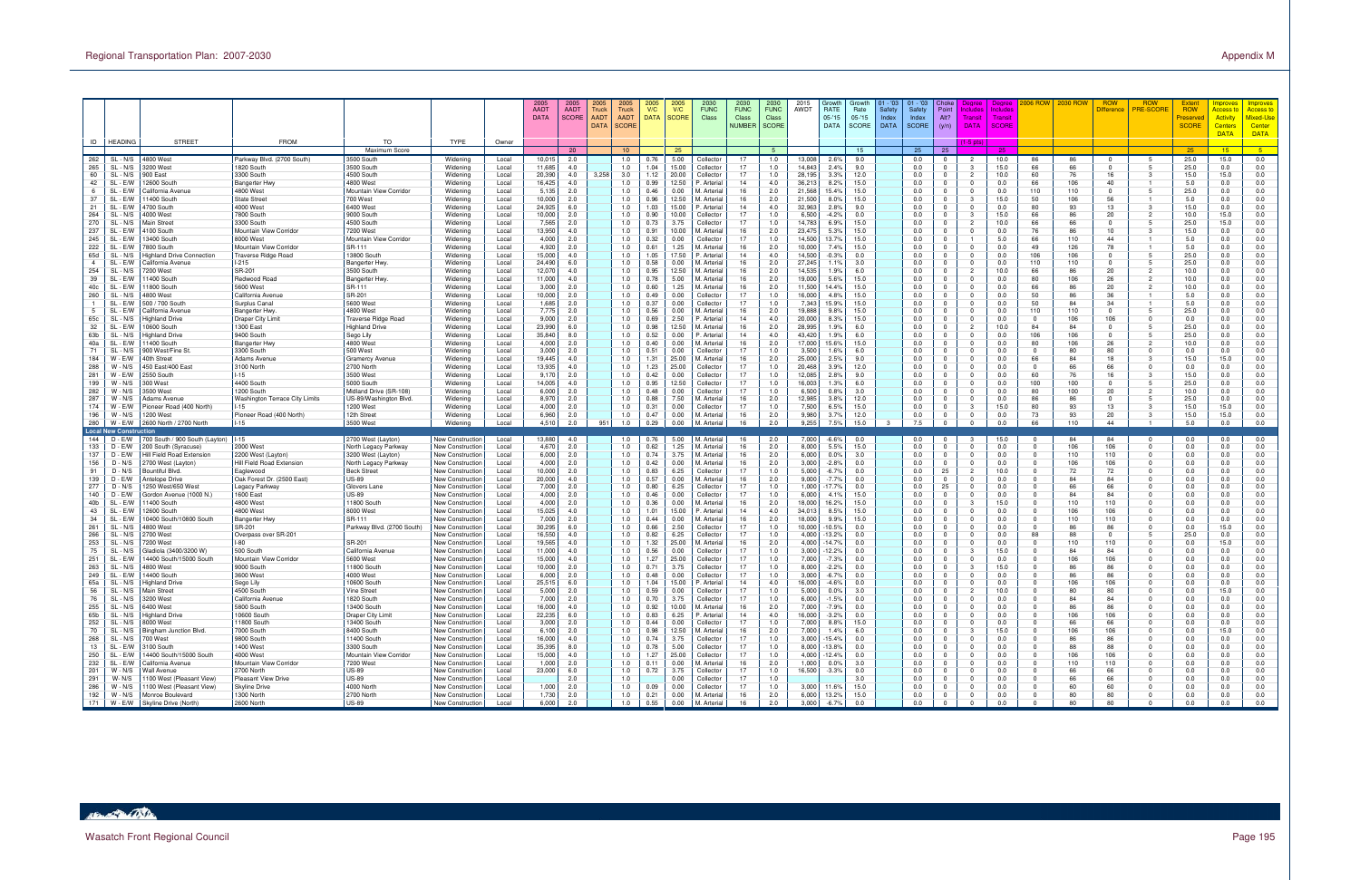| ID | HEADING | STREET | FROM | TO | TYPE | Owner | 2005 AADT DATA | 2005 AADT SCORE | 2005 Truck AADT DATA | 2005 Truck AADT SCORE | 2005 V/C DATA | 2005 V/C SCORE | 2030 FUNC Class | 2030 FUNC Class NUMBER | 2030 FUNC Class SCORE | 2015 AWDT | Growth RATE 05-'15 DATA | Growth Rate 05-'15 SCORE | 01 - '03 Safety Index DATA | 01 - '03 Safety Index SCORE | Choke Point Alt? (y/n) | Degree Includes Transit DATA | Degree Includes Transit SCORE | 2006 ROW | 2030 ROW | ROW Difference | ROW PRE-SCORE | Extent ROW Preserved SCORE | Improves Access to Activity Centers DATA | Improves Access to Mixed-Use Center DATA |
|---|---|---|---|---|---|---|---|---|---|---|---|---|---|---|---|---|---|---|---|---|---|---|---|---|---|---|---|---|---|---|
| | | | | Maximum Score | | | | 20 | | 10 | | 25 | | | 5 | | | 15 | | 25 | 25 | (1-5 pts) | 25 | | | | | 25 | 15 | 5 |
| 262 | SL - N/S | 4800 West | Parkway Blvd. (2700 South) | 3500 South | Widening | Local | 10,015 | 2.0 | | 1.0 | 0.76 | 5.00 | Collector | 17 | 1.0 | 13,008 | 2.6% | 9.0 | | 0.0 | 0 | 2 | 10.0 | 66 | 86 | 0 | 5 | 25.0 | 15.0 | 0.0 |
| 265 | SL - N/S | 3200 West | 1820 South | 3500 South | Widening | Local | 11,685 | 4.0 | | 1.0 | 1.04 | 15.00 | Collector | 17 | 1.0 | 14,843 | 2.4% | 9.0 | | 0.0 | 0 | 3 | 15.0 | 66 | 66 | 0 | 5 | 25.0 | 0.0 | 0.0 |
| 60 | SL - N/S | 900 East | 3300 South | 4500 South | Widening | Local | 20,390 | 4.0 | 3,258 | 3.0 | 1.12 | 20.00 | Collector | 17 | 1.0 | 28,195 | 3.3% | 12.0 | | 0.0 | 0 | 2 | 10.0 | 60 | 76 | 16 | 3 | 15.0 | 15.0 | 0.0 |
| 42 | SL - E/W | 12600 South | Bangerter Hwy | 4800 West | Widening | Local | 16,425 | 4.0 | | 1.0 | 0.99 | 12.50 | P. Arterial | 14 | 4.0 | 36,213 | 8.2% | 15.0 | | 0.0 | 0 | 0 | 0.0 | 66 | 106 | 40 | 1 | 5.0 | 0.0 | 0.0 |
| 6 | SL - E/W | California Avenue | 4800 West | Mountain View Corridor | Widening | Local | 5,135 | 2.0 | | 1.0 | 0.46 | 0.00 | M. Arterial | 16 | 2.0 | 21,568 | 15.4% | 15.0 | | 0.0 | 0 | 0 | 0.0 | 110 | 110 | 0 | 5 | 25.0 | 0.0 | 0.0 |
| 37 | SL - E/W | 11400 South | State Street | 700 West | Widening | Local | 10,000 | 2.0 | | 1.0 | 0.96 | 12.50 | M. Arterial | 16 | 2.0 | 21,500 | 8.0% | 15.0 | | 0.0 | 0 | 3 | 15.0 | 50 | 106 | 56 | 1 | 5.0 | 0.0 | 0.0 |
| 21 | SL - E/W | 4700 South | 4000 West | 6400 West | Widening | Local | 24,925 | 6.0 | | 1.0 | 1.03 | 15.00 | P. Arterial | 14 | 4.0 | 32,963 | 2.8% | 9.0 | | 0.0 | 0 | 0 | 0.0 | 80 | 93 | 13 | 3 | 15.0 | 0.0 | 0.0 |
| 264 | SL - N/S | 4000 West | 7800 South | 9000 South | Widening | Local | 10,000 | 2.0 | | 1.0 | 0.90 | 10.00 | Collector | 17 | 1.0 | 6,500 | -4.2% | 0.0 | | 0.0 | 0 | 3 | 15.0 | 66 | 86 | 20 | 2 | 10.0 | 15.0 | 0.0 |
| 270 | SL - N/S | Main Street | 3300 South | 4500 South | Widening | Local | 7,565 | 2.0 | | 1.0 | 0.73 | 3.75 | Collector | 17 | 1.0 | 14,783 | 6.9% | 15.0 | | 0.0 | 0 | 2 | 10.0 | 66 | 66 | 0 | 5 | 25.0 | 15.0 | 0.0 |
| 237 | SL - E/W | 4100 South | Mountain View Corridor | 7200 West | Widening | Local | 13,950 | 4.0 | | 1.0 | 0.91 | 10.00 | M. Arterial | 16 | 2.0 | 23,475 | 5.3% | 15.0 | | 0.0 | 0 | 0 | 0.0 | 76 | 86 | 10 | 3 | 15.0 | 0.0 | 0.0 |
| 245 | SL - E/W | 13400 South | 8000 West | Mountain View Corridor | Widening | Local | 4,000 | 2.0 | | 1.0 | 0.32 | 0.00 | Collector | 17 | 1.0 | 14,500 | 13.7% | 15.0 | | 0.0 | 0 | 1 | 5.0 | 66 | 110 | 44 | 1 | 5.0 | 0.0 | 0.0 |
| 222 | SL - E/W | 7800 South | Mountain View Corridor | SR-111 | Widening | Local | 4,920 | 2.0 | | 1.0 | 0.61 | 1.25 | M. Arterial | 16 | 2.0 | 10,000 | 7.4% | 15.0 | | 0.0 | 0 | 0 | 0.0 | 49 | 126 | 78 | 1 | 5.0 | 0.0 | 0.0 |
| 65d | SL - N/S | Highland Drive Connection | Traverse Ridge Road | 13800 South | Widening | Local | 15,000 | 4.0 | | 1.0 | 1.05 | 17.50 | P. Arterial | 14 | 4.0 | 14,500 | -0.3% | 0.0 | | 0.0 | 0 | 0 | 0.0 | 106 | 106 | 0 | 5 | 25.0 | 0.0 | 0.0 |
| 4 | SL - E/W | California Avenue | I-215 | Bangerter Hwy. | Widening | Local | 24,490 | 6.0 | | 1.0 | 0.58 | 0.00 | M. Arterial | 16 | 2.0 | 27,245 | 1.1% | 3.0 | | 0.0 | 0 | 0 | 0.0 | 110 | 110 | 0 | 5 | 25.0 | 0.0 | 0.0 |
| 254 | SL - N/S | 7200 West | SR-201 | 3500 South | Widening | Local | 12,070 | 4.0 | | 1.0 | 0.95 | 12.50 | M. Arterial | 16 | 2.0 | 14,535 | 1.9% | 6.0 | | 0.0 | 0 | 2 | 10.0 | 66 | 86 | 20 | 2 | 10.0 | 0.0 | 0.0 |
| 39 | SL - E/W | 11400 South | Redwood Road | Bangerter Hwy. | Widening | Local | 11,000 | 4.0 | | 1.0 | 0.78 | 5.00 | M. Arterial | 16 | 2.0 | 19,000 | 5.6% | 15.0 | | 0.0 | 0 | 0 | 0.0 | 80 | 106 | 26 | 2 | 10.0 | 0.0 | 0.0 |
| 40c | SL - E/W | 11800 South | 5600 West | SR-111 | Widening | Local | 3,000 | 2.0 | | 1.0 | 0.60 | 1.25 | M. Arterial | 16 | 2.0 | 11,500 | 14.4% | 15.0 | | 0.0 | 0 | 0 | 0.0 | 66 | 86 | 20 | 2 | 10.0 | 0.0 | 0.0 |
| 260 | SL - N/S | 4800 West | California Avenue | SR-201 | Widening | Local | 10,000 | 2.0 | | 1.0 | 0.49 | 0.00 | Collector | 17 | 1.0 | 16,000 | 4.8% | 15.0 | | 0.0 | 0 | 0 | 0.0 | 50 | 86 | 36 | 1 | 5.0 | 0.0 | 0.0 |
| 1 | SL - E/W | 500 / 700 South | Surplus Canal | 5600 West | Widening | Local | 1,685 | 2.0 | | 1.0 | 0.37 | 0.00 | Collector | 17 | 1.0 | 7,343 | 15.9% | 15.0 | | 0.0 | 0 | 0 | 0.0 | 50 | 84 | 34 | 1 | 5.0 | 0.0 | 0.0 |
| 5 | SL - E/W | California Avenue | Bangerter Hwy. | 4800 West | Widening | Local | 7,775 | 2.0 | | 1.0 | 0.56 | 0.00 | M. Arterial | 16 | 2.0 | 19,888 | 9.8% | 15.0 | | 0.0 | 0 | 0 | 0.0 | 110 | 110 | 0 | 5 | 25.0 | 0.0 | 0.0 |
| 65c | SL - N/S | Highland Drive | Draper City Limit | Traverse Ridge Road | Widening | Local | 9,000 | 2.0 | | 1.0 | 0.69 | 2.50 | P. Arterial | 14 | 4.0 | 20,000 | 8.3% | 15.0 | | 0.0 | 0 | 0 | 0.0 | 0 | 106 | 106 | 0 | 0.0 | 0.0 | 0.0 |
| 32 | SL - E/W | 10600 South | 1300 East | Highland Drive | Widening | Local | 23,990 | 6.0 | | 1.0 | 0.98 | 12.50 | M. Arterial | 16 | 2.0 | 28,995 | 1.9% | 6.0 | | 0.0 | 0 | 2 | 10.0 | 84 | 84 | 0 | 5 | 25.0 | 0.0 | 0.0 |
| 63b | SL - N/S | Highland Drive | 9400 South | Sego Lily | Widening | Local | 35,840 | 8.0 | | 1.0 | 0.52 | 0.00 | P. Arterial | 14 | 4.0 | 43,420 | 1.9% | 6.0 | | 0.0 | 0 | 0 | 0.0 | 106 | 106 | 0 | 5 | 25.0 | 0.0 | 0.0 |
| 40a | SL - E/W | 11400 South | Bangerter Hwy | 4800 West | Widening | Local | 4,000 | 2.0 | | 1.0 | 0.40 | 0.00 | M. Arterial | 16 | 2.0 | 17,000 | 15.6% | 15.0 | | 0.0 | 0 | 0 | 0.0 | 80 | 106 | 26 | 2 | 10.0 | 0.0 | 0.0 |
| 71 | SL - N/S | 900 West/Fine St. | 3300 South | 500 West | Widening | Local | 3,000 | 2.0 | | 1.0 | 0.51 | 0.00 | Collector | 17 | 1.0 | 3,500 | 1.6% | 6.0 | | 0.0 | 0 | 0 | 0.0 | 0 | 80 | 80 | 0 | 0.0 | 0.0 | 0.0 |
| 184 | W - E/W | 40th Street | Adams Avenue | Gramercy Avenue | Widening | Local | 19,445 | 4.0 | | 1.0 | 1.31 | 25.00 | M. Arterial | 16 | 2.0 | 25,000 | 2.5% | 9.0 | | 0.0 | 0 | 0 | 0.0 | 66 | 84 | 18 | 3 | 15.0 | 15.0 | 0.0 |
| 288 | W - N/S | 450 East/400 East | 3100 North | 2700 North | Widening | Local | 13,935 | 4.0 | | 1.0 | 1.23 | 25.00 | Collector | 17 | 1.0 | 20,468 | 3.9% | 12.0 | | 0.0 | 0 | 0 | 0.0 | 0 | 66 | 66 | 0 | 0.0 | 0.0 | 0.0 |
| 281 | W - E/W | 2550 South | I-15 | 3500 West | Widening | Local | 9,170 | 2.0 | | 1.0 | 0.42 | 0.00 | Collector | 17 | 1.0 | 12,085 | 2.8% | 9.0 | | 0.0 | 0 | 0 | 0.0 | 60 | 76 | 16 | 3 | 15.0 | 0.0 | 0.0 |
| 199 | W - N/S | 300 West | 4400 South | 5000 South | Widening | Local | 14,005 | 4.0 | | 1.0 | 0.95 | 12.50 | Collector | 17 | 1.0 | 16,003 | 1.3% | 6.0 | | 0.0 | 0 | 0 | 0.0 | 100 | 100 | 0 | 5 | 25.0 | 0.0 | 0.0 |
| 282 | W - N/S | 3500 West | 1200 South | Midland Drive (SR-108) | Widening | Local | 6,000 | 2.0 | | 1.0 | 0.48 | 0.00 | Collector | 17 | 1.0 | 6,500 | 0.8% | 3.0 | | 0.0 | 0 | 0 | 0.0 | 80 | 100 | 20 | 2 | 10.0 | 0.0 | 0.0 |
| 287 | W - N/S | Adams Avenue | Washington Terrace City Limits | US-89/Washington Blvd. | Widening | Local | 8,970 | 2.0 | | 1.0 | 0.88 | 7.50 | M. Arterial | 16 | 2.0 | 12,985 | 3.8% | 12.0 | | 0.0 | 0 | 0 | 0.0 | 86 | 86 | 0 | 5 | 25.0 | 0.0 | 0.0 |
| 174 | W - E/W | Pioneer Road (400 North) | I-15 | 1200 West | Widening | Local | 4,000 | 2.0 | | 1.0 | 0.31 | 0.00 | Collector | 17 | 1.0 | 7,500 | 6.5% | 15.0 | | 0.0 | 0 | 3 | 15.0 | 80 | 93 | 13 | 3 | 15.0 | 15.0 | 0.0 |
| 196 | W - N/S | 1200 West | Pioneer Road (400 North) | 12th Street | Widening | Local | 6,960 | 2.0 | | 1.0 | 0.47 | 0.00 | M. Arterial | 16 | 2.0 | 9,980 | 3.7% | 12.0 | | 0.0 | 0 | 0 | 0.0 | 73 | 93 | 20 | 3 | 15.0 | 15.0 | 0.0 |
| 280 | W - E/W | 2600 North / 2700 North | I-15 | 3500 West | Widening | Local | 4,510 | 2.0 | 951 | 1.0 | 0.29 | 0.00 | M. Arterial | 16 | 2.0 | 9,255 | 7.5% | 15.0 | 3 | 7.5 | 0 | 0 | 0.0 | 66 | 110 | 44 | 1 | 5.0 | 0.0 | 0.0 |
| **Local New Construction** | | | | | | | | | | | | | | | | | | | | | | | | | | | | | | |
| 144 | D - E/W | 700 South / 900 South (Layton) | I-15 | 2700 West (Layton) | New Construction | Local | 13,880 | 4.0 | | 1.0 | 0.76 | 5.00 | M. Arterial | 16 | 2.0 | 7,000 | -6.6% | 0.0 | | 0.0 | 0 | 3 | 15.0 | 0 | 84 | 84 | 0 | 0.0 | 0.0 | 0.0 |
| 133 | D - E/W | 200 South (Syracuse) | 2000 West | North Legacy Parkway | New Construction | Local | 4,670 | 2.0 | | 1.0 | 0.62 | 1.25 | M. Arterial | 16 | 2.0 | 8,000 | 5.5% | 15.0 | | 0.0 | 0 | 0 | 0.0 | 0 | 106 | 106 | 0 | 0.0 | 0.0 | 0.0 |
| 137 | D - E/W | Hill Field Road Extension | 2200 West (Layton) | 3200 West (Layton) | New Construction | Local | 6,000 | 2.0 | | 1.0 | 0.74 | 3.75 | M. Arterial | 16 | 2.0 | 6,000 | 0.0% | 3.0 | | 0.0 | 0 | 0 | 0.0 | 0 | 110 | 110 | 0 | 0.0 | 0.0 | 0.0 |
| 156 | D - N/S | 2700 West (Layton) | Hill Field Road Extension | North Legacy Parkway | New Construction | Local | 4,000 | 2.0 | | 1.0 | 0.42 | 0.00 | M. Arterial | 16 | 2.0 | 3,000 | -2.8% | 0.0 | | 0.0 | 0 | 0 | 0.0 | 0 | 106 | 106 | 0 | 0.0 | 0.0 | 0.0 |
| 91 | D - N/S | Bountiful Blvd. | Eaglewood | Beck Street | New Construction | Local | 10,000 | 2.0 | | 1.0 | 0.83 | 6.25 | Collector | 17 | 1.0 | 5,000 | -6.7% | 0.0 | | 0.0 | 25 | 2 | 10.0 | 0 | 72 | 72 | 0 | 0.0 | 0.0 | 0.0 |
| 139 | D - E/W | Antelope Drive | Oak Forest Dr. (2500 East) | US-89 | New Construction | Local | 20,000 | 4.0 | | 1.0 | 0.57 | 0.00 | M. Arterial | 16 | 2.0 | 9,000 | -7.7% | 0.0 | | 0.0 | 0 | 0 | 0.0 | 0 | 84 | 84 | 0 | 0.0 | 0.0 | 0.0 |
| 277 | D - N/S | 1250 West/650 West | Legacy Parkway | Glovers Lane | New Construction | Local | 7,000 | 2.0 | | 1.0 | 0.80 | 6.25 | Collector | 17 | 1.0 | 1,000 | -17.7% | 0.0 | | 0.0 | 25 | 0 | 0.0 | 0 | 66 | 66 | 0 | 0.0 | 0.0 | 0.0 |
| 140 | D - E/W | Gordon Avenue (1000 N.) | 1600 East | US-89 | New Construction | Local | 4,000 | 2.0 | | 1.0 | 0.46 | 0.00 | Collector | 17 | 1.0 | 6,000 | 4.1% | 15.0 | | 0.0 | 0 | 0 | 0.0 | 0 | 84 | 84 | 0 | 0.0 | 0.0 | 0.0 |
| 40b | SL - E/W | 11400 South | 4800 West | 11800 South | New Construction | Local | 4,000 | 2.0 | | 1.0 | 0.36 | 0.00 | M. Arterial | 16 | 2.0 | 18,000 | 16.2% | 15.0 | | 0.0 | 0 | 3 | 15.0 | 0 | 110 | 110 | 0 | 0.0 | 0.0 | 0.0 |
| 43 | SL - E/W | 12600 South | 4800 West | 8000 West | New Construction | Local | 15,025 | 4.0 | | 1.0 | 1.01 | 15.00 | P. Arterial | 14 | 4.0 | 34,013 | 8.5% | 15.0 | | 0.0 | 0 | 0 | 0.0 | 0 | 106 | 106 | 0 | 0.0 | 0.0 | 0.0 |
| 34 | SL - E/W | 10400 South/10800 South | Bangerter Hwy | SR-111 | New Construction | Local | 7,000 | 2.0 | | 1.0 | 0.44 | 0.00 | M. Arterial | 16 | 2.0 | 18,000 | 9.9% | 15.0 | | 0.0 | 0 | 0 | 0.0 | 0 | 110 | 110 | 0 | 0.0 | 0.0 | 0.0 |
| 261 | SL - N/S | 4800 West | SR-201 | Parkway Blvd. (2700 South) | New Construction | Local | 30,295 | 6.0 | | 1.0 | 0.66 | 2.50 | Collector | 17 | 1.0 | 10,000 | -10.5% | 0.0 | | 0.0 | 0 | 0 | 0.0 | 0 | 86 | 86 | 0 | 0.0 | 15.0 | 0.0 |
| 266 | SL - N/S | 2700 West | Overpass over SR-201 | | New Construction | Local | 16,550 | 4.0 | | 1.0 | 0.82 | 6.25 | Collector | 17 | 1.0 | 4,000 | -13.2% | 0.0 | | 0.0 | 0 | 0 | 0.0 | 88 | 88 | 0 | 5 | 25.0 | 0.0 | 0.0 |
| 253 | SL - N/S | 7200 West | I-80 | SR-201 | New Construction | Local | 19,565 | 4.0 | | 1.0 | 1.32 | 25.00 | M. Arterial | 16 | 2.0 | 4,000 | -14.7% | 0.0 | | 0.0 | 0 | 0 | 0.0 | 0 | 110 | 110 | 0 | 0.0 | 15.0 | 0.0 |
| 75 | SL - N/S | Gladiola (3400/3200 West) | 500 South | California Avenue | New Construction | Local | 11,000 | 4.0 | | 1.0 | 0.56 | 0.00 | Collector | 17 | 1.0 | 3,000 | -12.2% | 0.0 | | 0.0 | 0 | 3 | 15.0 | 0 | 84 | 84 | 0 | 0.0 | 0.0 | 0.0 |
| 251 | SL - E/W | 14400 South/15000 South | Mountain View Corridor | 5600 West | New Construction | Local | 15,000 | 4.0 | | 1.0 | 1.27 | 25.00 | Collector | 17 | 1.0 | 7,000 | -7.3% | 0.0 | | 0.0 | 0 | 0 | 0.0 | 0 | 106 | 106 | 0 | 0.0 | 0.0 | 0.0 |
| 263 | SL - N/S | 4800 West | 9000 South | 11800 South | New Construction | Local | 10,000 | 2.0 | | 1.0 | 0.71 | 3.75 | Collector | 17 | 1.0 | 8,000 | -2.2% | 0.0 | | 0.0 | 0 | 3 | 15.0 | 0 | 86 | 86 | 0 | 0.0 | 0.0 | 0.0 |
| 249 | SL - E/W | 14400 South | 3600 West | 4000 West | New Construction | Local | 6,000 | 2.0 | | 1.0 | 0.48 | 0.00 | Collector | 17 | 1.0 | 3,000 | -6.7% | 0.0 | | 0.0 | 0 | 0 | 0.0 | 0 | 86 | 86 | 0 | 0.0 | 0.0 | 0.0 |
| 65a | SL - N/S | Highland Drive | Sego Lily | 10600 South | New Construction | Local | 25,515 | 6.0 | | 1.0 | 1.04 | 15.00 | P. Arterial | 14 | 4.0 | 16,000 | -4.6% | 0.0 | | 0.0 | 0 | 0 | 0.0 | 0 | 106 | 106 | 0 | 0.0 | 0.0 | 0.0 |
| 56 | SL - N/S | Main Street | 4500 South | Vine Street | New Construction | Local | 5,000 | 2.0 | | 1.0 | 0.59 | 0.00 | Collector | 17 | 1.0 | 5,000 | 0.0% | 3.0 | | 0.0 | 0 | 2 | 10.0 | 0 | 80 | 80 | 0 | 0.0 | 15.0 | 0.0 |
| 76 | SL - N/S | 3200 West | California Avenue | 1820 South | New Construction | Local | 7,000 | 2.0 | | 1.0 | 0.70 | 3.75 | Collector | 17 | 1.0 | 6,000 | -1.5% | 0.0 | | 0.0 | 0 | 0 | 0.0 | 0 | 84 | 84 | 0 | 0.0 | 0.0 | 0.0 |
| 255 | SL - N/S | 6400 West | 5800 South | 13400 South | New Construction | Local | 16,000 | 4.0 | | 1.0 | 0.92 | 10.00 | M. Arterial | 16 | 2.0 | 7,000 | -7.9% | 0.0 | | 0.0 | 0 | 0 | 0.0 | 0 | 86 | 86 | 0 | 0.0 | 0.0 | 0.0 |
| 65b | SL - N/S | Highland Drive | 10600 South | Draper City Limit | New Construction | Local | 22,235 | 6.0 | | 1.0 | 0.83 | 6.25 | P. Arterial | 14 | 4.0 | 16,000 | -3.2% | 0.0 | | 0.0 | 0 | 0 | 0.0 | 0 | 106 | 106 | 0 | 0.0 | 0.0 | 0.0 |
| 252 | SL - N/S | 8000 West | 11800 South | 13400 South | New Construction | Local | 3,000 | 2.0 | | 1.0 | 0.44 | 0.00 | Collector | 17 | 1.0 | 7,000 | 8.8% | 15.0 | | 0.0 | 0 | 0 | 0.0 | 0 | 66 | 66 | 0 | 0.0 | 0.0 | 0.0 |
| 70 | SL - N/S | Bingham Junction Blvd. | 7000 South | 8400 South | New Construction | Local | 6,100 | 2.0 | | 1.0 | 0.98 | 12.50 | M. Arterial | 16 | 2.0 | 7,000 | 1.4% | 6.0 | | 0.0 | 0 | 3 | 15.0 | 0 | 106 | 106 | 0 | 0.0 | 15.0 | 0.0 |
| 268 | SL - N/S | 700 West | 9800 South | 11400 South | New Construction | Local | 16,000 | 4.0 | | 1.0 | 0.74 | 3.75 | Collector | 17 | 1.0 | 3,000 | -15.4% | 0.0 | | 0.0 | 0 | 0 | 0.0 | 0 | 86 | 86 | 0 | 0.0 | 0.0 | 0.0 |
| 13 | SL - E/W | 3100 South | 1400 West | 3300 South | New Construction | Local | 35,395 | 8.0 | | 1.0 | 0.78 | 5.00 | Collector | 17 | 1.0 | 8,000 | -13.8% | 0.0 | | 0.0 | 0 | 0 | 0.0 | 0 | 88 | 88 | 0 | 0.0 | 0.0 | 0.0 |
| 250 | SL - E/W | 14400 South/15000 South | 4000 West | Mountain View Corridor | New Construction | Local | 15,000 | 4.0 | | 1.0 | 1.27 | 25.00 | Collector | 17 | 1.0 | 4,000 | -12.4% | 0.0 | | 0.0 | 0 | 0 | 0.0 | 0 | 106 | 106 | 0 | 0.0 | 0.0 | 0.0 |
| 232 | SL - E/W | California Avenue | Mountain View Corridor | 7200 West | New Construction | Local | 1,000 | 2.0 | | 1.0 | 0.11 | 0.00 | M. Arterial | 16 | 2.0 | 1,000 | 0.0% | 3.0 | | 0.0 | 0 | 0 | 0.0 | 0 | 110 | 110 | 0 | 0.0 | 0.0 | 0.0 |
| 201 | W - N/S | Wall Avenue | 2700 North | US-89 | New Construction | Local | 23,000 | 6.0 | | 1.0 | 0.72 | 3.75 | Collector | 17 | 1.0 | 16,500 | -3.3% | 0.0 | | 0.0 | 0 | 0 | 0.0 | 0 | 66 | 66 | 0 | 0.0 | 0.0 | 0.0 |
| 291 | W- N/S | 1100 West (Pleasant View) | Pleasant View Drive | US-89 | New Construction | Local | | 2.0 | | 1.0 | | 0.00 | Collector | 17 | 1.0 | | | 3.0 | | 0.0 | 0 | 0 | 0.0 | 0 | 66 | 66 | 0 | 0.0 | 0.0 | 0.0 |
| 286 | W - N/S | 1100 West (Pleasant View) | Skyline Drive | 4000 North | New Construction | Local | 1,000 | 2.0 | | 1.0 | 0.09 | 0.00 | Collector | 17 | 1.0 | 3,000 | 11.6% | 15.0 | | 0.0 | 0 | 0 | 0.0 | 0 | 60 | 60 | 0 | 0.0 | 0.0 | 0.0 |
| 192 | W - N/S | Monroe Boulevard | 1300 North | 2700 North | New Construction | Local | 1,730 | 2.0 | | 1.0 | 0.21 | 0.00 | M. Arterial | 16 | 2.0 | 6,000 | 13.2% | 15.0 | | 0.0 | 0 | 0 | 0.0 | 0 | 80 | 80 | 0 | 0.0 | 0.0 | 0.0 |
| 171 | W - E/W | Skyline Drive (North) | 2600 North | US-89 | New Construction | Local | 6,000 | 2.0 | | 1.0 | 0.55 | 0.00 | M. Arterial | 16 | 2.0 | 3,000 | -6.7% | 0.0 | | 0.0 | 0 | 0 | 0.0 | 0 | 80 | 80 | 0 | 0.0 | 0.0 | 0.0 |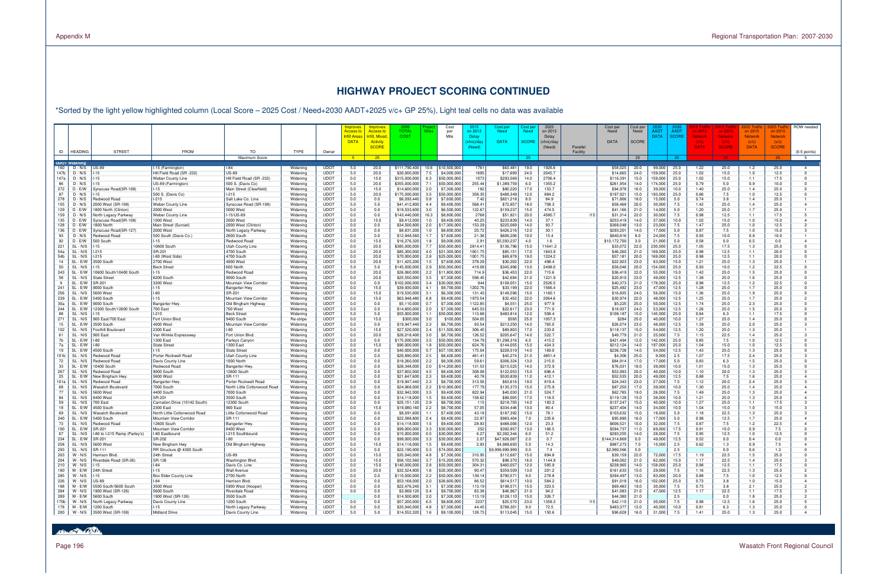# HIGHWAY PROJECT SCORING CONTINUED

*Sorted by the light yellow highlighted column (Local Score – 2025 Cost / Need+2030 AADT+2025 v/c+ GP 25%), Light teal cells no data was available

| ID | HEADING | STREET | FROM | TO | TYPE | Owner | Improves Access to Infill Areas DATA | Improves Access to Infill, Mixed, Activity SCORE | 2006 TOTAL COST | Project Miles | Cost per Mile | 2015 on 2012 Delay (vhrs/day (Need) | Cost per Need DATA | Cost per Need SCORE | 2025 on 2015 Delay (vhrs/day (Need) | Parallel Facility | Cost per Need DATA | Cost per Need SCORE | 2030 AADT DATA | 2030 AADT SCORE | 2015 Traffic on 2012 Network (v/c) DATA | 2015 Traffic on 2012 Network (v/c) SCORE | 2025 Traffic on 2015 Network (v/c) DATA | 2025 Traffic on 2015 Network (v/c) SCORE | ROW needed (0-5 points) |
|---|---|---|---|---|---|---|---|---|---|---|---|---|---|---|---|---|---|---|---|---|---|---|---|---|---|
| | | | | Maximum Score | | | 5 | 25 | | | | | | 25 | | | | 25 | | 25 | | 25 | | 25 | 5 |
| **UDOT Widening** | | | | | | | | | | | | | | | | | | | | | | | | | |
| 160 | D - N/S | US-89 | I-15 (Farmington) | I-84 | Widening | UDOT | 5.0 | 20.0 | $111,790,400 | 10.6 | $10,500,000 | 1761 | $63,481 | 19.0 | 1926.6 | | $58,025 | 20.0 | 99,000 | 25.0 | 1.22 | 25.0 | 1.2 | 25.0 | 4 |
| 147b | D - N/S | I-15 | Hill Field Road (SR -232) | US-89 | Widening | UDOT | 5.0 | 20.0 | $30,000,000 | 7.5 | $4,000,000 | 1695 | $17,699 | 24.0 | 2045.7 | | $14,665 | 24.0 | 159,000 | 25.0 | 1.02 | 15.0 | 1.0 | 12.5 | 0 |
| 147a | D - N/S | I-15 | Weber County Line | Hill Field Road (SR -232) | Widening | UDOT | 0.0 | 15.0 | $315,000,000 | 6.3 | $50,000,000 | 1073 | $293,569 | 14.0 | 2706.4 | | $116,391 | 15.0 | 159,000 | 25.0 | 1.02 | 15.0 | 1.1 | 17.5 | 0 |
| 86 | D - N/S | I-15 | US-89 (Farmington) | 500 S. (Davis Co) | Widening | UDOT | 5.0 | 20.0 | $355,000,000 | 7.1 | $50,000,000 | 255.44 | $1,389,759 | 6.0 | 1355.2 | | $261,954 | 14.0 | 174,000 | 25.0 | 0.79 | 5.0 | 0.9 | 10.0 | 0 |
| 272 | D - E/W | Syracuse Road(SR-108) | I-15 | Main Street (Clearfield) | Widening | UDOT | 0.0 | 15.0 | $14,600,000 | 2.0 | $7,300,000 | 182 | $80,220 | 17.0 | 153.7 | | $94,978 | 16.0 | 39,000 | 10.0 | 1.40 | 25.0 | 1.4 | 25.0 | 0 |
| 87 | D - N/S | I-15 | 500 S. (Davis Co) | I-215 | Widening | UDOT | 5.0 | 20.0 | $175,000,000 | 3.5 | $50,000,000 | 358.35 | $488,349 | 12.0 | 884.2 | | $197,921 | 15.0 | 193,000 | 25.0 | 0.86 | 7.5 | 1.0 | 12.5 | 0 |
| 278 | D - N/S | Redwood Road | I-215 | Salt Lake Co. Line | Widening | UDOT | 0.0 | 0.0 | $6,093,440 | 0.8 | $7,600,000 | 7.42 | $821,218 | 8.0 | 84.9 | | $71,806 | 18.0 | 15,000 | 5.0 | 0.74 | 3.8 | 1.4 | 25.0 | 1 |
| 155 | D - N/S | 2000 West (SR-108) | Weber County Line | Syracuse Road (SR-108) | Widening | UDOT | 5.0 | 5.0 | $41,412,800 | 4.4 | $9,400,000 | 568.41 | $72,857 | 18.0 | 708.3 | | $58,468 | 20.0 | 30,000 | 7.5 | 1.42 | 25.0 | 1.4 | 25.0 | 4 |
| 129 | D - E/W | 1800 North (Clinton) | 2000 West | 5000 West | Widening | UDOT | 0.0 | 0.0 | $19,533,600 | 3.0 | $6,500,000 | 122.67 | $159,237 | 15.0 | 474.5 | | $41,166 | 21.0 | 14,000 | 5.0 | 1.20 | 25.0 | 1.7 | 25.0 | 1 |
| 159 | D - N/S | North Legacy Parkway | Weber County Line | I-15/US-89 | Widening | UDOT | 0.0 | 0.0 | $143,440,000 | 16.3 | $8,800,000 | 2768 | $51,821 | 20.0 | 4580.7 | I15 | $31,314 | 22.0 | 30,000 | 7.5 | 0.98 | 12.5 | 1.1 | 17.5 | 5 |
| 135 | D - E/W | Syracuse Road(SR-108) | 1000 West | 2000 West | Widening | UDOT | 0.0 | 15.0 | $9,412,000 | 1.0 | $9,400,000 | 40.25 | $233,839 | 14.0 | 37.1 | | $253,419 | 14.0 | 37,000 | 10.0 | 1.02 | 15.0 | 1.0 | 15.0 | 4 |
| 128 | D - E/W | 1800 North | Main Street (Sunset) | 2000 West (Clinton) | Widening | UDOT | 0.0 | 0.0 | $34,500,800 | 2.0 | $17,300,000 | 153.29 | $225,069 | 14.0 | 93.7 | | $368,048 | 13.0 | 23,000 | 7.5 | 1.47 | 25.0 | 1.0 | 12.5 | 2 |
| 136 | D - E/W | Syracuse Road(SR-127) | 2000 West | North Legacy Parkway | Widening | UDOT | 0.0 | 0.0 | $8,831,200 | 1.0 | $8,800,000 | 20.72 | $426,216 | 12.0 | 30.1 | | $293,201 | 14.0 | 17,000 | 5.0 | 0.87 | 7.5 | 1.0 | 15.0 | 3 |
| 93 | D - N/S | Redwood Road | 500 South (Davis Co.) | 2600 South | Widening | UDOT | 0.0 | 0.0 | $12,948,560 | 1.7 | $7,600,000 | 21.36 | $606,206 | 10.0 | 15.4 | | $840,816 | 8.0 | 24,000 | 7.5 | 0.93 | 10.0 | 0.9 | 10.0 | 1 |
| 92 | D - E/W | 500 South | I-15 | Redwood Road | Widening | UDOT | 0.0 | 15.0 | $16,276,320 | 1.8 | $9,000,000 | 2.91 | $5,593,237 | 4.0 | 1.6 | | $10,172,700 | 3.0 | 21,000 | 5.0 | 0.58 | 0.0 | 0.5 | 0.0 | 4 |
| 221 | SL - N/S | I-15 | 10600 South | Utah County Line | Widening | UDOT | 0.0 | 20.0 | $385,000,000 | 7.7 | $50,000,000 | 2814.41 | $136,796 | 15.0 | 11641.2 | | $33,072 | 22.0 | 230,000 | 25.0 | 1.05 | 17.5 | 1.3 | 25.0 | 0 |
| 54a | SL - N/S | I-215 | SR-201 | 4700 South | Widening | UDOT | 0.0 | 20.0 | $85,300,000 | 4.0 | $21,300,000 | 1001.75 | $85,151 | 17.0 | 1843.9 | | $46,260 | 21.0 | 169,000 | 25.0 | 0.98 | 12.5 | 1.1 | 20.0 | 0 |
| 54b | SL - N/S | I-215 | I-80 (West Side) | 4700 South | Widening | UDOT | 0.0 | 20.0 | $70,000,000 | 2.8 | $25,000,000 | 1001.75 | $69,878 | 19.0 | 1224.2 | | $57,181 | 20.0 | 169,000 | 25.0 | 0.98 | 12.5 | 1.1 | 20.0 | 0 |
| 14 | SL - E/W | 3500 South | 2700 West | 4000 West | Widening | UDOT | 0.0 | 20.0 | $11,425,200 | 1.5 | $7,600,000 | 378.29 | $30,202 | 22.0 | 498.4 | | $22,923 | 23.0 | 63,000 | 15.0 | 1.21 | 25.0 | 1.3 | 25.0 | 1 |
| 50 | SL - N/S | I-15 | Beck Street | 600 North | Widening | UDOT | 5.0 | 5.0 | $145,000,000 | 2.9 | $50,000,000 | 419.08 | $345,996 | 13.0 | 2498.0 | | $58,046 | 20.0 | 154,000 | 25.0 | 0.93 | 10.0 | 1.2 | 22.5 | 0 |
| 243 | SL - E/W | 10600 South/10400 South | I-15 | Redwood Road | Widening | UDOT | 0.0 | 20.0 | $26,060,000 | 2.2 | $11,800,000 | 714.9 | $36,453 | 22.0 | 715.6 | | $36,419 | 22.0 | 55,000 | 15.0 | 1.42 | 25.0 | 1.5 | 25.0 | 0 |
| 58 | SL - N/S | State Street | 6200 South | 9000 South | Widening | UDOT | 0.0 | 20.0 | $25,550,000 | 3.5 | $7,300,000 | 598.45 | $42,694 | 21.0 | 1221.9 | | $20,910 | 23.0 | 49,000 | 12.5 | 1.38 | 25.0 | 1.6 | 25.0 | 0 |
| 9 | SL - E/W | SR-201 | 3200 West | Mountain View Corridor | Widening | UDOT | 0.0 | 0.0 | $102,000,000 | 3.4 | $30,000,000 | 944 | $108,051 | 15.0 | 2526.5 | | $40,373 | 21.0 | 178,000 | 25.0 | 0.98 | 12.5 | 1.2 | 22.5 | 0 |
| 241 | SL - E/W | 9000 South | I-15 | Bangerter Hwy | Widening | UDOT | 0.0 | 15.0 | $39,930,000 | 4.1 | $9,700,000 | 1202.76 | $33,199 | 22.0 | 1566.4 | | $25,492 | 23.0 | 47,000 | 12.5 | 1.28 | 25.0 | 1.7 | 25.0 | 0 |
| 256 | SL - N/S | 5600 West | I-80 | SR-201 | Widening | UDOT | 0.0 | 15.0 | $19,530,000 | 3.1 | $6,300,000 | 131.43 | $148,596 | 15.0 | 1160.1 | | $16,835 | 24.0 | 56,000 | 15.0 | 1.36 | 25.0 | 1.9 | 25.0 | 0 |
| 239 | SL - E/W | 5400 South | I-15 | Mountain View Corridor | Widening | UDOT | 0.0 | 15.0 | $63,948,480 | 6.8 | $9,400,000 | 1970.54 | $32,452 | 22.0 | 2064.6 | | $30,974 | 22.0 | 48,000 | 12.5 | 1.25 | 25.0 | 1.7 | 25.0 | 2 |
| 30a | SL - E/W | 9000 South | Bangerter Hwy. | Old Bingham Highway | Widening | UDOT | 0.0 | 0.0 | $5,110,000 | 0.7 | $7,300,000 | 1122.85 | $4,551 | 25.0 | 977.9 | | $5,225 | 25.0 | 50,000 | 12.5 | 1.74 | 25.0 | 2.3 | 25.0 | 0 |
| 244 | SL - E/W | 12300 South/12600 South | 700 East | 700 West | Widening | UDOT | 0.0 | 0.0 | $14,600,000 | 2.0 | $7,300,000 | 645.53 | $22,617 | 23.0 | 771.0 | | $18,937 | 24.0 | 53,000 | 12.5 | 1.26 | 25.0 | 1.5 | 25.0 | 0 |
| 88 | SL - N/S | I-15 | I-215 | Beck Street | Widening | UDOT | 5.0 | 5.0 | $55,000,000 | 1.1 | $50,000,000 | 113.68 | $483,814 | 12.0 | 508.4 | | $108,187 | 15.0 | 145,000 | 25.0 | 0.84 | 6.3 | 1.1 | 17.5 | 0 |
| 271 | SL - N/S | 900 East/700 East | Fort Union Blvd. | 9400 South | Re-stripe | UDOT | 0.0 | 15.0 | $300,000 | 3.0 | $100,000 | 504.05 | $595 | 25.0 | 1057.3 | | $284 | 25.0 | 40,000 | 10.0 | 1.27 | 25.0 | 1.4 | 25.0 | 0 |
| 15 | SL - E/W | 3500 South | 4000 West | Mountain View Corridor | Widening | UDOT | 0.0 | 0.0 | $19,947,440 | 2.3 | $8,700,000 | 93.54 | $213,250 | 14.0 | 765.0 | | $26,074 | 23.0 | 48,000 | 12.5 | 1.39 | 25.0 | 2.0 | 25.0 | 3 |
| 102 | SL - N/S | Foothill Boulevard | 2300 East | I-80 | Widening | UDOT | 0.0 | 15.0 | $27,520,000 | 2.4 | $11,500,000 | 306.45 | $89,803 | 17.0 | 233.0 | | $118,137 | 15.0 | 54,000 | 12.5 | 1.20 | 25.0 | 1.3 | 25.0 | 1 |
| 61 | SL - N/S | 900 East | Van Winkle Expressway | Fort Union Blvd. | Widening | UDOT | 0.0 | 20.0 | $26,018,400 | 3.0 | $8,700,000 | 126.52 | $205,647 | 14.0 | 522.7 | | $49,779 | 21.0 | 25,000 | 7.5 | 1.15 | 22.5 | 1.4 | 25.0 | 3 |
| 7b | SL - E/W | I-80 | 1300 East | Parleys Canyon | Widening | UDOT | 0.0 | 0.0 | $175,000,000 | 3.5 | $50,000,000 | 134.79 | $1,298,316 | 6.0 | 415.2 | | $421,494 | 12.0 | 142,000 | 25.0 | 0.85 | 7.5 | 1.0 | 12.5 | 0 |
| 7a | SL - E/W | I-80 | State Street | 1300 East | Widening | UDOT | 0.0 | 15.0 | $90,000,000 | 1.8 | $50,000,000 | 624.76 | $144,055 | 15.0 | 424.3 | | $212,124 | 14.0 | 197,000 | 25.0 | 1.04 | 15.0 | 1.0 | 12.5 | 0 |
| 19 | SL - E/W | 4500 South | I-15 | State Street | Widening | UDOT | 0.0 | 0.0 | $40,000,000 | 0.7 | $57,100,000 | 175.04 | $228,519 | 14.0 | 169.0 | | $236,728 | 14.0 | 54,000 | 12.5 | 1.43 | 25.0 | 1.3 | 25.0 | 0 |
| 101b | SL - N/S | Redwood Road | Porter Rockwell Road | Utah County Line | Widening | UDOT | 0.0 | 0.0 | $20,890,000 | 2.5 | $8,400,000 | 461.41 | $45,274 | 21.0 | 4851.4 | | $4,306 | 25.0 | 9,000 | 2.5 | 1.07 | 17.5 | 2.4 | 25.0 | 3 |
| 72 | SL - N/S | Redwood Road | Davis County Line | 1000 North | Widening | UDOT | 0.0 | 0.0 | $18,260,000 | 2.2 | $8,300,000 | 59.61 | $306,324 | 13.0 | 215.0 | | $84,914 | 17.0 | 17,000 | 5.0 | 0.83 | 6.3 | 1.5 | 25.0 | 0 |
| 33 | SL - E/W | 10400 South | Redwood Road | Bangerter Hwy. | Widening | UDOT | 0.0 | 0.0 | $28,348,000 | 2.0 | $14,200,000 | 131.53 | $215,525 | 14.0 | 372.9 | | $76,031 | 18.0 | 39,000 | 10.0 | 1.01 | 15.0 | 1.3 | 25.0 | 0 |
| 267 | SL - N/S | Redwood Road | 9000 South | 12600 South | Widening | UDOT | 0.0 | 0.0 | $37,602,000 | 4.5 | $8,400,000 | 308.08 | $122,053 | 15.0 | 696.4 | | $53,993 | 20.0 | 40,000 | 10.0 | 1.10 | 20.0 | 1.3 | 25.0 | 3 |
| 25 | SL - E/W | New Bingham Hwy. | 5600 West | SR-111 | Widening | UDOT | 0.0 | 0.0 | $21,647,600 | 2.3 | $9,400,000 | 40.78 | $530,839 | 11.0 | 412.1 | | $52,535 | 20.0 | 49,000 | 12.5 | 0.88 | 7.5 | 1.6 | 25.0 | 4 |
| 101a | SL - N/S | Redwood Road | Bangerter Hwy. | Porter Rockwell Road | Widening | UDOT | 0.0 | 0.0 | $19,947,440 | 2.3 | $8,700,000 | 313.56 | $63,616 | 19.0 | 819.4 | | $24,343 | 23.0 | 27,000 | 7.5 | 1.12 | 20.0 | 2.4 | 25.0 | 3 |
| 68 | SL - N/S | Wasatch Boulevard | 7000 South | North Little Cottonwood Road | Widening | UDOT | 0.0 | 0.0 | $24,068,000 | 2.2 | $10,900,000 | 177.79 | $135,373 | 15.0 | 275.9 | | $87,250 | 17.0 | 39,000 | 10.0 | 1.30 | 25.0 | 1.4 | 25.0 | 4 |
| 77 | SL - N/S | 5600 West | 4400 South | 7000 South | Widening | UDOT | 0.0 | 0.0 | $32,942,000 | 3.5 | $9,400,000 | 822.94 | $40,030 | 21.0 | 524.7 | | $62,785 | 19.0 | 26,000 | 7.5 | 1.49 | 25.0 | 1.3 | 25.0 | 4 |
| 84 | SL - N/S | 8400 West | SR-201 | 3500 South | Widening | UDOT | 0.0 | 0.0 | $14,118,000 | 1.5 | $9,400,000 | 158.62 | $89,005 | 17.0 | 118.5 | | $119,129 | 15.0 | 38,000 | 10.0 | 1.21 | 25.0 | 1.3 | 25.0 | 4 |
| 59 | SL - N/S | 700 East | Carnation Drive (10142 South) | 12300 South | Widening | UDOT | 0.0 | 0.0 | $25,151,120 | 2.9 | $8,700,000 | 115 | $218,705 | 14.0 | 183.3 | | $137,247 | 15.0 | 40,000 | 10.0 | 1.27 | 25.0 | 1.1 | 17.5 | 3 |
| 18 | SL - E/W | 4500 South | 2300 East | 900 East | Widening | UDOT | 0.0 | 15.0 | $19,080,160 | 2.2 | $8,700,000 | 57.05 | $334,446 | 13.0 | 80.4 | | $237,404 | 14.0 | 34,000 | 10.0 | 1.04 | 15.0 | 1.0 | 15.0 | 3 |
| 69 | SL - N/S | Wasatch Boulevard | North Little Cottonwood Road | Little Cottonwood Road | Widening | UDOT | 0.0 | 0.0 | $8,091,600 | 1.1 | $7,400,000 | 43.18 | $187,392 | 15.0 | 78.1 | | $103,632 | 15.0 | 18,000 | 5.0 | 1.18 | 22.5 | 1.3 | 25.0 | 3 |
| 240 | SL - E/W | 5400 South | Mountain View Corridor | SR-111 | Widening | UDOT | 0.0 | 0.0 | $22,588,800 | 2.4 | $9,400,000 | 22.97 | $983,404 | 7.0 | 235.6 | | $95,890 | 16.0 | 17,000 | 5.0 | 0.98 | 12.5 | 1.7 | 25.0 | 4 |
| 73 | SL - N/S | Redwood Road | 12600 South | Bangerter Hwy. | Widening | UDOT | 0.0 | 0.0 | $14,118,000 | 1.5 | $9,400,000 | 28.93 | $488,006 | 12.0 | 23.3 | | $606,521 | 10.0 | 32,000 | 7.5 | 0.87 | 7.5 | 1.2 | 22.5 | 4 |
| 100 | SL - E/W | SR-201 | Mountain View Corridor | 8400 West | Widening | UDOT | 0.0 | 0.0 | $99,000,000 | 3.3 | $30,000,000 | 252 | $392,857 | 13.0 | 166.5 | | $594,737 | 11.0 | 69,000 | 17.5 | 0.91 | 10.0 | 0.9 | 7.5 | 0 |
| 67 | SL - N/S | I-80 to I-215 Ramp (Parley's) | I-80 Eastbound | I-215 Southbound | Widening | UDOT | 0.0 | 0.0 | $15,000,000 | 0.5 | $30,000,000 | 6.27 | $2,392,344 | 6.0 | 51.2 | | $293,255 | 14.0 | 28,000 | 7.5 | 0.95 | 12.5 | 1.0 | 12.5 | 0 |
| 234 | SL - E/W | SR-201 | SR-202 | I-80 | Widening | UDOT | 0.0 | 0.0 | $99,000,000 | 3.3 | $30,000,000 | 2.07 | $47,826,087 | 2.0 | 0.7 | | $144,314,869 | 0.0 | 49,000 | 12.5 | 0.52 | 0.0 | 0.4 | 0.0 | 0 |
| 258 | SL - N/S | 5600 West | New Bingham Hwy | Old Bingham Highway | Widening | UDOT | 0.0 | 15.0 | $14,118,000 | 1.5 | $9,400,000 | 2.83 | $4,988,693 | 5.0 | 14.3 | | $987,273 | 7.0 | 10,000 | 2.5 | 0.62 | 1.3 | 0.9 | 7.5 | 4 |
| 293 | SL - N/S | SR-111 | RR Structure @ 4300 South | | Widening | UDOT | 0.0 | 0.0 | $22,190,000 | 0.3 | $74,000,000 | | $9,999,999,999 | 0.0 | 7.4 | | $2,990,566 | 5.0 | | 2.5 | | 0.0 | 0.6 | 1.3 | 0 |
| 203 | W - N/S | Harrison Blvd. | 24th Street | US-89 | Widening | UDOT | 0.0 | 15.0 | $35,040,000 | 4.8 | $7,300,000 | 310.95 | $112,687 | 15.0 | 894.8 | | $39,159 | 22.0 | 72,000 | 17.5 | 1.19 | 22.5 | 1.5 | 25.0 | 0 |
| 204 | W - N/S | Riverdale Road (SR-26) | SR-126 | Washington Blvd. | Widening | UDOT | 0.0 | 15.0 | $56,102,560 | 3.7 | $15,200,000 | 570.32 | $98,370 | 16.0 | 1144.9 | | $49,002 | 21.0 | 62,000 | 15.0 | 1.17 | 22.5 | 1.4 | 25.0 | 3 |
| 210 | W - N/S | I-15 | I-84 | Davis Co. Line | Widening | UDOT | 0.0 | 15.0 | $140,000,000 | 2.8 | $50,000,000 | 304.31 | $460,057 | 12.0 | 585.9 | | $238,965 | 14.0 | 158,000 | 25.0 | 0.98 | 12.5 | 1.1 | 17.5 | 0 |
| 180 | W - E/W | 24th Street | I-15 | Wall Avenue | Widening | UDOT | 0.0 | 20.0 | $32,524,800 | 1.6 | $20,300,000 | 90.47 | $359,509 | 13.0 | 201.2 | | $161,633 | 15.0 | 29,000 | 7.5 | 1.16 | 22.5 | 1.3 | 25.0 | 2 |
| 285 | W - N/S | I-15 | Box Elder County Line | 2700 North | Widening | UDOT | 0.0 | 0.0 | $110,000,000 | 2.2 | $50,000,000 | 139.14 | $790,571 | 9.0 | 278.8 | | $394,497 | 13.0 | 83,000 | 20.0 | 0.88 | 7.5 | 1.0 | 12.5 | 0 |
| 226 | W - N/S | US-89 | I-84 | Harrison Blvd. | Widening | UDOT | 0.0 | 0.0 | $53,168,000 | 2.0 | $26,600,000 | 86.52 | $614,517 | 10.0 | 584.2 | | $91,018 | 16.0 | 102,000 | 25.0 | 0.73 | 3.8 | 1.0 | 15.0 | 4 |
| 188 | W - E/W | 5500 South/5600 South | 3500 West | 5900 West (Hooper) | Widening | UDOT | 0.0 | 0.0 | $22,476,240 | 3.1 | $7,300,000 | 113.19 | $198,571 | 15.0 | 323.5 | | $69,483 | 19.0 | 30,000 | 7.5 | 0.73 | 3.8 | 2.1 | 25.0 | 2 |
| 284 | W - N/S | 1900 West (SR-126) | 5600 South | Riverdale Road | Widening | UDOT | 0.0 | 0.0 | $3,869,120 | 0.4 | $9,700,000 | 82.38 | $46,967 | 21.0 | 94.2 | | $41,083 | 21.0 | 47,000 | 12.5 | 1.17 | 22.5 | 1.1 | 17.5 | 3 |
| 289 | W - E/W | 5600 South | 1900 West (SR-126) | 3500 South | Widening | UDOT | | | $14,500,800 | 2.0 | $7,300,000 | 113.19 | $128,110 | 15.0 | 326.7 | | $44,386 | 21.0 | | 2.5 | | 0.0 | 1.8 | 25.0 | 2 |
| 170b | W - N/S | North Legacy Parkway | Davis County Line | 1200 South | Widening | UDOT | 0.0 | 0.0 | $57,200,000 | 6.5 | $8,800,000 | 2237 | $25,570 | 23.0 | 1358.3 | I15 | $42,110 | 21.0 | 30,000 | 7.5 | 0.98 | 12.5 | 1.6 | 25.0 | 5 |
| 178 | W - E/W | 1200 South | I-15 | North Legacy Parkway | Widening | UDOT | 0.0 | 0.0 | $35,040,000 | 4.8 | $7,300,000 | 44.45 | $788,301 | 9.0 | 72.5 | | $483,377 | 12.0 | 40,000 | 10.0 | 0.81 | 6.3 | 1.3 | 25.0 | 0 |
| 200 | W - N/S | 3500 West (SR-108) | Midland Drive | Davis County Line | Widening | UDOT | 5.0 | 5.0 | $14,552,320 | 1.6 | $9,100,000 | 128.73 | $113,045 | 15.0 | 150.6 | | $96,628 | 16.0 | 31,000 | 7.5 | 1.41 | 25.0 | 1.3 | 25.0 | 4 |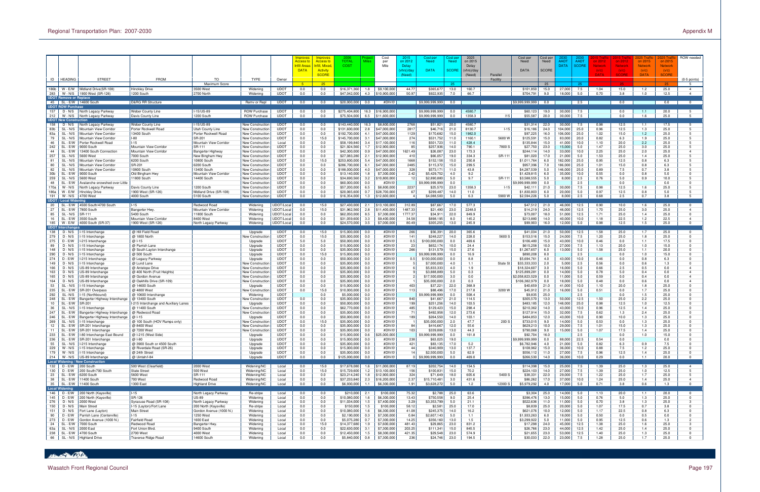| ID | HEADING | STREET | FROM | TO | TYPE | Owner | Improves Access to Infill Areas DATA | Improves Access to Infill, Mixed, Activity SCORE | 2006 TOTAL COST | Project Miles | Cost per Mile | 2015 on 2012 Delay (vhrs/day) (Need) | Cost per Need DATA | Cost per Need SCORE | 2025 on 2015 Delay (vhrs/day) (Need) | Parallel Facility | Cost per Need DATA | Cost per Need SCORE | 2030 AADT DATA | 2030 AADT SCORE | 2015 Traffic on 2012 Network (v/c) DATA | 2015 Traffic on 2012 Network (v/c) SCORE | 2025 Traffic on 2015 Network (v/c) DATA | 2025 Traffic on 2015 Network (v/c) SCORE | ROW needed |
|---|---|---|---|---|---|---|---|---|---|---|---|---|---|---|---|---|---|---|---|---|---|---|---|---|---|
| | | | | Maximum Score | | | 5 | 25 | | | | | | 25 | | | | 25 | | 25 | | | | 25 | (0-5 points) |
| 186b | W - E/W | Midland Drive(SR-108) | Hinckley Drive | 3500 West | Widening | UDOT | 0.0 | 0.0 | $16,371,360 | 1.8 | $9,100,000 | 44.77 | $365,677 | 13.0 | 160.7 | | $101,850 | 15.0 | 27,000 | 7.5 | 1.04 | 15.0 | 1.2 | 25.0 | 4 |
| 283 | W - N/S | 1900 West (SR-126) | 1200 South | 2700 North | Widening | UDOT | 0.0 | 0.0 | $47,042,000 | 4.3 | $10,900,000 | 50.97 | $922,935 | 7.0 | 66.7 | | $704,791 | 9.0 | 18,000 | 5.0 | 0.70 | 3.8 | 1.0 | 12.5 | 4 |
| **UDOT Remove or Replace** | | | | | | | | | | | | | | | | | | | | | | | | | |
| 45 | SL - E/W | 14600 South | D&RG RR Structure | | Remv or Repl | UDOT | 0.0 | 0.0 | $20,000,000 | 0.0 | #DIV/0! | | $9,999,999,999 | 0.0 | | | $9,999,999,999 | 0.0 | | 2.5 | | 0.0 | | 0.0 | 0 |
| **UDOT ROW Purchase** | | | | | | | | | | | | | | | | | | | | | | | | | |
| 157 | D - N/S | North Legacy Parkway | Weber County Line | I-15/US-89 | ROW Purchase | UDOT | 0.0 | 0.0 | $275,404,800 | 16.3 | $16,900,000 | | $9,999,999,999 | 0.0 | 4580.7 | | $60,123 | 19.0 | 30,000 | 7.5 | | 0.0 | 1.1 | 20.0 | 5 |
| 212 | W - N/S | North Legacy Parkway | Davis County Line | 1200 South | ROW Purchase | UDOT | 0.0 | 0.0 | $75,504,000 | 6.5 | $11,600,000 | | $9,999,999,999 | 0.0 | 1358.3 | I15 | $55,587 | 20.0 | 30,000 | 7.5 | | 0.0 | 1.6 | 25.0 | 5 |
| **UDOT New Construction** | | | | | | | | | | | | | | | | | | | | | | | | | |
| 158 | D - N/S | North Legacy Parkway | Weber County Line | I-15/US-89 | New Construction | UDOT | 0.0 | 0.0 | $143,440,000 | 16.3 | $8,800,000 | 2768 | $51,821 | 20.0 | 4580.7 | | $31,314 | 22.0 | 30,000 | 7.5 | 0.98 | 12.5 | 1.1 | 17.5 | 5 |
| 83b | SL - N/S | Mountain View Corridor | Porter Rockwell Road | Utah County Line | New Construction | UDOT | 0.0 | 0.0 | $131,600,000 | 2.8 | $47,000,000 | 2817 | $46,716 | 21.0 | 8130.7 | I-15 | $16,186 | 24.0 | 104,000 | 25.0 | 0.96 | 12.5 | 1.3 | 25.0 | 5 |
| 83a | SL - N/S | Mountain View Corridor | 13400 South | Porter Rockwell Road | New Construction | UDOT | 0.0 | 0.0 | $192,700,000 | 4.1 | $47,000,000 | 1129 | $170,682 | 15.0 | 1982.0 | | $97,225 | 16.0 | 106,000 | 25.0 | 1.02 | 15.0 | 1.2 | 25.0 | 5 |
| 79 | SL - N/S | Mountain View Corridor | I-80 | SR-201 | New Construction | UDOT | 0.0 | 15.0 | $145,700,000 | 3.1 | $47,000,000 | 274 | $531,752 | 11.0 | 1160.1 | 5600 W | $125,591 | 15.0 | 83,000 | 20.0 | 0.82 | 6.3 | 1.9 | 25.0 | 5 |
| 46 | SL - E/W | Porter Rockwell Road | I-15 | Mountain View Corridor | New Construction | Local | 0.0 | 0.0 | $58,199,840 | 3.4 | $17,100,000 | 116 | $501,723 | 11.0 | 428.4 | | $135,844 | 15.0 | 41,000 | 10.0 | 1.10 | 20.0 | 2.2 | 25.0 | 5 |
| 242 | SL - E/W | 9000 South | Mountain View Corridor | SR-111 | New Construction | UDOT | 0.0 | 0.0 | $21,924,560 | 1.7 | $12,900,000 | 85 | $257,936 | 14.0 | 790.1 | 7800 S | $27,750 | 23.0 | 15,000 | 5.0 | 1.47 | 25.0 | 3.0 | 25.0 | 5 |
| 44 | SL - E/W | 13400 South Connection | Mountain View Corridor | Bangerter Highway | New Construction | UDOT | 0.0 | 0.0 | $42,300,000 | 0.9 | $47,000,000 | 1621.49 | $26,087 | 23.0 | 173.3 | | $244,114 | 14.0 | 33,000 | 10.0 | 2.25 | 25.0 | 2.0 | 25.0 | 4 |
| 257 | SL - N/S | 5600 West | 7000 South | New Bingham Hwy | New Construction | UDOT | 0.0 | 0.0 | $27,083,280 | 2.1 | $12,900,000 | 410 | $66,057 | 19.0 | 334.3 | SR-111 | $81,020 | 17.0 | 21,000 | 5.0 | 1.53 | 25.0 | 1.4 | 25.0 | 5 |
| 81 | SL - N/S | Mountain View Corridor | 6200 South | 10800 South | New Construction | UDOT | 0.0 | 15.0 | $253,800,000 | 5.4 | $47,000,000 | 1668 | $152,158 | 15.0 | 250.8 | | $1,011,764 | 6.0 | 182,000 | 25.0 | 0.95 | 12.5 | 0.8 | 6.3 | 5 |
| 80 | SL - N/S | Mountain View Corridor | SR-201 | 6200 South | New Construction | UDOT | 0.0 | 0.0 | $286,700,000 | 6.1 | $47,000,000 | 2485 | $115,372 | 15.0 | 299.5 | | $957,396 | 7.0 | 186,000 | 25.0 | 1.01 | 15.0 | 0.8 | 6.3 | 5 |
| 82 | SL - N/S | Mountain View Corridor | 10800 South | 13400 South | New Construction | UDOT | 0.0 | 0.0 | $188,000,000 | 4.0 | $47,000,000 | 328 | $573,171 | 11.0 | 43.8 | | $4,287,539 | 5.0 | 146,000 | 25.0 | 0.89 | 7.5 | 0.7 | 3.8 | 5 |
| 30b | SL - E/W | 9000 South | Old Bingham Hwy | Mountain View Corridor | New Construction | UDOT | 0.0 | 0.0 | $13,140,000 | 1.8 | $7,300,000 | 2.42 | $5,429,752 | 4.0 | 9.2 | | $1,429,815 | 6.0 | 35,000 | 10.0 | 0.55 | 0.0 | 0.8 | 5.0 | 0 |
| 259 | SL - N/S | 5600 West | 11800 South | 14400 South | New Construction | UDOT | 0.0 | 0.0 | $34,690,560 | 3.2 | $10,800,000 | 12 | $2,890,880 | 5.0 | 9.7 | SR-111 | $3,588,555 | 5.0 | 8,000 | 2.5 | 0.76 | 5.0 | 0.9 | 10.0 | 5 |
| 48 | SL - E/W | Avalanche snowshed over Little | | | New Construction | UDOT | 0.0 | 0.0 | $60,000,000 | 0.0 | #DIV/0! | | $9,999,999,999 | 0.0 | | | $9,999,999,999 | 0.0 | | 2.5 | | 0.0 | | 0.0 | 0 |
| 170a | W - N/S | North Legacy Parkway | Davis County Line | 1200 South | New Construction | UDOT | 0.0 | 0.0 | $57,200,000 | 6.5 | $8,800,000 | 2237 | $25,570 | 23.0 | 1358.3 | I-15 | $42,111 | 21.0 | 30,000 | 7.5 | 0.98 | 12.5 | 1.6 | 25.0 | 5 |
| 186a | W - E/W | Hinckley Drive | 1900 West (SR-126) | Midland Drive (SR-108) | New Construction | UDOT | 0.0 | 0.0 | $20,065,600 | 0.7 | $28,700,000 | 67 | $299,487 | 14.0 | 11.0 | | $1,830,803 | 6.0 | 20,000 | 5.0 | 0.97 | 12.5 | 0.8 | 5.0 | 5 |
| 191 | W - N/S | 4700 West | 4000 South | 5100 South | New Construction | UDOT | 0.0 | 0.0 | $16,354,000 | 1.3 | $12,600,000 | 4 | $4,088,500 | 5.0 | 6.3 | 5900 W | $2,594,226 | 5.0 | 8,000 | 2.5 | 0.68 | 2.5 | 0.7 | 3.8 | 5 |
| **UDOT / Local Widening** | | | | | | | | | | | | | | | | | | | | | | | | | |
| 20 | SL - E/W | 4500 South/4700 South | I-15 | Redwood Road | Widening | UDOT/Local | 0.0 | 15.0 | $27,430,000 | 2.1 | $13,100,000 | 312.89 | $87,667 | 17.0 | 577.3 | | $47,512 | 21.0 | 46,000 | 12.5 | 0.90 | 10.0 | 1.6 | 25.0 | 0 |
| 27 | SL - E/W | 7800 South | Bangerter Hwy. | Mountain View Corridor | Widening | UDOT/Local | 0.0 | 15.0 | $31,962,560 | 2.8 | $11,400,000 | 1487.33 | $21,490 | 23.0 | 2248.0 | | $14,219 | 24.0 | 46,000 | 12.5 | 1.70 | 25.0 | 3.0 | 25.0 | 4 |
| 85 | SL - N/S | SR-111 | 5400 South | 11800 South | Widening | UDOT/Local | 0.0 | 0.0 | $62,050,000 | 8.5 | $7,300,000 | 1777.37 | $34,911 | 22.0 | 849.9 | | $73,007 | 18.0 | 51,000 | 12.5 | 1.71 | 25.0 | 1.4 | 25.0 | 0 |
| 16 | SL - E/W | 3500 South | Mountain View Corridor | 8400 West | Widening | UDOT/Local | 0.0 | 0.0 | $31,059,600 | 3.3 | $9,400,000 | 34.58 | $898,195 | 8.0 | 145.2 | | $213,880 | 14.0 | 40,000 | 10.0 | 1.18 | 22.5 | 1.2 | 22.5 | 4 |
| 185 | W - E/W | 4000 South (SR-37) | 1900 West (SR-126) | North Legacy Parkway | Widening | UDOT/Local | 0.0 | 0.0 | $24,570,000 | 3.5 | $7,000,000 | 80.49 | $305,255 | 13.0 | 245.9 | | $99,903 | 16.0 | 12,000 | 5.0 | 0.98 | 12.5 | 1.5 | 25.0 | 0 |
| **UDOT Interchanges** | | | | | | | | | | | | | | | | | | | | | | | | | |
| 138 | D - N/S | I-15 Interchange | @ Hill Field Road | | Upgrade | UDOT | 0.0 | 15.0 | $15,000,000 | 0.0 | #DIV/0! | 266 | $56,391 | 20.0 | 365.6 | | $41,034 | 21.0 | 50,000 | 12.5 | 1.58 | 25.0 | 1.7 | 25.0 | 0 |
| 279 | D - N/S | I-15 Interchange | @ 1800 North | | New Construction | UDOT | 0.0 | 15.0 | $35,000,000 | 0.0 | #DIV/0! | 141 | $248,227 | 14.0 | 228.0 | 5600 S | $153,516 | 15.0 | 24,000 | 7.5 | 1.20 | 25.0 | 1.8 | 25.0 | 0 |
| 275 | D - E/W | I-215 Interchange | @ I-15 | | Upgrade | UDOT | 0.0 | 5.0 | $50,000,000 | 0.0 | #DIV/0! | 0.5 | $100,000,000 | 0.0 | 469.6 | | $106,480 | 15.0 | 43,000 | 10.0 | 0.46 | 0.0 | 1.1 | 17.5 | 0 |
| 89 | D - N/S | I-15 Interchange | @ Parrish Lane | | Upgrade | UDOT | 0.0 | 0.0 | $15,000,000 | 0.0 | #DIV/0! | 23 | $652,174 | 10.0 | 24.4 | | $615,258 | 10.0 | 27,000 | 7.5 | 1.13 | 20.0 | 1.0 | 15.0 | 0 |
| 148 | D - N/S | I-15 Interchange | @ South Layton Interchange | | Upgrade | UDOT | 0.0 | 0.0 | $35,000,000 | 0.0 | #DIV/0! | 266 | $131,579 | 15.0 | 27.6 | | $1,267,657 | 6.0 | 13,000 | 5.0 | 1.58 | 25.0 | 1.1 | 20.0 | 0 |
| 290 | D - N/S | I-15 Interchange | @ 500 South | | Upgrade | UDOT | 0.0 | 15.0 | $15,000,000 | 0.0 | #DIV/0! | | $9,999,999,999 | 0.0 | 16.9 | | $890,208 | 8.0 | | 2.5 | | 0.0 | 1.0 | 15.0 | 0 |
| 274 | D - E/W | I-215 Interchange | @ Legacy Parkway | | Upgrade | UDOT | 0.0 | 0.0 | $50,000,000 | 0.0 | #DIV/0! | 0.5 | $100,000,000 | 0.0 | 8.8 | | $5,694,761 | 4.0 | 43,000 | 10.0 | 0.46 | 0.0 | 0.8 | 6.3 | 0 |
| 149 | D - N/S | I-15 Interchange | @ Lund Lane | | New Construction | UDOT | 0.0 | 0.0 | $35,000,000 | 0.0 | #DIV/0! | 5 | $7,000,000 | 4.0 | 1.1 | State St | $33,333,333 | 2.0 | 5,000 | 2.5 | 0.56 | 0.0 | 0.6 | 1.3 | 0 |
| 166 | D - N/S | US-89 Interchange | @ Antelope Drive | | New Construction | UDOT | 0.0 | 0.0 | $35,000,000 | 0.0 | #DIV/0! | 6 | $5,833,333 | 4.0 | 1.9 | | $18,324,607 | 3.0 | 16,000 | 5.0 | 0.66 | 2.5 | 0.5 | 0.0 | 4 |
| 163 | D - N/S | US-89 Interchange | @ 400 North (Fruit Heights) | | New Construction | UDOT | 0.0 | 0.0 | $35,000,000 | 0.0 | #DIV/0! | 9 | $3,888,889 | 5.0 | 0.3 | | $125,899,281 | 0.0 | 14,000 | 5.0 | 0.78 | 5.0 | 0.4 | 0.0 | 4 |
| 165 | D - N/S | US-89 Interchange | @ Gordon Avenue | | New Construction | UDOT | 0.0 | 0.0 | $35,000,000 | 0.0 | #DIV/0! | 2 | $17,500,000 | 3.0 | 0.0 | | $2,058,823,529 | 0.0 | 11,000 | 5.0 | 0.59 | 0.0 | 0.4 | 0.0 | 4 |
| 164 | D - N/S | US-89 Interchange | @ Oakhills Drive (SR-109) | | New Construction | UDOT | 0.0 | 0.0 | $35,000,000 | 0.0 | #DIV/0! | 1 | $35,000,000 | 2.0 | 0.3 | | $106,382,979 | 0.0 | 18,000 | 5.0 | 0.48 | 0.0 | 0.6 | 0.0 | 4 |
| 53 | SL - N/S | I-15 Interchange | @ 14600 South | | Upgrade | UDOT | 0.0 | 0.0 | $15,000,000 | 0.0 | #DIV/0! | 403 | $37,221 | 22.0 | 368.9 | | $40,659 | 21.0 | 41,000 | 10.0 | 1.10 | 20.0 | 1.8 | 25.0 | 0 |
| 235 | SL - E/W | SR-201 Overpass | @ 4800 West | | New Construction | UDOT | 0.0 | 15.0 | $10,000,000 | 0.0 | #DIV/0! | 113 | $88,496 | 17.0 | 217.8 | 3200 W | $45,912 | 21.0 | 16,000 | 5.0 | 0.51 | 0.0 | 1.7 | 25.0 | 0 |
| 292 | SL - N/S | I-15 (Northbound) | @ 10600 Interchange | | Widening | UDOT | | 0.0 | $5,000,000 | 0.0 | #DIV/0! | | $9,999,999,999 | 0.0 | 508.4 | | $9,835 | 25.0 | | 2.5 | | 0.0 | 1.5 | 25.0 | 0 |
| 248 | SL - E/W | Bangerter Highway Interchange | @ 13400 South | | New Construction | UDOT | 0.0 | 0.0 | $35,000,000 | 0.0 | #DIV/0! | 840 | $41,667 | 21.0 | 114.5 | | $305,570 | 13.0 | 50,000 | 12.5 | 1.50 | 25.0 | 2.2 | 25.0 | 0 |
| 40 | SL - E/W | SR-201 | I-215 Interchange and Auxiliary Lanes | | Upgrade | UDOT | 0.0 | 0.0 | $50,000,000 | 0.0 | #DIV/0! | 199 | $251,256 | 14.0 | 103.5 | | $483,185 | 12.0 | 148,000 | 25.0 | 0.98 | 12.5 | 1.0 | 12.5 | 0 |
| 36 | SL - N/S | I-15 Interchange | @ 11400 South | | New Construction | UDOT | 0.0 | 0.0 | $62,770,000 | 0.0 | #DIV/0! | 485 | $129,423 | 15.0 | 298.4 | | $210,362 | 14.0 | 43,000 | 10.0 | 0.96 | 12.5 | 1.4 | 25.0 | 0 |
| 247 | SL - E/W | Bangerter Highway Interchange | @ Redwood Road | | New Construction | UDOT | 0.0 | 0.0 | $35,000,000 | 0.0 | #DIV/0! | 71 | $492,958 | 12.0 | 273.6 | | $127,914 | 15.0 | 32,000 | 7.5 | 0.62 | 1.3 | 2.4 | 25.0 | 0 |
| 246 | SL - E/W | Bangerter Highway Interchange | @ I-15 | | Upgrade | UDOT | 0.0 | 0.0 | $50,000,000 | 0.0 | #DIV/0! | 189 | $264,550 | 14.0 | 103.1 | | $484,853 | 12.0 | 43,000 | 10.0 | 0.90 | 10.0 | 1.3 | 25.0 | 0 |
| 269 | SL - N/S | I-15 Interchange | @ 100 South (HOV Ramps only) | | New Construction | UDOT | 0.0 | 15.0 | $35,000,000 | 0.0 | #DIV/0! | 1 | $35,000,000 | 2.0 | 47.7 | 200 S | $733,015 | 9.0 | 14,000 | 5.0 | 0.53 | 0.0 | 1.3 | 25.0 | 0 |
| 12 | SL - E/W | SR-201 Interchange | @ 8400 West | | New Construction | UDOT | 0.0 | 0.0 | $35,000,000 | 0.0 | #DIV/0! | 84 | $416,667 | 12.0 | 55.6 | | $629,213 | 10.0 | 29,000 | 7.5 | 1.01 | 15.0 | 1.3 | 25.0 | 0 |
| 11 | SL - E/W | SR-201 Interchange | @ 7200 West | | New Construction | UDOT | 0.0 | 0.0 | $35,000,000 | 0.0 | #DIV/0! | 103 | $339,806 | 13.0 | 44.3 | | $790,068 | 9.0 | 15,000 | 5.0 | 1.07 | 17.5 | 1.4 | 25.0 | 0 |
| 233 | SL - E/W | I-80 Interchange East Bound | @ I-215 (West Side) | | Upgrade | UDOT | 0.0 | 0.0 | $15,000,000 | 0.6 | $25,000,000 | | $9,999,999,999 | 0.0 | 161.8 | | $92,704 | 16.0 | | 2.5 | | 0.0 | 1.0 | 15.0 | 0 |
| 236 | SL - E/W | SR-201 Interchange | @ I-80 | | Upgrade | UDOT | 0.0 | 0.0 | $15,000,000 | 0.0 | #DIV/0! | 238 | $63,025 | 19.0 | | | $9,999,999,999 | 0.0 | 88,000 | 22.5 | 0.54 | 0.0 | | 0.0 | 0 |
| 55 | SL - N/S | I-215 Interchange | @ 3900 South or 4500 South | | Upgrade | UDOT | 0.0 | 0.0 | $35,000,000 | 0.0 | #DIV/0! | 421 | $83,135 | 17.0 | 5.2 | | $6,782,946 | 4.0 | 21,000 | 5.0 | 0.82 | 6.3 | 0.9 | 7.5 | 0 |
| 229 | W - N/S | I-15 Interchange | @ Riverdale Road (SR-26) | | Upgrade | UDOT | 0.0 | 0.0 | $15,000,000 | 0.0 | #DIV/0! | 44 | $340,909 | 13.0 | 137.7 | | $108,962 | 15.0 | 36,000 | 10.0 | 0.88 | 7.5 | 1.2 | 25.0 | 0 |
| 179 | W - N/S | I-15 Interchange | @ 24th Street | | Upgrade | UDOT | 0.0 | 0.0 | $35,000,000 | 0.0 | #DIV/0! | 14 | $2,500,000 | 5.0 | 62.9 | | $556,112 | 11.0 | 27,000 | 7.5 | 0.96 | 12.5 | 1.4 | 25.0 | 0 |
| 214 | W - N/S | US-89 Interchange | @ Uintah/I-84 | | Upgrade | UDOT | 0.0 | 0.0 | $125,000,000 | 0.0 | #DIV/0! | 0 | $9,999,999,999 | 0.0 | 469.0 | | $266,530 | 14.0 | 36,000 | 10.0 | 0.29 | 0.0 | 1.1 | 20.0 | 0 |
| **Local Widening / New Construction** | | | | | | | | | | | | | | | | | | | | | | | | | |
| 132 | D - E/W | 200 South | 500 West (Clearfield) | 2000 West | Widening/NC | Local | 0.0 | 15.0 | $17,678,080 | 1.6 | $11,000,000 | 87.19 | $202,754 | 14.0 | 154.5 | | $114,398 | 15.0 | 25,000 | 7.5 | 1.39 | 25.0 | 1.3 | 25.0 | 4 |
| 130 | D - E/W | 200 South/700 South | State Street | 500 West | Widening/NC | Local | 0.0 | 15.0 | $15,729,600 | 1.2 | $13,100,000 | 156 | $100,831 | 15.0 | 70.2 | | $224,103 | 14.0 | 27,000 | 7.5 | 1.39 | 25.0 | 1.0 | 12.5 | 5 |
| 23 | SL - E/W | 6200 South | 5600 West | SR-111 | Widening/NC | Local | 0.0 | 0.0 | $23,214,240 | 1.8 | $12,900,000 | 324 | $71,649 | 18.0 | 605.6 | 5400 S | $38,331 | 22.0 | 29,000 | 7.5 | 1.22 | 25.0 | 1.7 | 25.0 | 5 |
| 38 | SL - E/W | 11400 South | 700 West | Redwood Road | Widening/NC | Local | 0.0 | 0.0 | $37,233,840 | 2.3 | $16,200,000 | 2.37 | $15,710,481 | 3.0 | 431.6 | | $86,262 | 17.0 | 37,000 | 10.0 | 1.24 | 25.0 | 1.4 | 25.0 | 4 |
| 35 | SL - E/W | 11400 South | 1300 East | Highland Drive | Widening/NC | Local | 0.0 | 0.0 | $6,930,000 | 1.1 | $6,300,000 | 1.91 | $3,628,272 | 5.0 | 1.2 | 12300 S | $5,979,292 | 4.0 | 17,000 | 5.0 | 0.71 | 3.8 | 0.6 | 1.3 | 0 |
| **Local Widening** | | | | | | | | | | | | | | | | | | | | | | | | | |
| 146 | D - E/W | 200 North (Kaysville) | I-15 | North Legacy Parkway | Re-stripe | Local | 0.0 | 0.0 | $210,000 | 2.1 | $100,000 | 75.32 | $2,788 | 25.0 | 63.6 | | $3,304 | 25.0 | 14,000 | 5.0 | 1.13 | 20.0 | 1.1 | 20.0 | 0 |
| 145 | D - E/W | 200 North (Kaysville) | SR-126 | US-89 | Widening | Local | 0.0 | 0.0 | $10,080,000 | 1.6 | $6,300,000 | 13.43 | $750,558 | 9.0 | 25.4 | | $396,476 | 13.0 | 15,000 | 5.0 | 0.76 | 5.0 | 1.3 | 25.0 | 0 |
| 276 | D - N/S | 2000 West | Syracuse Road (SR-108) | North Legacy Parkway | Widening | Local | 0.0 | 0.0 | $11,034,000 | 1.5 | $7,400,000 | 3.29 | $3,353,799 | 5.0 | 21.1 | | $522,936 | 11.0 | 11,000 | 5.0 | 0.70 | 3.8 | 1.3 | 25.0 | 3 |
| 150 | D - N/S | Main Street | I-15 (Layton)/Fort Lane | 200 North (Kaysville) | Re-stripe | Local | 0.0 | 0.0 | $150,000 | 1.5 | $100,000 | 58.12 | $2,581 | 25.0 | 17.0 | | $8,839 | 25.0 | 20,000 | 5.0 | 1.07 | 17.5 | 0.7 | 3.8 | 0 |
| 151 | D - N/S | Fort Lane (Layton) | Main Street | Gordon Avenue (1000 N.) | Widening | Local | 0.0 | 0.0 | $10,080,000 | 1.6 | $6,300,000 | 41.08 | $245,375 | 14.0 | 16.2 | | $621,076 | 10.0 | 12,000 | 5.0 | 1.17 | 22.5 | 0.8 | 6.3 | 0 |
| 90 | D - E/W | Parrish Lane (Centerville) | I-15 | 1250 West | Widening | Local | 0.0 | 0.0 | $2,190,000 | 0.3 | $7,300,000 | 0.84 | $2,607,143 | 5.0 | 1.1 | | $1,993,263 | 6.0 | 18,000 | 5.0 | 0.50 | 0.0 | 0.5 | 0.0 | 0 |
| 273 | D - E/W | Gordon Avenue (1000 N.) | Fairfield Road | 1600 East | Widening | Local | 0.0 | 0.0 | $5,075,280 | 0.7 | $7,300,000 | 14.25 | $356,160 | 13.0 | 1.5 | | $3,299,922 | 5.0 | 11,000 | 5.0 | 0.95 | 12.5 | 0.6 | 1.3 | 2 |
| 24 | SL - E/W | 7000 South | Bangerter Hwy. | Redwood Road | Widening | Local | 0.0 | 15.0 | $14,377,680 | 1.9 | $7,600,000 | 481.43 | $29,865 | 23.0 | 831.2 | | $17,298 | 24.0 | 45,000 | 12.5 | 1.38 | 25.0 | 1.6 | 25.0 | 3 |
| 63a | SL - N/S | 2000 East | Fort Union Blvd. | 9400 South | Widening | Local | 0.0 | 0.0 | $22,630,000 | 3.1 | $7,300,000 | 203.25 | $111,341 | 15.0 | 845.5 | | $26,766 | 23.0 | 44,000 | 12.5 | 1.42 | 25.0 | 1.4 | 25.0 | 0 |
| 238 | SL - E/W | 4700 South | 2700 West | 4000 West | Widening | Local | 0.0 | 0.0 | $12,450,000 | 1.5 | $8,300,000 | 421.35 | $29,548 | 23.0 | 574.9 | | $21,655 | 23.0 | 53,000 | 12.5 | 1.40 | 25.0 | 1.3 | 25.0 | 0 |
| 66 | SL - N/S | Highland Drive | Traverse Ridge Road | 14600 South | Widening | Local | 0.0 | 0.0 | $5,840,000 | 0.8 | $7,300,000 | 236 | $24,746 | 23.0 | 194.5 | | $30,033 | 22.0 | 23,000 | 7.5 | 1.28 | 25.0 | 1.7 | 25.0 | 0 |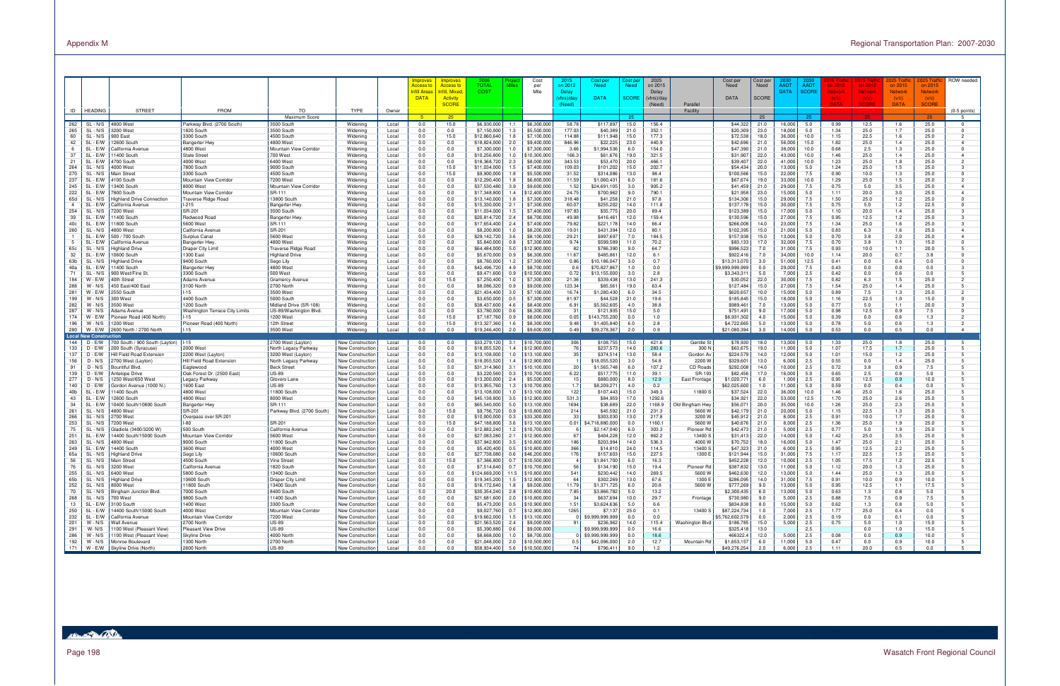| ID | HEADING | STREET | FROM | TO | TYPE | Owner | Improves Access to Infill Areas DATA | Improves Access to Infill, Mixed, Activity SCORE | 2006 TOTAL COST | Project Miles | Cost per Mile | 2015 Delay (vhrs)/day (Need) | Cost per Need DATA | Cost per Need SCORE | 2025 Delay (vhrs)/day (Need) | Parallel Facility | Cost per Need DATA | Cost per Need SCORE | 2030 AADT DATA | 2030 AADT SCORE | 2015 Traffic on 2012 Network (v/c) DATA | 2015 Traffic on 2012 Network (v/c) SCORE | 2025 Traffic on 2015 Network (v/c) DATA | 2025 Traffic on 2015 Network (v/c) SCORE | ROW needed |
|---|---|---|---|---|---|---|---|---|---|---|---|---|---|---|---|---|---|---|---|---|---|---|---|---|---|
| | | | | Maximum Score | | | 5 | 25 | | | | | | 25 | | | | 25 | | 25 | | 25 | | 25 | (0-5 points) |
| 262 | SL - N/S | 4800 West | Parkway Blvd. (2700 South) | 3500 South | Widening | Local | 0.0 | 15.0 | $6,930,000 | 1.1 | $6,300,000 | 58.78 | $117,897 | 15.0 | 156.4 | | $44,322 | 21.0 | 16,000 | 5.0 | 0.99 | 12.5 | 1.6 | 25.0 | 0 |
| 265 | SL - N/S | 3200 West | 1820 South | 3500 South | Widening | Local | 0.0 | 0.0 | $7,150,000 | 1.3 | $5,500,000 | 177.03 | $40,389 | 21.0 | 352.1 | | $20,309 | 23.0 | 18,000 | 5.0 | 1.34 | 25.0 | 1.7 | 25.0 | 0 |
| 60 | SL - N/S | 900 East | 3300 South | 4500 South | Widening | Local | 0.0 | 15.0 | $12,860,640 | 1.8 | $7,100,000 | 114.88 | $111,948 | 15.0 | 177.3 | | $72,538 | 18.0 | 36,000 | 10.0 | 1.15 | 22.5 | 1.6 | 25.0 | 2 |
| 42 | SL - E/W | 12600 South | Bangerter Hwy | 4800 West | Widening | Local | 0.0 | 0.0 | $18,824,000 | 2.0 | $9,400,000 | 846.96 | $22,225 | 23.0 | 440.9 | | $42,696 | 21.0 | 56,000 | 15.0 | 1.82 | 25.0 | 1.4 | 25.0 | 4 |
| 6 | SL - E/W | California Avenue | 4800 West | Mountain View Corridor | Widening | Local | 0.0 | 0.0 | $7,300,000 | 1.0 | $7,300,000 | 3.66 | $1,994,536 | 6.0 | 154.0 | | $47,390 | 21.0 | 38,000 | 10.0 | 0.68 | 2.5 | 1.3 | 25.0 | 0 |
| 37 | SL - E/W | 11400 South | State Street | 700 West | Widening | Local | 0.0 | 0.0 | $10,256,800 | 1.0 | $10,300,000 | 166.3 | $61,676 | 19.0 | 321.5 | | $31,907 | 22.0 | 43,000 | 10.0 | 1.46 | 25.0 | 1.4 | 25.0 | 0 |
| 21 | SL - E/W | 4700 South | 4000 West | 6400 West | Widening | Local | 0.0 | 0.0 | $18,368,720 | 2.3 | $8,000,000 | 343.53 | $53,470 | 20.0 | 466.1 | | $39,407 | 22.0 | 41,000 | 10.0 | 1.23 | 25.0 | 1.8 | 25.0 | 2 |
| 264 | SL - N/S | 4000 West | 7800 South | 9000 South | Widening | Local | 0.0 | 15.0 | $11,034,000 | 1.5 | $7,400,000 | 109.03 | $101,202 | 15.0 | 202.7 | | $54,434 | 20.0 | 13,000 | 5.0 | 1.24 | 25.0 | 1.5 | 25.0 | 3 |
| 270 | SL - N/S | Main Street | 3300 South | 4500 South | Widening | Local | 0.0 | 15.0 | $9,900,000 | 1.8 | $5,500,000 | 31.52 | $314,086 | 13.0 | 98.4 | | $100,566 | 15.0 | 22,000 | 7.5 | 0.90 | 10.0 | 1.3 | 25.0 | 0 |
| 237 | SL - E/W | 4100 South | Mountain View Corridor | 7200 West | Widening | Local | 0.0 | 0.0 | $12,290,400 | 1.8 | $6,800,000 | 11.59 | $1,060,431 | 6.0 | 181.6 | | $67,674 | 19.0 | 33,000 | 10.0 | 1.29 | 25.0 | 1.5 | 25.0 | 2 |
| 245 | SL - E/W | 13400 South | 8000 West | Mountain View Corridor | Widening | Local | 0.0 | 0.0 | $37,530,480 | 3.9 | $9,600,000 | 1.52 | $24,691,105 | 3.0 | 905.2 | | $41,459 | 21.0 | 29,000 | 7.5 | 0.75 | 5.0 | 3.5 | 25.0 | 4 |
| 222 | SL - E/W | 7800 South | Mountain View Corridor | SR-111 | Widening | Local | 0.0 | 0.0 | $17,348,800 | 1.4 | $12,400,000 | 24.75 | $700,962 | 9.0 | 790.1 | | $21,958 | 23.0 | 15,000 | 5.0 | 1.11 | 20.0 | 3.0 | 25.0 | 4 |
| 65d | SL - N/S | Highland Drive Connection | Traverse Ridge Road | 13800 South | Widening | Local | 0.0 | 0.0 | $13,140,000 | 1.8 | $7,300,000 | 318.48 | $41,258 | 21.0 | 97.8 | | $134,306 | 15.0 | 29,000 | 7.5 | 1.50 | 25.0 | 1.2 | 25.0 | 0 |
| 4 | SL - E/W | California Avenue | I-215 | Bangerter Hwy. | Widening | Local | 0.0 | 0.0 | $15,330,000 | 2.1 | $7,300,000 | 60.07 | $255,202 | 14.0 | 111.8 | | $137,178 | 15.0 | 30,000 | 7.5 | 0.75 | 5.0 | 1.2 | 22.5 | 0 |
| 254 | SL - N/S | 7200 West | SR-201 | 3500 South | Widening | Local | 0.0 | 0.0 | $11,034,000 | 1.5 | $7,400,000 | 197.83 | $55,775 | 20.0 | 89.4 | | $123,389 | 15.0 | 17,000 | 5.0 | 1.10 | 20.0 | 1.4 | 25.0 | 3 |
| 39 | SL - E/W | 11400 South | Redwood Road | Bangerter Hwy. | Widening | Local | 0.0 | 0.0 | $20,814,720 | 2.4 | $8,700,000 | 49.98 | $416,461 | 12.0 | 159.4 | | $130,596 | 15.0 | 27,000 | 7.5 | 0.95 | 12.5 | 1.2 | 25.0 | 3 |
| 40c | SL - E/W | 11800 South | 5600 West | SR-111 | Widening | Local | 0.0 | 0.0 | $17,654,400 | 2.4 | $7,400,000 | 79.82 | $221,178 | 14.0 | 66.4 | | $266,008 | 14.0 | 23,000 | 7.5 | 1.34 | 25.0 | 1.6 | 25.0 | 3 |
| 260 | SL - N/S | 4800 West | California Avenue | SR-201 | Widening | Local | 0.0 | 0.0 | $8,200,800 | 1.0 | $8,200,000 | 19.01 | $431,394 | 12.0 | 80.1 | | $102,395 | 15.0 | 21,000 | 5.0 | 0.83 | 6.3 | 1.6 | 25.0 | 4 |
| 1 | SL - E/W | 500 / 700 South | Surplus Canal | 5600 West | Widening | Local | 0.0 | 0.0 | $29,142,720 | 3.6 | $8,100,000 | 29.21 | $997,697 | 7.0 | 184.5 | | $157,938 | 15.0 | 13,000 | 5.0 | 0.70 | 3.8 | 2.0 | 25.0 | 4 |
| 5 | SL - E/W | California Avenue | Bangerter Hwy. | 4800 West | Widening | Local | 0.0 | 0.0 | $5,840,000 | 0.8 | $7,300,000 | 9.74 | $599,589 | 11.0 | 70.2 | | $83,133 | 17.0 | 32,000 | 7.5 | 0.70 | 3.8 | 1.0 | 15.0 | 0 |
| 65c | SL - N/S | Highland Drive | Draper City Limit | Traverse Ridge Road | Widening | Local | 0.0 | 0.0 | $64,484,000 | 5.0 | $12,900,000 | 82 | $786,390 | 9.0 | 64.7 | | $996,523 | 7.0 | 31,000 | 7.5 | 0.93 | 10.0 | 1.1 | 20.0 | 5 |
| 32 | SL - E/W | 10600 South | Highland Drive | 1300 East | Widening | Local | 0.0 | 0.0 | $5,670,000 | 0.9 | $6,300,000 | 11.67 | $485,861 | 12.0 | 6.1 | | $922,416 | 7.0 | 34,000 | 10.0 | 1.14 | 20.0 | 0.7 | 3.8 | 0 |
| 63b | SL - N/S | Highland Drive | 9400 South | Sego Lily | Widening | Local | 0.0 | 0.0 | $8,760,000 | 1.2 | $7,300,000 | 0.86 | $10,186,047 | 3.0 | 0.7 | | $13,313,070 | 3.0 | 51,000 | 12.5 | 0.41 | 0.0 | 0.4 | 0.0 | 0 |
| 40a | SL - E/W | 11400 South | Bangerter Hwy | 4800 West | Widening | Local | 0.0 | 0.0 | $42,496,720 | 4.9 | $8,700,000 | 0.6 | $70,827,867 | 1.0 | 0.0 | | $9,999,999,999 | 0.0 | 29,000 | 7.5 | 0.43 | 0.0 | 0.0 | 0.0 | 3 |
| 71 | SL - N/S | 900 West/Fine St. | 3300 South | 500 West | Widening | Local | 0.0 | 0.0 | $9,471,600 | 0.9 | $10,500,000 | 0.72 | $13,155,000 | 3.0 | 2.8 | | $3,343,311 | 5.0 | 7,000 | 2.5 | 0.42 | 0.0 | 0.6 | 0.0 | 5 |
| 184 | W - E/W | 40th Street | Adams Avenue | Gramercy Avenue | Widening | Local | 0.0 | 15.0 | $7,250,400 | 1.0 | $7,300,000 | 21.36 | $339,438 | 13.0 | 241.3 | | $30,052 | 22.0 | 30,000 | 7.5 | 0.82 | 6.3 | 1.5 | 25.0 | 2 |
| 288 | W - N/S | 450 East/400 East | 3100 North | 2700 North | Widening | Local | 0.0 | 0.0 | $8,086,320 | 0.9 | $9,000,000 | 123.34 | $65,561 | 19.0 | 63.4 | | $127,484 | 15.0 | 27,000 | 7.5 | 1.54 | 25.0 | 1.4 | 25.0 | 5 |
| 281 | W - E/W | 2550 South | I-15 | 3500 West | Widening | Local | 0.0 | 0.0 | $21,434,400 | 3.0 | $7,100,000 | 16.74 | $1,280,430 | 6.0 | 34.5 | | $620,657 | 10.0 | 15,000 | 5.0 | 0.89 | 7.5 | 1.3 | 25.0 | 2 |
| 199 | W - N/S | 300 West | 4400 South | 5000 South | Widening | Local | 0.0 | 0.0 | $3,650,000 | 0.5 | $7,300,000 | 81.97 | $44,528 | 21.0 | 19.6 | | $185,845 | 15.0 | 18,000 | 5.0 | 1.16 | 22.5 | 1.0 | 15.0 | 0 |
| 282 | W - N/S | 3500 West | 1200 South | Midland Drive (SR-108) | Widening | Local | 0.0 | 0.0 | $38,437,600 | 4.6 | $8,400,000 | 6.91 | $5,562,605 | 4.0 | 38.8 | | $989,461 | 7.0 | 13,000 | 5.0 | 0.77 | 5.0 | 1.1 | 20.0 | 3 |
| 287 | W - N/S | Adams Avenue | Washington Terrace City Limits | US-89/Washington Blvd. | Widening | Local | 0.0 | 0.0 | $3,780,000 | 0.6 | $6,300,000 | 31 | $121,935 | 15.0 | 5.0 | | $751,491 | 9.0 | 17,000 | 5.0 | 0.98 | 12.5 | 0.9 | 7.5 | 0 |
| 174 | W - E/W | Pioneer Road (400 North) | I-15 | 1200 West | Widening | Local | 0.0 | 15.0 | $7,187,760 | 0.9 | $8,000,000 | 0.05 | $143,755,200 | 0.0 | 1.0 | | $6,931,302 | 4.0 | 15,000 | 5.0 | 0.39 | 0.0 | 0.6 | 1.3 | 2 |
| 196 | W - N/S | 1200 West | Pioneer Road (400 North) | 12th Street | Widening | Local | 0.0 | 15.0 | $13,327,360 | 1.6 | $8,300,000 | 9.48 | $1,405,840 | 6.0 | 2.8 | | $4,722,665 | 5.0 | 13,000 | 5.0 | 0.78 | 5.0 | 0.6 | 1.3 | 2 |
| 280 | W - E/W | 2600 North / 2700 North | I-15 | 3500 West | Widening | Local | 0.0 | 0.0 | $19,246,400 | 2.0 | $9,600,000 | 0.49 | $39,278,367 | 2.0 | 0.9 | | $21,080,394 | 3.0 | 14,000 | 5.0 | 0.53 | 0.0 | 0.5 | 0.0 | 4 |
| **Local New Construction** | | | | | | | | | | | | | | | | | | | | | | | | | |
| 144 | D - E/W | 700 South / 900 South (Layton) | I-15 | 2700 West (Layton) | New Construction | Local | 0.0 | 0.0 | $33,279,120 | 3.1 | $10,700,000 | 306 | $108,755 | 15.0 | 421.6 | Gentile St | $78,930 | 18.0 | 13,000 | 5.0 | 1.33 | 25.0 | 1.8 | 25.0 | 5 |
| 133 | D - E/W | 200 South (Syracuse) | 2000 West | North Legacy Parkway | New Construction | Local | 0.0 | 0.0 | $18,055,520 | 1.4 | $12,900,000 | 76 | $237,573 | 14.0 | 283.6 | 300 N | $63,675 | 19.0 | 11,000 | 5.0 | 1.07 | 17.5 | 1.7 | 25.0 | 5 |
| 137 | D - E/W | Hill Field Road Extension | 2200 West (Layton) | 3200 West (Layton) | New Construction | Local | 0.0 | 0.0 | $13,108,000 | 1.0 | $13,100,000 | 35 | $374,514 | 13.0 | 58.4 | Gordon Av | $224,579 | 14.0 | 12,000 | 5.0 | 1.01 | 15.0 | 1.2 | 25.0 | 5 |
| 156 | D - N/S | 2700 West (Layton) | Hill Field Road Extension | North Legacy Parkway | New Construction | Local | 0.0 | 0.0 | $18,055,520 | 1.4 | $12,900,000 | 1 | $18,055,520 | 3.0 | 54.8 | 2200 W | $329,601 | 13.0 | 6,000 | 2.5 | 0.55 | 0.0 | 1.4 | 25.0 | 5 |
| 91 | D - N/S | Bountiful Blvd. | Eaglewood | Beck Street | New Construction | Local | 5.0 | 5.0 | $31,314,960 | 3.1 | $10,100,000 | 20 | $1,565,748 | 6.0 | 107.2 | CD Roads | $292,008 | 14.0 | 10,000 | 2.5 | 0.72 | 3.8 | 0.9 | 7.5 | 5 |
| 139 | D - E/W | Antelope Drive | Oak Forest Dr. (2500 East) | US-89 | New Construction | Local | 0.0 | 0.0 | $3,220,560 | 0.3 | $10,700,000 | 6.22 | $517,775 | 11.0 | 39.1 | SR-193 | $82,456 | 17.0 | 16,000 | 5.0 | 0.65 | 2.5 | 0.8 | 5.0 | 5 |
| 277 | D - N/S | 1250 West/650 West | Legacy Parkway | Glovers Lane | New Construction | Local | 0.0 | 0.0 | $13,200,000 | 2.4 | $5,500,000 | 15 | $880,000 | 8.0 | 12.9 | East Frontage | $1,020,771 | 6.0 | 1,000 | 2.5 | 0.95 | 12.5 | 0.9 | 10.0 | 5 |
| 140 | D - E/W | Gordon Avenue (1000 N.) | 1600 East | US-89 | New Construction | Local | 0.0 | 0.0 | $13,955,760 | 1.3 | $10,700,000 | 1.7 | $8,209,271 | 4.0 | 0.2 | | $62,025,600 | 1.0 | 11,000 | 5.0 | 0.59 | 0.0 | 0.4 | 0.0 | 5 |
| 40b | SL - E/W | 11400 South | 4800 West | 11800 South | New Construction | Local | 0.0 | 0.0 | $13,108,000 | 1.0 | $13,100,000 | 122 | $107,443 | 15.0 | 349.3 | 11800 S | $37,524 | 22.0 | 36,000 | 10.0 | 1.46 | 25.0 | 1.6 | 25.0 | 5 |
| 43 | SL - E/W | 12600 South | 4800 West | 8000 West | New Construction | Local | 0.0 | 0.0 | $45,138,800 | 3.5 | $12,900,000 | 531.3 | $84,959 | 17.0 | 1292.6 | | $34,921 | 22.0 | 53,000 | 12.5 | 1.70 | 25.0 | 2.6 | 25.0 | 5 |
| 34 | SL - E/W | 10400 South/10800 South | Bangerter Hwy | SR-111 | New Construction | Local | 0.0 | 0.0 | $65,540,000 | 5.0 | $13,100,000 | 1694 | $38,689 | 22.0 | 1168.9 | Old Bingham Hwy | $56,071 | 20.0 | 35,000 | 10.0 | 1.26 | 25.0 | 2.3 | 25.0 | 5 |
| 261 | SL - N/S | 4800 West | SR-201 | Parkway Blvd. (2700 South) | New Construction | Local | 0.0 | 15.0 | $9,756,720 | 0.9 | $10,800,000 | 214 | $45,592 | 21.0 | 231.3 | 5600 W | $42,179 | 21.0 | 20,000 | 5.0 | 1.15 | 22.5 | 1.3 | 25.0 | 5 |
| 266 | SL - N/S | 2700 West | Overpass over SR-201 | | New Construction | Local | 0.0 | 0.0 | $10,000,000 | 0.3 | $33,300,000 | 33 | $303,030 | 13.0 | 217.8 | 3200 W | $45,912 | 21.0 | 8,000 | 2.5 | 0.91 | 10.0 | 1.7 | 25.0 | 0 |
| 253 | SL - N/S | 7200 West | I-80 | SR-201 | New Construction | Local | 0.0 | 15.0 | $47,188,800 | 3.6 | $13,100,000 | 0.01 | $4,718,880,000 | 0.0 | 1160.1 | 5600 W | $40,676 | 21.0 | 8,000 | 2.5 | 1.36 | 25.0 | 1.9 | 25.0 | 5 |
| 75 | SL - N/S | Gladiola (3400/3200 W) | 500 South | California Avenue | New Construction | Local | 0.0 | 0.0 | $12,882,240 | 1.2 | $10,700,000 | 6 | $2,147,040 | 6.0 | 303.3 | Pioneer Rd | $42,473 | 21.0 | 5,000 | 2.5 | 0.77 | 5.0 | 1.9 | 25.0 | 5 |
| 251 | SL - E/W | 14400 South/15000 South | Mountain View Corridor | 5600 West | New Construction | Local | 0.0 | 0.0 | $27,083,280 | 2.1 | $12,900,000 | 67 | $404,228 | 12.0 | 862.2 | 13400 S | $31,413 | 22.0 | 14,000 | 5.0 | 1.42 | 25.0 | 3.5 | 25.0 | 5 |
| 263 | SL - N/S | 4800 West | 9000 South | 11800 South | New Construction | Local | 0.0 | 0.0 | $37,942,800 | 3.5 | $10,800,000 | 186 | $203,994 | 14.0 | 536.3 | 4000 W | $70,752 | 18.0 | 16,000 | 5.0 | 1.47 | 25.0 | 2.1 | 25.0 | 5 |
| 249 | SL - E/W | 14400 South | 3600 West | 4000 West | New Construction | Local | 0.0 | 0.0 | $5,420,400 | 0.5 | $10,800,000 | 366 | $14,810 | 24.0 | 114.5 | 13400 S | $47,323 | 21.0 | 6,000 | 2.5 | 0.95 | 12.5 | 2.2 | 25.0 | 5 |
| 65a | SL - N/S | Highland Drive | Sego Lily | 10600 South | New Construction | Local | 0.0 | 0.0 | $27,738,080 | 0.6 | $46,200,000 | 176 | $157,603 | 15.0 | 227.5 | 1300 E | $121,944 | 15.0 | 31,000 | 7.5 | 1.17 | 22.5 | 1.5 | 25.0 | 5 |
| 56 | SL - N/S | Main Street | 4500 South | Vine Street | New Construction | Local | 0.0 | 15.0 | $7,366,800 | 0.7 | $10,500,000 | 4 | $1,841,700 | 6.0 | 16.3 | | $452,228 | 12.0 | 10,000 | 2.5 | 1.05 | 17.5 | 1.2 | 22.5 | 5 |
| 76 | SL - N/S | 3200 West | California Avenue | 1820 South | New Construction | Local | 0.0 | 0.0 | $7,514,640 | 0.7 | $10,700,000 | 56 | $134,190 | 15.0 | 19.4 | Pioneer Rd | $387,832 | 13.0 | 11,000 | 5.0 | 1.12 | 20.0 | 1.3 | 25.0 | 5 |
| 255 | SL - N/S | 6400 West | 5800 South | 13400 South | New Construction | Local | 0.0 | 0.0 | $124,669,200 | 11.5 | $10,800,000 | 541 | $230,442 | 14.0 | 269.5 | 5600 W | $462,630 | 12.0 | 13,000 | 5.0 | 1.44 | 25.0 | 1.3 | 25.0 | 5 |
| 65b | SL - N/S | Highland Drive | 10600 South | Draper City Limit | New Construction | Local | 0.0 | 0.0 | $19,345,200 | 1.5 | $12,900,000 | 64 | $302,269 | 13.0 | 67.6 | 1300 E | $286,095 | 14.0 | 31,000 | 7.5 | 0.91 | 10.0 | 0.9 | 10.0 | 5 |
| 252 | SL - N/S | 8000 West | 11800 South | 13400 South | New Construction | Local | 0.0 | 0.0 | $16,172,640 | 1.8 | $9,000,000 | 11.79 | $1,371,725 | 6.0 | 20.8 | 5600 W | $777,269 | 9.0 | 13,000 | 5.0 | 0.95 | 12.5 | 1.1 | 17.5 | 5 |
| 70 | SL - N/S | Bingham Junction Blvd. | 7000 South | 8400 South | New Construction | Local | 5.0 | 20.0 | $30,354,240 | 2.8 | $10,800,000 | 7.85 | $3,866,782 | 5.0 | 13.2 | | $2,300,435 | 6.0 | 13,000 | 5.0 | 0.83 | 1.3 | 0.8 | 5.0 | 5 |
| 268 | SL - N/S | 700 West | 9800 South | 11400 South | New Construction | Local | 0.0 | 0.0 | $21,681,600 | 2.0 | $10,800,000 | 34 | $637,694 | 10.0 | 29.7 | Frontage | $730,980 | 9.0 | 5,000 | 2.5 | 0.88 | 7.5 | 0.9 | 7.5 | 5 |
| 13 | SL - E/W | 3100 South | 1400 West | 3300 South | New Construction | Local | 0.0 | 0.0 | $5,473,200 | 0.5 | $10,900,000 | 1.51 | $3,624,636 | 5.0 | 6.6 | | $834,838 | 8.0 | 15,000 | 5.0 | 0.62 | 1.3 | 0.8 | 5.0 | 5 |
| 250 | SL - E/W | 14400 South/15000 South | 4000 West | Mountain View Corridor | New Construction | Local | 0.0 | 0.0 | $9,027,760 | 0.7 | $12,900,000 | 1265 | $7,137 | 25.0 | 0.1 | 13400 S | $87,224,734 | 1.0 | 7,000 | 2.5 | 1.77 | 25.0 | 0.4 | 0.0 | 5 |
| 232 | SL - E/W | California Avenue | Mountain View Corridor | 7200 West | New Construction | Local | 0.0 | 0.0 | $19,662,000 | 1.5 | $13,100,000 | 0 | $9,999,999,999 | 0.0 | 0.0 | | $5,762,602,579 | 0.0 | 2,000 | 2.5 | 0.19 | 0.0 | 0.1 | 0.0 | 5 |
| 201 | W - N/S | Wall Avenue | 2700 North | US-89 | New Construction | Local | 0.0 | 0.0 | $21,563,520 | 2.4 | $9,000,000 | 91 | $236,962 | 14.0 | 115.4 | Washington Blvd | $186,785 | 15.0 | 5,000 | 2.5 | 0.75 | 5.0 | 1.0 | 15.0 | 5 |
| 291 | W- N/S | 1100 West (Pleasant View) | Pleasant View Drive | US-89 | New Construction | Local | 0.0 | 0.0 | $5,390,880 | 0.6 | $9,000,000 | | $9,999,999,999 | 0.0 | 16.6 | | $325,418 | 13.0 | | 2.5 | | 0.0 | 1.0 | 15.0 | 5 |
| 286 | W - N/S | 1100 West (Pleasant View) | Skyline Drive | 4000 North | New Construction | Local | 0.0 | 0.0 | $8,668,000 | 1.0 | $8,700,000 | 0 | $9,999,999,999 | 0.0 | 18.6 | | $466,324 | 12.0 | 5,000 | 2.5 | 0.08 | 0.0 | 0.9 | 10.0 | 5 |
| 192 | W - N/S | Monroe Boulevard | 1300 North | 2700 North | New Construction | Local | 0.0 | 0.0 | $21,048,000 | 2.0 | $10,500,000 | 0.5 | $42,096,000 | 2.0 | 12.7 | Mountain Rd | $1,653,157 | 6.0 | 11,000 | 5.0 | 0.47 | 0.0 | 0.9 | 10.0 | 5 |
| 171 | W - E/W | Skyline Drive (North) | 2600 North | US-89 | New Construction | Local | 0.0 | 0.0 | $58,934,400 | 5.6 | $10,500,000 | 74 | $796,411 | 9.0 | 1.2 | | $49,276,254 | 2.0 | 6,000 | 2.5 | 1.11 | 20.0 | 0.5 | 0.0 | 5 |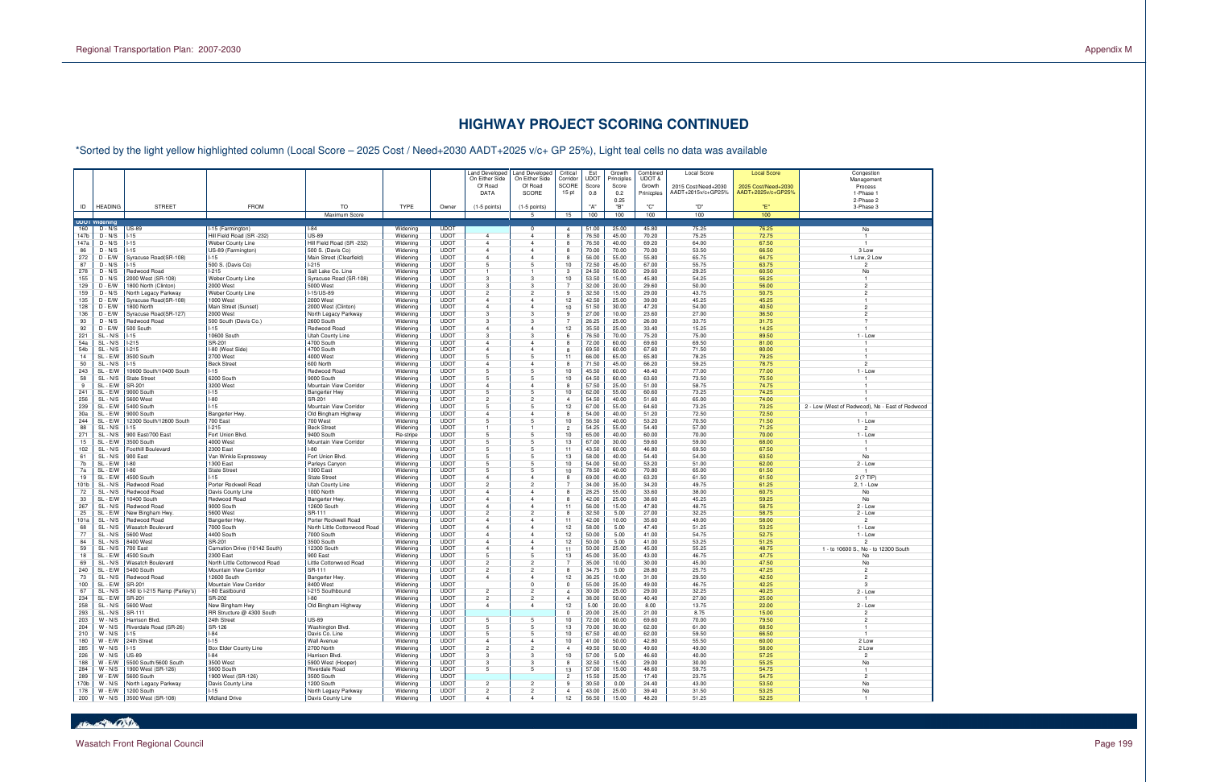# HIGHWAY PROJECT SCORING CONTINUED

*Sorted by the light yellow highlighted column (Local Score – 2025 Cost / Need+2030 AADT+2025 v/c+ GP 25%), Light teal cells no data was available

| ID | HEADING | STREET | FROM | TO | TYPE | Owner | Land Developed On Either Side Of Road DATA (1-5 points) | Land Developed On Either Side Of Road SCORE (1-5 points) | Critical Corridor SCORE 15 pt | Est UDOT Score 0.8 "A" | Growth Principles Score 0.2 0.25 "B" | Combined UDOT & Growth Principles "C" | Local Score 2015 Cost/Need+2030 AADT+2015v/c+GP25% "D" | Local Score 2025 Cost/Need+2030 AADT+2025v/c+GP25% "E" | Congestion Management Process 1-Phase 1 2-Phase 2 3-Phase 3 |
|---|---|---|---|---|---|---|---|---|---|---|---|---|---|---|---|
| | | | | Maximum Score | | | | 5 | 15 | 100 | 100 | 100 | 100 | 100 | |
| **UDOT Widening** | | | | | | | | | | | | | | | |
| 160 | D - N/S | US-89 | I-15 (Farmington) | I-84 | Widening | UDOT | | 0 | 4 | 51.00 | 25.00 | 45.80 | 75.25 | 76.25 | No |
| 147b | D - N/S | I-15 | Hill Field Road (SR -232) | US-89 | Widening | UDOT | 4 | 4 | 8 | 76.50 | 45.00 | 70.20 | 75.25 | 72.75 | 1 |
| 147a | D - N/S | I-15 | Weber County Line | Hill Field Road (SR -232) | Widening | UDOT | 4 | 4 | 8 | 76.50 | 40.00 | 69.20 | 64.00 | 67.50 | 1 |
| 86 | D - N/S | I-15 | US-89 (Farmington) | 500 S. (Davis Co) | Widening | UDOT | 4 | 4 | 8 | 70.00 | 70.00 | 70.00 | 53.50 | 66.50 | 3 Low |
| 272 | D - E/W | Syracuse Road(SR-108) | I-15 | Main Street (Clearfield) | Widening | UDOT | 4 | 4 | 8 | 56.00 | 55.00 | 55.80 | 65.75 | 64.75 | 1 Low, 2 Low |
| 87 | D - N/S | I-15 | 500 S. (Davis Co) | I-215 | Widening | UDOT | 5 | 5 | 10 | 72.50 | 45.00 | 67.00 | 55.75 | 63.75 | 2 |
| 278 | D - N/S | Redwood Road | I-215 | Salt Lake Co. Line | Widening | UDOT | 1 | 1 | 3 | 24.50 | 50.00 | 29.60 | 29.25 | 60.50 | No |
| 155 | D - N/S | 2000 West (SR-108) | Weber County Line | Syracuse Road (SR-108) | Widening | UDOT | 3 | 3 | 10 | 53.50 | 15.00 | 45.80 | 54.25 | 56.25 | 1 |
| 129 | D - E/W | 1800 North (Clinton) | 2000 West | 5000 West | Widening | UDOT | 3 | 3 | 7 | 32.00 | 20.00 | 29.60 | 50.00 | 56.00 | 2 |
| 159 | D - N/S | North Legacy Parkway | Weber County Line | I-15/US-89 | Widening | UDOT | 2 | 2 | 9 | 32.50 | 15.00 | 29.00 | 43.75 | 50.75 | 2 |
| 135 | D - E/W | Syracuse Road(SR-108) | 1000 West | 2000 West | Widening | UDOT | 4 | 4 | 12 | 42.50 | 25.00 | 39.00 | 45.25 | 45.25 | 1 |
| 128 | D - E/W | 1800 North | Main Street (Sunset) | 2000 West (Clinton) | Widening | UDOT | 4 | 4 | 10 | 51.50 | 30.00 | 47.20 | 54.00 | 40.50 | 2 |
| 136 | D - E/W | Syracuse Road(SR-127) | 2000 West | North Legacy Parkway | Widening | UDOT | 3 | 3 | 9 | 27.00 | 10.00 | 23.60 | 27.00 | 36.50 | 2 |
| 93 | D - N/S | Redwood Road | 500 South (Davis Co.) | 2600 South | Widening | UDOT | 3 | 3 | 7 | 26.25 | 25.00 | 26.00 | 33.75 | 31.75 | ? |
| 92 | D - E/W | 500 South | I-15 | Redwood Road | Widening | UDOT | 4 | 4 | 12 | 35.50 | 25.00 | 33.40 | 15.25 | 14.25 | 1 |
| 221 | SL - N/S | I-15 | 10600 South | Utah County Line | Widening | UDOT | 3 | 3 | 6 | 76.50 | 70.00 | 75.20 | 75.00 | 89.50 | 1 - Low |
| 54a | SL - N/S | I-215 | SR-201 | 4700 South | Widening | UDOT | 4 | 4 | 8 | 72.00 | 60.00 | 69.60 | 69.50 | 81.00 | 1 |
| 54b | SL - N/S | I-215 | I-80 (West Side) | 4700 South | Widening | UDOT | 4 | 4 | 8 | 69.50 | 60.00 | 67.60 | 71.50 | 80.00 | 1 |
| 14 | SL - E/W | 3500 South | 2700 West | 4000 West | Widening | UDOT | 5 | 5 | 11 | 66.00 | 65.00 | 65.80 | 78.25 | 79.25 | 1 |
| 50 | SL - N/S | I-15 | Beck Street | 600 North | Widening | UDOT | 4 | 4 | 8 | 71.50 | 45.00 | 66.20 | 59.25 | 78.75 | 2 |
| 243 | SL - E/W | 10600 South/10400 South | I-15 | Redwood Road | Widening | UDOT | 5 | 5 | 10 | 45.50 | 60.00 | 48.40 | 77.00 | 77.00 | 1 - Low |
| 58 | SL - N/S | State Street | 6200 South | 9000 South | Widening | UDOT | 5 | 5 | 10 | 64.50 | 60.00 | 63.60 | 73.50 | 75.50 | 1 |
| 9 | SL - E/W | SR-201 | 3200 West | Mountain View Corridor | Widening | UDOT | 4 | 4 | 8 | 57.50 | 25.00 | 51.00 | 58.75 | 74.75 | 1 |
| 241 | SL - E/W | 9000 South | I-15 | Bangerter Hwy | Widening | UDOT | 5 | 5 | 10 | 62.00 | 55.00 | 60.60 | 73.25 | 74.25 | 1 |
| 256 | SL - N/S | 5600 West | I-80 | SR-201 | Widening | UDOT | 2 | 2 | 4 | 54.50 | 40.00 | 51.60 | 65.00 | 74.00 | 1 |
| 239 | SL - E/W | 5400 South | I-15 | Mountain View Corridor | Widening | UDOT | 5 | 5 | 12 | 67.00 | 55.00 | 64.60 | 73.25 | 73.25 | 2 - Low (West of Redwood), No - East of Redwood |
| 30a | SL - E/W | 9000 South | Bangerter Hwy. | Old Bingham Highway | Widening | UDOT | 4 | 4 | 8 | 54.00 | 40.00 | 51.20 | 72.50 | 72.50 | 1 |
| 244 | SL - E/W | 12300 South/12600 South | 700 East | 700 West | Widening | UDOT | 5 | 5 | 10 | 56.50 | 40.00 | 53.20 | 70.50 | 71.50 | 1 - Low |
| 88 | SL - N/S | I-215 | I-215 | Beck Street | Widening | UDOT | 1 | 1 | 2 | 54.25 | 55.00 | 54.40 | 57.00 | 71.25 | 2 |
| 271 | SL - N/S | 900 East/700 East | Fort Union Blvd. | 9400 South | Re-stripe | UDOT | 5 | 5 | 10 | 65.00 | 40.00 | 60.00 | 70.00 | 70.00 | 1 - Low |
| 15 | SL - E/W | 3500 South | 4000 West | Mountain View Corridor | Widening | UDOT | 5 | 5 | 13 | 67.00 | 30.00 | 59.60 | 59.00 | 68.00 | 1 |
| 102 | SL - N/S | Foothill Boulevard | 2300 East | I-80 | Widening | UDOT | 5 | 5 | 11 | 43.50 | 60.00 | 46.80 | 69.50 | 67.50 | 1 |
| 61 | SL - N/S | 900 East | Van Winkle Expressway | Fort Union Blvd. | Widening | UDOT | 5 | 5 | 13 | 58.00 | 40.00 | 54.40 | 54.00 | 63.50 | No |
| 7b | SL - E/W | I-80 | 1300 East | Parleys Canyon | Widening | UDOT | 5 | 5 | 10 | 54.00 | 50.00 | 53.20 | 51.00 | 62.00 | 2 - Low |
| 7a | SL - E/W | I-80 | State Street | 1300 East | Widening | UDOT | 5 | 5 | 10 | 78.50 | 40.00 | 70.80 | 65.00 | 61.50 | 1 |
| 19 | SL - E/W | 4500 South | I-15 | State Street | Widening | UDOT | 4 | 4 | 8 | 69.00 | 40.00 | 63.20 | 61.50 | 61.50 | 2 (? TIP) |
| 101b | SL - N/S | Redwood Road | Porter Rockwell Road | Utah County Line | Widening | UDOT | 2 | 2 | 7 | 34.00 | 35.00 | 34.20 | 49.75 | 61.25 | 2, 1 - Low |
| 72 | SL - N/S | Redwood Road | Davis County Line | 1000 North | Widening | UDOT | 4 | 4 | 8 | 28.25 | 55.00 | 33.60 | 38.00 | 60.75 | No |
| 33 | SL - E/W | 10400 South | Redwood Road | Bangerter Hwy. | Widening | UDOT | 4 | 4 | 8 | 42.00 | 25.00 | 38.60 | 45.25 | 59.25 | No |
| 267 | SL - N/S | Redwood Road | 9000 South | 12600 South | Widening | UDOT | 4 | 4 | 11 | 56.00 | 15.00 | 47.80 | 48.75 | 58.75 | 2 - Low |
| 25 | SL - E/W | New Bingham Hwy. | 5600 West | SR-111 | Widening | UDOT | 2 | 2 | 8 | 32.50 | 5.00 | 27.00 | 32.25 | 58.75 | 2 - Low |
| 101a | SL - N/S | Redwood Road | Bangerter Hwy. | Porter Rockwell Road | Widening | UDOT | 4 | 4 | 11 | 42.00 | 10.00 | 35.60 | 49.00 | 58.00 | 2 |
| 68 | SL - N/S | Wasatch Boulevard | 7000 South | North Little Cottonwood Road | Widening | UDOT | 4 | 4 | 12 | 58.00 | 5.00 | 47.40 | 51.25 | 53.25 | 1 - Low |
| 77 | SL - N/S | 5600 West | 4400 South | 7000 South | Widening | UDOT | 4 | 4 | 12 | 50.00 | 5.00 | 41.00 | 54.75 | 52.75 | 1 - Low |
| 84 | SL - N/S | 8400 West | SR-201 | 3500 South | Widening | UDOT | 4 | 4 | 12 | 50.00 | 5.00 | 41.00 | 53.25 | 51.25 | 2 |
| 59 | SL - N/S | 700 East | Carnation Drive (10142 South) | 12300 South | Widening | UDOT | 4 | 4 | 11 | 50.00 | 25.00 | 45.00 | 55.25 | 48.75 | 1 - to 10600 S., No - to 12300 South |
| 18 | SL - E/W | 4500 South | 2300 East | 900 East | Widening | UDOT | 5 | 5 | 13 | 45.00 | 35.00 | 43.00 | 46.75 | 47.75 | No |
| 69 | SL - N/S | Wasatch Boulevard | North Little Cottonwood Road | Little Cottonwood Road | Widening | UDOT | 2 | 2 | 7 | 35.00 | 10.00 | 30.00 | 45.00 | 47.50 | No |
| 240 | SL - E/W | 5400 South | Mountain View Corridor | SR-111 | Widening | UDOT | 2 | 2 | 8 | 34.75 | 5.00 | 28.80 | 25.75 | 47.25 | 2 |
| 73 | SL - N/S | Redwood Road | 12600 South | Bangerter Hwy. | Widening | UDOT | 4 | 4 | 12 | 36.25 | 10.00 | 31.00 | 29.50 | 42.50 | 2 |
| 100 | SL - E/W | SR-201 | Mountain View Corridor | 8400 West | Widening | UDOT | | 0 | 0 | 55.00 | 25.00 | 49.00 | 46.75 | 42.25 | 3 |
| 67 | SL - N/S | I-80 to I-215 Ramp (Farley's) | I-80 Eastbound | I-215 Southbound | Widening | UDOT | 2 | 2 | 4 | 30.00 | 25.00 | 29.00 | 32.25 | 40.25 | 2 - Low |
| 234 | SL - E/W | SR-201 | SR-202 | I-80 | Widening | UDOT | 2 | 2 | 4 | 38.00 | 50.00 | 40.40 | 27.00 | 25.00 | 1 |
| 258 | SL - N/S | 5600 West | New Bingham Hwy | Old Bingham Highway | Widening | UDOT | 4 | 4 | 12 | 5.00 | 20.00 | 8.00 | 13.75 | 22.00 | 2 - Low |
| 293 | SL - N/S | SR-111 | RR Structure @ 4300 South | | Widening | UDOT | | | 0 | 20.00 | 25.00 | 21.00 | 8.75 | 15.00 | 2 |
| 203 | W - N/S | Harrison Blvd. | 24th Street | US-89 | Widening | UDOT | 5 | 5 | 10 | 72.00 | 60.00 | 69.60 | 70.00 | 79.50 | 2 |
| 204 | W - N/S | Riverdale Road (SR-26) | SR-126 | Washington Blvd. | Widening | UDOT | 5 | 5 | 13 | 70.00 | 30.00 | 62.00 | 61.00 | 68.50 | 1 |
| 210 | W - N/S | I-15 | I-84 | Davis Co. Line | Widening | UDOT | 5 | 5 | 10 | 67.50 | 40.00 | 62.00 | 59.50 | 66.50 | 1 |
| 180 | W - E/W | 24th Street | I-15 | Wall Avenue | Widening | UDOT | 4 | 4 | 10 | 41.00 | 50.00 | 42.80 | 55.50 | 60.00 | 2 Low |
| 285 | W - N/S | I-15 | Box Elder County Line | 2700 North | Widening | UDOT | 2 | 2 | 4 | 49.50 | 50.00 | 49.60 | 49.00 | 58.00 | 2 Low |
| 226 | W - N/S | US-89 | I-84 | Harrison Blvd. | Widening | UDOT | 3 | 3 | 10 | 57.00 | 5.00 | 46.60 | 40.00 | 57.25 | 2 |
| 188 | W - E/W | 5500 South/5600 South | 3500 West | 5900 West (Hooper) | Widening | UDOT | 3 | 3 | 8 | 32.50 | 15.00 | 29.00 | 30.00 | 55.25 | No |
| 284 | W - N/S | 1900 West (SR-126) | 5600 South | Riverdale Road | Widening | UDOT | 5 | 5 | 13 | 57.00 | 15.00 | 48.60 | 59.75 | 54.75 | 1 |
| 289 | W - E/W | 5600 South | 1900 West (SR-126) | 3500 South | Widening | UDOT | | | 2 | 15.50 | 25.00 | 17.40 | 23.75 | 54.75 | 2 |
| 170b | W - N/S | North Legacy Parkway | Davis County Line | 1200 South | Widening | UDOT | 2 | 2 | 9 | 30.50 | 0.00 | 24.40 | 43.00 | 53.50 | No |
| 178 | W - E/W | 1200 South | I-15 | North Legacy Parkway | Widening | UDOT | 2 | 2 | 4 | 43.00 | 25.00 | 39.40 | 31.50 | 53.25 | No |
| 200 | W - N/S | 3500 West (SR-108) | Midland Drive | Davis County Line | Widening | UDOT | 4 | 4 | 12 | 56.50 | 15.00 | 48.20 | 51.25 | 52.25 | 1 |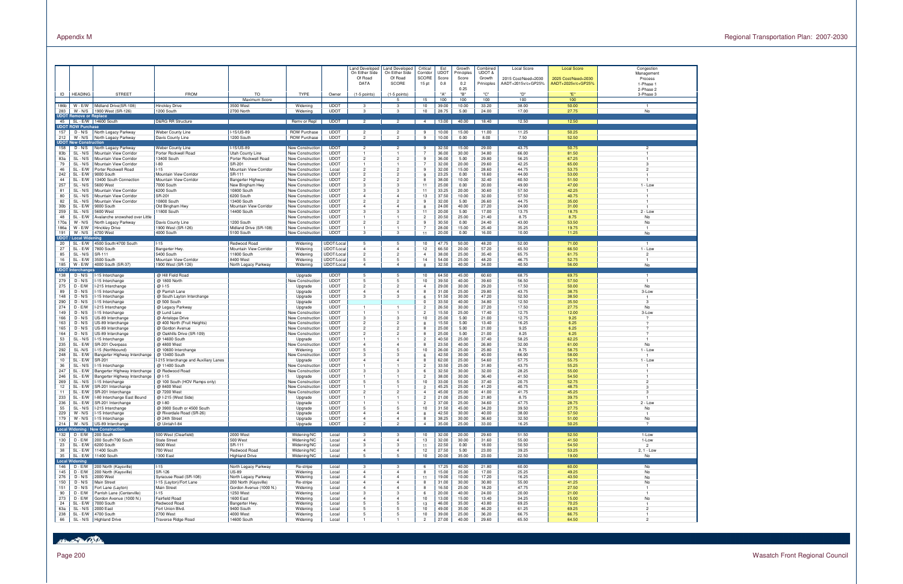| ID | HEADING | STREET | FROM | TO | TYPE | Owner | Land Developed On Either Side Of Road DATA (1-5 points) | Land Developed On Either Side Of Road SCORE (1-5 points) | Critical Corridor SCORE 15 pt | Est UDOT Score 0.8 "A" | Growth Principles Score 0.2 0.25 "B" | Combined UDOT & Growth Principles "C" | Local Score 2015 Cost/Need+2030 AADT+2015v/c+GP25% "D" | Local Score 2025 Cost/Need+2030 AADT+2025v/c+GP25% "E" | Congestion Management Process 1-Phase 1 2-Phase 2 3-Phase 3 |
|---|---|---|---|---|---|---|---|---|---|---|---|---|---|---|---|
| | | | | Maximum Score | | | | 5 | 15 | 100 | 100 | 100 | 100 | 100 | |
| 186b | W - E/W | Midland Drive(SR-108) | Hinckley Drive | 3500 West | Widening | UDOT | 3 | 3 | 10 | 39.00 | 10.00 | 33.20 | 38.00 | 50.00 | 1 |
| 283 | W - N/S | 1900 West (SR-126) | 1200 South | 2700 North | Widening | UDOT | 3 | 3 | 10 | 28.75 | 5.00 | 24.00 | 17.00 | 27.75 | No |
| **UDOT Remove or Replace** | | | | | | | | | | | | | | | |
| 45 | SL - E/W | 14600 South | D&RG RR Structure | | Remv or Repl | UDOT | 2 | 2 | 4 | 13.00 | 40.00 | 18.40 | 12.50 | 12.50 | |
| **UDOT ROW Purchase** | | | | | | | | | | | | | | | |
| 157 | D - N/S | North Legacy Parkway | Weber County Line | I-15/US-89 | ROW Purchase | UDOT | 2 | 2 | 9 | 10.00 | 15.00 | 11.00 | 11.25 | 50.25 | |
| 212 | W - N/S | North Legacy Parkway | Davis County Line | 1200 South | ROW Purchase | UDOT | 2 | 2 | 9 | 10.00 | 0.00 | 8.00 | 7.50 | 52.50 | |
| **UDOT New Construction** | | | | | | | | | | | | | | | |
| 158 | D - N/S | North Legacy Parkway | Weber County Line | I-15/US-89 | New Construction | UDOT | 2 | 2 | 9 | 32.50 | 15.00 | 29.00 | 43.75 | 50.75 | 2 |
| 83b | SL - N/S | Mountain View Corridor | Porter Rockwell Road | Utah County Line | New Construction | UDOT | 1 | 1 | 7 | 36.00 | 30.00 | 34.80 | 66.00 | 81.50 | 1 |
| 83a | SL - N/S | Mountain View Corridor | 13400 South | Porter Rockwell Road | New Construction | UDOT | 2 | 2 | 9 | 36.00 | 5.00 | 29.80 | 56.25 | 67.25 | 1 |
| 79 | SL - N/S | Mountain View Corridor | I-80 | SR-201 | New Construction | UDOT | 1 | 1 | 7 | 32.00 | 20.00 | 29.60 | 42.25 | 65.00 | 3 |
| 46 | SL - E/W | Porter Rockwell Road | I-15 | Mountain View Corridor | New Construction | Local | 2 | 2 | 9 | 32.00 | 15.00 | 28.60 | 44.75 | 53.75 | 2 |
| 242 | SL - E/W | 9000 South | Mountain View Corridor | SR-111 | New Construction | UDOT | 2 | 2 | 9 | 23.25 | 0.00 | 18.60 | 44.00 | 53.00 | 1 |
| 44 | SL - E/W | 13400 South Connection | Mountain View Corridor | Bangerter Highway | New Construction | UDOT | 2 | 2 | 8 | 38.00 | 10.00 | 32.40 | 60.50 | 51.50 | 1 |
| 257 | SL - N/S | 5600 West | 7000 South | New Bingham Hwy | New Construction | UDOT | 3 | 3 | 11 | 25.00 | 0.00 | 20.00 | 49.00 | 47.00 | 1 - Low |
| 81 | SL - N/S | Mountain View Corridor | 6200 South | 10800 South | New Construction | UDOT | 3 | 3 | 11 | 33.25 | 20.00 | 30.60 | 57.50 | 42.25 | 1 |
| 80 | SL - N/S | Mountain View Corridor | SR-201 | 6200 South | New Construction | UDOT | 4 | 4 | 13 | 37.50 | 10.00 | 32.00 | 57.50 | 40.75 | 1 |
| 82 | SL - N/S | Mountain View Corridor | 10800 South | 13400 South | New Construction | UDOT | 2 | 2 | 9 | 32.00 | 5.00 | 26.60 | 44.75 | 35.00 | 1 |
| 30b | SL - E/W | 9000 South | Old Bingham Hwy | Mountain View Corridor | New Construction | UDOT | 4 | 4 | 8 | 24.00 | 40.00 | 27.20 | 24.00 | 31.00 | 1 |
| 259 | SL - N/S | 5600 West | 11800 South | 14400 South | New Construction | UDOT | 3 | 3 | 11 | 20.00 | 5.00 | 17.00 | 13.75 | 18.75 | 2 - Low |
| 48 | SL - E/W | Avalanche snowshed over Little | | | New Construction | UDOT | 1 | 1 | 2 | 20.50 | 25.00 | 21.40 | 8.75 | 8.75 | No |
| 170a | W - N/S | North Legacy Parkway | Davis County Line | 1200 South | New Construction | UDOT | 2 | 2 | 9 | 30.50 | 0.00 | 24.40 | 43.00 | 53.50 | No |
| 186a | W - E/W | Hinckley Drive | 1900 West (SR-126) | Midland Drive (SR-108) | New Construction | UDOT | 1 | 1 | 7 | 28.00 | 15.00 | 25.40 | 35.25 | 19.75 | 1 |
| 191 | W - N/S | 4700 West | 4000 South | 5100 South | New Construction | UDOT | 3 | 3 | 11 | 20.00 | 0.00 | 16.00 | 10.00 | 11.25 | No |
| **UDOT / Local Widening** | | | | | | | | | | | | | | | |
| 20 | SL - E/W | 4500 South/4700 South | I-15 | Redwood Road | Widening | UDOT/Local | 5 | 5 | 10 | 47.75 | 50.00 | 48.20 | 52.00 | 71.00 | 1 |
| 27 | SL - E/W | 7800 South | Bangerter Hwy. | Mountain View Corridor | Widening | UDOT/Local | 4 | 4 | 12 | 66.50 | 20.00 | 57.20 | 65.50 | 66.50 | 1 - Low |
| 85 | SL - N/S | SR-111 | 5400 South | 11800 South | Widening | UDOT/Local | 2 | 2 | 4 | 38.00 | 25.00 | 35.40 | 65.75 | 61.75 | 2 |
| 16 | SL - E/W | 3500 South | Mountain View Corridor | 8400 West | Widening | UDOT/Local | 5 | 5 | 14 | 54.00 | 25.00 | 48.20 | 46.75 | 52.75 | 1 |
| 185 | W - E/W | 4000 South (SR-37) | 1900 West (SR-126) | North Legacy Parkway | Widening | UDOT/Local | 4 | 4 | 8 | 32.50 | 40.00 | 34.00 | 40.50 | 56.00 | No |
| **UDOT Interchanges** | | | | | | | | | | | | | | | |
| 138 | D - N/S | I-15 Interchange | @ Hill Field Road | | Upgrade | UDOT | 5 | 5 | 10 | 64.50 | 45.00 | 60.60 | 68.75 | 69.75 | 1 |
| 279 | D - N/S | I-15 Interchange | @ 1800 North | | New Construction | UDOT | 5 | 5 | 10 | 39.50 | 40.00 | 39.60 | 56.50 | 57.50 | 1 |
| 275 | D - E/W | I-215 Interchange | @ I-15 | | Upgrade | UDOT | 2 | 2 | 4 | 29.00 | 30.00 | 29.20 | 17.50 | 50.00 | No |
| 89 | D - N/S | I-15 Interchange | @ Parrish Lane | | Upgrade | UDOT | 4 | 4 | 8 | 31.00 | 25.00 | 29.80 | 43.75 | 38.75 | 3-Low |
| 148 | D - N/S | I-15 Interchange | @ South Layton Interchange | | Upgrade | UDOT | 3 | 3 | 6 | 51.50 | 30.00 | 47.20 | 52.50 | 38.50 | 1 |
| 290 | D - N/S | I-15 Interchange | @ 500 South | | Upgrade | UDOT | | | 0 | 33.50 | 40.00 | 34.80 | 12.50 | 35.50 | 3 |
| 274 | D - E/W | I-215 Interchange | @ Legacy Parkway | | Upgrade | UDOT | 1 | 1 | 2 | 26.50 | 30.00 | 27.20 | 17.50 | 27.75 | No |
| 149 | D - N/S | I-15 Interchange | @ Lund Lane | | New Construction | UDOT | 1 | 1 | 2 | 15.50 | 25.00 | 17.40 | 12.75 | 12.00 | 3-Low |
| 166 | D - N/S | US-89 Interchange | @ Antelope Drive | | New Construction | UDOT | 3 | 3 | 10 | 25.00 | 5.00 | 21.00 | 12.75 | 9.25 | ? |
| 163 | D - N/S | US-89 Interchange | @ 400 North (Fruit Heights) | | New Construction | UDOT | 2 | 2 | 8 | 15.50 | 5.00 | 13.40 | 16.25 | 6.25 | ? |
| 165 | D - N/S | US-89 Interchange | @ Gordon Avenue | | New Construction | UDOT | 2 | 2 | 8 | 25.00 | 5.00 | 21.00 | 9.25 | 6.25 | ? |
| 164 | D - N/S | US-89 Interchange | @ Oakhills Drive (SR-109) | | New Construction | UDOT | 2 | 2 | 8 | 25.00 | 5.00 | 21.00 | 8.25 | 6.25 | ? |
| 53 | SL - N/S | I-15 Interchange | @ 14600 South | | Upgrade | UDOT | 1 | 1 | 2 | 40.50 | 25.00 | 37.40 | 58.25 | 62.25 | 1 |
| 235 | SL - E/W | SR-201 Overpass | @ 4800 West | | New Construction | UDOT | 4 | 4 | 8 | 23.50 | 40.00 | 26.80 | 32.00 | 61.00 | No |
| 292 | SL -N/S | I-15 (Northbound) | @ 10600 Interchange | | Widening | UDOT | 5 | 5 | 10 | 26.00 | 25.00 | 25.80 | 8.75 | 58.75 | 1 - Low |
| 248 | SL - E/W | Bangerter Highway Interchange | @ 13400 South | | New Construction | UDOT | 3 | 3 | 6 | 42.50 | 30.00 | 40.00 | 66.00 | 58.00 | 1 |
| 10 | SL - E/W | SR-201 | I-215 Interchange and Auxiliary Lanes | | Upgrade | UDOT | 4 | 4 | 8 | 62.00 | 25.00 | 54.60 | 57.75 | 55.75 | 1 - Low |
| 36 | SL - N/S | I-15 Interchange | @ 11400 South | | New Construction | UDOT | 1 | 1 | 2 | 33.50 | 25.00 | 31.80 | 43.75 | 55.25 | 1 |
| 247 | SL - E/W | Bangerter Highway Interchange | @ Redwood Road | | New Construction | UDOT | 3 | 3 | 6 | 32.50 | 30.00 | 32.00 | 28.25 | 55.00 | 1 |
| 246 | SL - E/W | Bangerter Highway Interchange | @ I-15 | | Upgrade | UDOT | 1 | 1 | 2 | 38.00 | 30.00 | 36.40 | 41.50 | 54.50 | 1 |
| 269 | SL - N/S | I-15 Interchange | @ 100 South (HOV Ramps only) | | New Construction | UDOT | 5 | 5 | 10 | 33.00 | 55.00 | 37.40 | 20.75 | 52.75 | 2 |
| 12 | SL - E/W | SR-201 Interchange | @ 8400 West | | New Construction | UDOT | 1 | 1 | 2 | 45.25 | 25.00 | 41.20 | 40.75 | 48.75 | 3 |
| 11 | SL - E/W | SR-201 Interchange | @ 7200 West | | New Construction | UDOT | 2 | 2 | 4 | 45.00 | 25.00 | 41.00 | 41.75 | 45.25 | 3 |
| 233 | SL - E/W | I-80 Interchange East Bound | @ I-215 (West Side) | | Upgrade | UDOT | 1 | 1 | 2 | 21.00 | 25.00 | 21.80 | 8.75 | 39.75 | 1 |
| 236 | SL - E/W | SR-201 Interchange | @ I-80 | | Upgrade | UDOT | 1 | 1 | 2 | 37.00 | 25.00 | 34.60 | 47.75 | 28.75 | 2 - Low |
| 55 | SL - N/S | I-215 Interchange | @ 3900 South or 4500 South | | Upgrade | UDOT | 5 | 5 | 10 | 31.50 | 45.00 | 34.20 | 39.50 | 27.75 | No |
| 229 | W - N/S | I-15 Interchange | @ Riverdale Road (SR-26) | | Upgrade | UDOT | 4 | 4 | 8 | 42.50 | 30.00 | 40.00 | 38.00 | 57.50 | 1 |
| 179 | W - N/S | I-15 Interchange | @ 24th Street | | Upgrade | UDOT | 4 | 4 | 8 | 38.25 | 30.00 | 36.60 | 32.50 | 51.00 | No |
| 214 | W - N/S | US-89 Interchange | @ Uintah/I-84 | | Upgrade | UDOT | 2 | 2 | 4 | 35.00 | 25.00 | 33.00 | 16.25 | 50.25 | ? |
| **Local Widening / New Construction** | | | | | | | | | | | | | | | |
| 132 | D - E/W | 200 South | 500 West (Clearfield) | 2000 West | Widening/NC | Local | 3 | 3 | 10 | 32.00 | 20.00 | 29.60 | 51.50 | 52.50 | 1-Low |
| 130 | D - E/W | 200 South/700 South | State Street | 500 West | Widening/NC | Local | 4 | 4 | 13 | 32.00 | 30.00 | 31.60 | 55.00 | 41.50 | 1-Low |
| 23 | SL - E/W | 6200 South | 5600 West | SR-111 | Widening/NC | Local | 3 | 3 | 11 | 22.50 | 0.00 | 18.00 | 50.50 | 54.50 | 2 |
| 38 | SL - E/W | 11400 South | 700 West | Redwood Road | Widening/NC | Local | 4 | 4 | 12 | 27.50 | 5.00 | 23.00 | 39.25 | 53.25 | 2, 1 - Low |
| 35 | SL - E/W | 11400 South | 1300 East | Highland Drive | Widening/NC | Local | 5 | 5 | 10 | 20.00 | 35.00 | 23.00 | 22.50 | 19.00 | No |
| **Local Widening** | | | | | | | | | | | | | | | |
| 146 | D - E/W | 200 North (Kaysville) | I-15 | North Legacy Parkway | Re-stripe | Local | 3 | 3 | 6 | 17.25 | 40.00 | 21.80 | 60.00 | 60.00 | No |
| 145 | D - E/W | 200 North (Kaysville) | SR-126 | US-89 | Widening | Local | 4 | 4 | 8 | 15.00 | 25.00 | 17.00 | 25.25 | 49.25 | No |
| 276 | D - N/S | 2000 West | Syracuse Road (SR-108) | North Legacy Parkway | Widening | Local | 4 | 4 | 11 | 19.00 | 10.00 | 17.20 | 16.25 | 43.50 | No |
| 150 | D - N/S | Main Street | I-15 (Layton)/Fort Lane | 200 North (Kaysville) | Re-stripe | Local | 4 | 4 | 8 | 31.00 | 30.00 | 30.80 | 55.00 | 41.25 | No |
| 151 | D - N/S | Fort Lane (Layton) | Main Street | Gordon Avenue (1000 N.) | Widening | Local | 4 | 4 | 8 | 16.50 | 25.00 | 18.20 | 47.75 | 27.50 | 1 |
| 90 | D - E/W | Parrish Lane (Centerville) | I-15 | 1250 West | Widening | Local | 3 | 3 | 6 | 20.00 | 40.00 | 24.00 | 20.00 | 21.00 | 1 |
| 273 | D - E/W | Gordon Avenue (1000 N.) | Fairfield Road | 1600 East | Widening | Local | 4 | 4 | 10 | 13.00 | 15.00 | 13.40 | 34.25 | 15.00 | No |
| 24 | SL - E/W | 7000 South | Redwood Road | Bangerter Hwy. | Widening | Local | 5 | 5 | 13 | 46.00 | 35.00 | 43.80 | 69.25 | 70.25 | 1 |
| 63a | SL - N/S | 2000 East | Fort Union Blvd. | 9400 South | Widening | Local | 5 | 5 | 10 | 49.00 | 35.00 | 46.20 | 61.25 | 69.25 | 2 |
| 238 | SL - E/W | 4700 South | 2700 West | 4000 West | Widening | Local | 5 | 5 | 10 | 39.00 | 25.00 | 36.20 | 66.75 | 66.75 | 1 |
| 66 | SL - N/S | Highland Drive | Traverse Ridge Road | 14600 South | Widening | Local | 1 | 1 | 2 | 27.00 | 40.00 | 29.60 | 65.50 | 64.50 | 2 |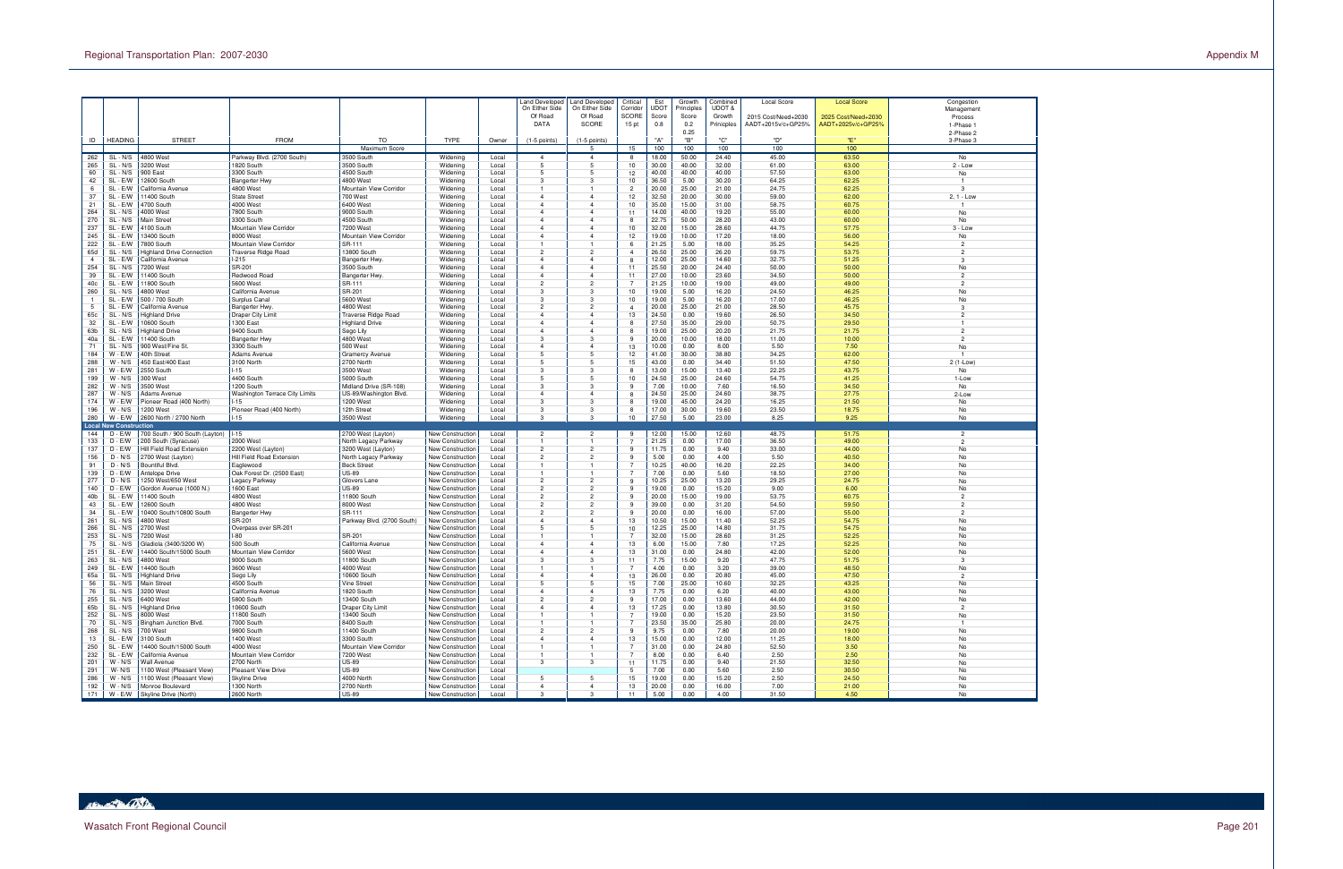| ID | HEADING | STREET | FROM | TO | TYPE | Owner | Land Developed On Either Side Of Road DATA (1-5 points) | Land Developed On Either Side Of Road SCORE (1-5 points) | Critical Corridor SCORE 15 pt | Est UDOT Score 0.8 "A" | Growth Principles Score 0.2 0.25 "B" | Combined UDOT & Growth Principles "C" | Local Score 2015 Cost/Need+2030 AADT+2015v/c+GP25% "D" | Local Score 2025 Cost/Need+2030 AADT+2025v/c+GP25% "E" | Congestion Management Process 1-Phase 1 2-Phase 2 3-Phase 3 |
|---|---|---|---|---|---|---|---|---|---|---|---|---|---|---|---|
| | | | | Maximum Score | | | | 5 | 15 | 100 | 100 | 100 | 100 | 100 | |
| 262 | SL - N/S | 4800 West | Parkway Blvd. (2700 South) | 3500 South | Widening | Local | 4 | 4 | 8 | 18.00 | 50.00 | 24.40 | 45.00 | 63.50 | No |
| 265 | SL - N/S | 3200 West | 1820 South | 3500 South | Widening | Local | 5 | 5 | 10 | 30.00 | 40.00 | 32.00 | 61.00 | 63.00 | 2 - Low |
| 60 | SL - N/S | 900 East | 3300 South | 4500 South | Widening | Local | 5 | 5 | 12 | 40.00 | 40.00 | 40.00 | 57.50 | 63.00 | No |
| 42 | SL - E/W | 12600 South | Bangerter Hwy | 4800 West | Widening | Local | 3 | 3 | 10 | 36.50 | 5.00 | 30.20 | 64.25 | 62.25 | 1 |
| 6 | SL - E/W | California Avenue | 4800 West | Mountain View Corridor | Widening | Local | 1 | 1 | 2 | 20.00 | 25.00 | 21.00 | 24.75 | 62.25 | 3 |
| 37 | SL - E/W | 11400 South | State Street | 700 West | Widening | Local | 4 | 4 | 12 | 32.50 | 20.00 | 30.00 | 59.00 | 62.00 | 2, 1 - Low |
| 21 | SL - E/W | 4700 South | 4000 West | 6400 West | Widening | Local | 4 | 4 | 10 | 35.00 | 15.00 | 31.00 | 58.75 | 60.75 | 1 |
| 264 | SL - N/S | 4000 West | 7800 South | 9000 South | Widening | Local | 4 | 4 | 11 | 14.00 | 40.00 | 19.20 | 55.00 | 60.00 | No |
| 270 | SL - N/S | Main Street | 3300 South | 4500 South | Widening | Local | 4 | 4 | 8 | 22.75 | 50.00 | 28.20 | 43.00 | 60.00 | No |
| 237 | SL - E/W | 4100 South | Mountain View Corridor | 7200 West | Widening | Local | 4 | 4 | 10 | 32.00 | 15.00 | 28.60 | 44.75 | 57.75 | 3 - Low |
| 245 | SL - E/W | 13400 South | 8000 West | Mountain View Corridor | Widening | Local | 4 | 4 | 12 | 19.00 | 10.00 | 17.20 | 18.00 | 56.00 | No |
| 222 | SL - E/W | 7800 South | Mountain View Corridor | SR-111 | Widening | Local | 1 | 1 | 6 | 21.25 | 5.00 | 18.00 | 35.25 | 54.25 | 2 |
| 65d | SL - N/S | Highland Drive Connection | Traverse Ridge Road | 13800 South | Widening | Local | 2 | 2 | 4 | 26.50 | 25.00 | 26.20 | 59.75 | 53.75 | 2 |
| 4 | SL - E/W | California Avenue | I-215 | Bangerter Hwy. | Widening | Local | 4 | 4 | 8 | 12.00 | 25.00 | 14.60 | 32.75 | 51.25 | 3 |
| 254 | SL - N/S | 7200 West | SR-201 | 3500 South | Widening | Local | 4 | 4 | 11 | 25.50 | 20.00 | 24.40 | 50.00 | 50.00 | No |
| 39 | SL - E/W | 11400 South | Redwood Road | Bangerter Hwy. | Widening | Local | 4 | 4 | 11 | 27.00 | 10.00 | 23.60 | 34.50 | 50.00 | 2 |
| 40c | SL - E/W | 11800 South | 5600 West | SR-111 | Widening | Local | 2 | 2 | 7 | 21.25 | 10.00 | 19.00 | 49.00 | 49.00 | 2 |
| 260 | SL - N/S | 4800 West | California Avenue | SR-201 | Widening | Local | 3 | 3 | 10 | 19.00 | 5.00 | 16.20 | 24.50 | 46.25 | No |
| 1 | SL - E/W | 500 / 700 South | Surplus Canal | 5600 West | Widening | Local | 3 | 3 | 10 | 19.00 | 5.00 | 16.20 | 17.00 | 46.25 | No |
| 5 | SL - E/W | California Avenue | Bangerter Hwy. | 4800 West | Widening | Local | 2 | 2 | 4 | 20.00 | 25.00 | 21.00 | 28.50 | 45.75 | 3 |
| 65c | SL - N/S | Highland Drive | Draper City Limit | Traverse Ridge Road | Widening | Local | 4 | 4 | 13 | 24.50 | 0.00 | 19.60 | 26.50 | 34.50 | 2 |
| 32 | SL - E/W | 10600 South | 1300 East | Highland Drive | Widening | Local | 4 | 4 | 8 | 27.50 | 35.00 | 29.00 | 50.75 | 29.50 | 1 |
| 63b | SL - N/S | Highland Drive | 9400 South | Sego Lily | Widening | Local | 4 | 4 | 8 | 19.00 | 25.00 | 20.20 | 21.75 | 21.75 | 2 |
| 40a | SL - E/W | 11400 South | Bangerter Hwy | 4800 West | Widening | Local | 3 | 3 | 9 | 20.00 | 10.00 | 18.00 | 11.00 | 10.00 | 2 |
| 71 | SL - N/S | 900 West/Fine St. | 3300 South | 500 West | Widening | Local | 4 | 4 | 13 | 10.00 | 0.00 | 8.00 | 5.50 | 7.50 | No |
| 184 | W - E/W | 40th Street | Adams Avenue | Gramercy Avenue | Widening | Local | 5 | 5 | 12 | 41.00 | 30.00 | 38.80 | 34.25 | 62.00 | 1 |
| 288 | W - N/S | 450 East/400 East | 3100 North | 2700 North | Widening | Local | 5 | 5 | 15 | 43.00 | 0.00 | 34.40 | 51.50 | 47.50 | 2 (1-Low) |
| 281 | W - E/W | 2550 South | I-15 | 3500 West | Widening | Local | 3 | 3 | 8 | 13.00 | 15.00 | 13.40 | 22.25 | 43.75 | No |
| 199 | W - N/S | 300 West | 4400 South | 5000 South | Widening | Local | 5 | 5 | 10 | 24.50 | 25.00 | 24.60 | 54.75 | 41.25 | 1-Low |
| 282 | W - N/S | 3500 West | 1200 South | Midland Drive (SR-108) | Widening | Local | 3 | 3 | 9 | 7.00 | 10.00 | 7.60 | 16.50 | 34.50 | No |
| 287 | W - N/S | Adams Avenue | Washington Terrace City Limits | US-89/Washington Blvd. | Widening | Local | 4 | 4 | 8 | 24.50 | 25.00 | 24.60 | 38.75 | 27.75 | 2-Low |
| 174 | W - E/W | Pioneer Road (400 North) | I-15 | 1200 West | Widening | Local | 3 | 3 | 8 | 19.00 | 45.00 | 24.20 | 16.25 | 21.50 | No |
| 196 | W - N/S | 1200 West | Pioneer Road (400 North) | 12th Street | Widening | Local | 3 | 3 | 8 | 17.00 | 30.00 | 19.60 | 23.50 | 18.75 | No |
| 280 | W - E/W | 2600 North / 2700 North | I-15 | 3500 West | Widening | Local | 3 | 3 | 10 | 27.50 | 5.00 | 23.00 | 8.25 | 9.25 | No |
| **Local New Construction** | | | | | | | | | | | | | | | |
| 144 | D - E/W | 700 South / 900 South (Layton) | I-15 | 2700 West (Layton) | New Construction | Local | 2 | 2 | 9 | 12.00 | 15.00 | 12.60 | 48.75 | 51.75 | 2 |
| 133 | D - E/W | 200 South (Syracuse) | 2000 West | North Legacy Parkway | New Construction | Local | 1 | 1 | 7 | 21.25 | 0.00 | 17.00 | 36.50 | 49.00 | 2 |
| 137 | D - E/W | Hill Field Road Extension | 2200 West (Layton) | 3200 West (Layton) | New Construction | Local | 2 | 2 | 9 | 11.75 | 0.00 | 9.40 | 33.00 | 44.00 | No |
| 156 | D - N/S | 2700 West (Layton) | Hill Field Road Extension | North Legacy Parkway | New Construction | Local | 2 | 2 | 9 | 5.00 | 0.00 | 4.00 | 5.50 | 40.50 | No |
| 91 | D - N/S | Bountiful Blvd. | Eaglewood | Beck Street | New Construction | Local | 1 | 1 | 7 | 10.25 | 40.00 | 16.20 | 22.25 | 34.00 | No |
| 139 | D - E/W | Antelope Drive | Oak Forest Dr. (2500 East) | US-89 | New Construction | Local | 1 | 1 | 7 | 7.00 | 0.00 | 5.60 | 18.50 | 27.00 | No |
| 277 | D - N/S | 1250 West/650 West | Legacy Parkway | Glovers Lane | New Construction | Local | 2 | 2 | 9 | 10.25 | 25.00 | 13.20 | 29.25 | 24.75 | No |
| 140 | D - E/W | Gordon Avenue (1000 N.) | 1600 East | US-89 | New Construction | Local | 2 | 2 | 9 | 19.00 | 0.00 | 15.20 | 9.00 | 6.00 | No |
| 40b | SL - E/W | 11400 South | 4800 West | 11800 South | New Construction | Local | 2 | 2 | 9 | 20.00 | 15.00 | 19.00 | 53.75 | 60.75 | 2 |
| 43 | SL - E/W | 12600 South | 4800 West | 8000 West | New Construction | Local | 2 | 2 | 9 | 39.00 | 0.00 | 31.20 | 54.50 | 59.50 | 2 |
| 34 | SL - E/W | 10400 South/10800 South | Bangerter Hwy | SR-111 | New Construction | Local | 2 | 2 | 9 | 20.00 | 0.00 | 16.00 | 57.00 | 55.00 | 2 |
| 261 | SL - N/S | 4800 West | SR-201 | Parkway Blvd. (2700 South) | New Construction | Local | 4 | 4 | 13 | 10.50 | 15.00 | 11.40 | 52.25 | 54.75 | No |
| 266 | SL - N/S | 2700 West | Overpass over SR-201 | | New Construction | Local | 5 | 5 | 10 | 12.25 | 25.00 | 14.80 | 31.75 | 54.75 | No |
| 253 | SL - N/S | 7200 West | I-80 | SR-201 | New Construction | Local | 1 | 1 | 7 | 32.00 | 15.00 | 28.60 | 31.25 | 52.25 | No |
| 75 | SL - N/S | Gladiola (3400/3200 W) | 500 South | California Avenue | New Construction | Local | 4 | 4 | 13 | 6.00 | 15.00 | 7.80 | 17.25 | 52.25 | No |
| 251 | SL - E/W | 14400 South/15000 South | Mountain View Corridor | 5600 West | New Construction | Local | 4 | 4 | 13 | 31.00 | 0.00 | 24.80 | 42.00 | 52.00 | No |
| 263 | SL - N/S | 4800 West | 9000 South | 11800 South | New Construction | Local | 3 | 3 | 11 | 7.75 | 15.00 | 9.20 | 47.75 | 51.75 | 3 |
| 249 | SL - E/W | 14400 South | 3600 West | 4000 West | New Construction | Local | 1 | 1 | 7 | 4.00 | 0.00 | 3.20 | 39.00 | 48.50 | No |
| 65a | SL - N/S | Highland Drive | Sego Lily | 10600 South | New Construction | Local | 4 | 4 | 13 | 26.00 | 0.00 | 20.80 | 45.00 | 47.50 | 2 |
| 56 | SL - N/S | Main Street | 4500 South | Vine Street | New Construction | Local | 5 | 5 | 15 | 7.00 | 25.00 | 10.60 | 32.25 | 43.25 | No |
| 76 | SL - N/S | 3200 West | California Avenue | 1820 South | New Construction | Local | 4 | 4 | 13 | 7.75 | 0.00 | 6.20 | 40.00 | 43.00 | No |
| 255 | SL - N/S | 6400 West | 5800 South | 13400 South | New Construction | Local | 2 | 2 | 9 | 17.00 | 0.00 | 13.60 | 44.00 | 42.00 | No |
| 65b | SL - N/S | Highland Drive | 10600 South | Draper City Limit | New Construction | Local | 4 | 4 | 13 | 17.25 | 0.00 | 13.80 | 30.50 | 31.50 | 2 |
| 252 | SL - N/S | 8000 West | 11800 South | 13400 South | New Construction | Local | 1 | 1 | 7 | 19.00 | 0.00 | 15.20 | 23.50 | 31.50 | No |
| 70 | SL - N/S | Bingham Junction Blvd. | 7000 South | 8400 South | New Construction | Local | 1 | 1 | 7 | 23.50 | 35.00 | 25.80 | 20.00 | 24.75 | 1 |
| 268 | SL - N/S | 700 West | 9800 South | 11400 South | New Construction | Local | 2 | 2 | 9 | 9.75 | 0.00 | 7.80 | 20.00 | 19.00 | No |
| 13 | SL - E/W | 3100 South | 1400 West | 3300 South | New Construction | Local | 4 | 4 | 13 | 15.00 | 0.00 | 12.00 | 11.25 | 18.00 | No |
| 250 | SL - E/W | 14400 South/15000 South | 4000 West | Mountain View Corridor | New Construction | Local | 1 | 1 | 7 | 31.00 | 0.00 | 24.80 | 52.50 | 3.50 | No |
| 232 | SL - E/W | California Avenue | Mountain View Corridor | 7200 West | New Construction | Local | 1 | 1 | 7 | 8.00 | 0.00 | 6.40 | 2.50 | 2.50 | No |
| 201 | W - N/S | Wall Avenue | 2700 North | US-89 | New Construction | Local | 3 | 3 | 11 | 11.75 | 0.00 | 9.40 | 21.50 | 32.50 | No |
| 291 | W- N/S | 1100 West (Pleasant View) | Pleasant View Drive | US-89 | New Construction | Local | | | 5 | 7.00 | 0.00 | 5.60 | 2.50 | 30.50 | No |
| 286 | W - N/S | 1100 West (Pleasant View) | Skyline Drive | 4000 North | New Construction | Local | 5 | 5 | 15 | 19.00 | 0.00 | 15.20 | 2.50 | 24.50 | No |
| 192 | W - N/S | Monroe Boulevard | 1300 North | 2700 North | New Construction | Local | 4 | 4 | 13 | 20.00 | 0.00 | 16.00 | 7.00 | 21.00 | No |
| 171 | W - E/W | Skyline Drive (North) | 2600 North | US-89 | New Construction | Local | 3 | 3 | 11 | 5.00 | 0.00 | 4.00 | 31.50 | 4.50 | No |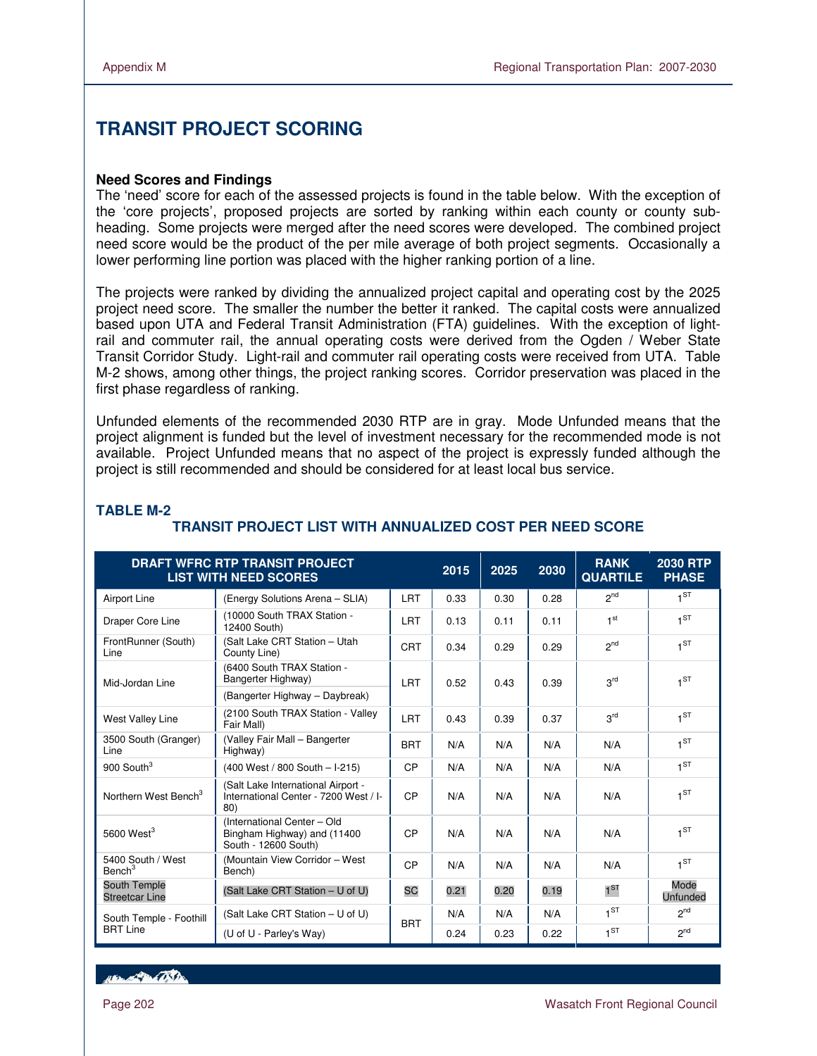# TRANSIT PROJECT SCORING

**Need Scores and Findings**

The 'need' score for each of the assessed projects is found in the table below. With the exception of the 'core projects', proposed projects are sorted by ranking within each county or county sub-heading. Some projects were merged after the need scores were developed. The combined project need score would be the product of the per mile average of both project segments. Occasionally a lower performing line portion was placed with the higher ranking portion of a line.

The projects were ranked by dividing the annualized project capital and operating cost by the 2025 project need score. The smaller the number the better it ranked. The capital costs were annualized based upon UTA and Federal Transit Administration (FTA) guidelines. With the exception of light-rail and commuter rail, the annual operating costs were derived from the Ogden / Weber State Transit Corridor Study. Light-rail and commuter rail operating costs were received from UTA. Table M-2 shows, among other things, the project ranking scores. Corridor preservation was placed in the first phase regardless of ranking.

Unfunded elements of the recommended 2030 RTP are in gray. Mode Unfunded means that the project alignment is funded but the level of investment necessary for the recommended mode is not available. Project Unfunded means that no aspect of the project is expressly funded although the project is still recommended and should be considered for at least local bus service.

**TABLE M-2**

**TRANSIT PROJECT LIST WITH ANNUALIZED COST PER NEED SCORE**

| DRAFT WFRC RTP TRANSIT PROJECT LIST WITH NEED SCORES | | | 2015 | 2025 | 2030 | RANK QUARTILE | 2030 RTP PHASE |
|---|---|---|---|---|---|---|---|
| Airport Line | (Energy Solutions Arena – SLIA) | LRT | 0.33 | 0.30 | 0.28 | 2nd | 1ST |
| Draper Core Line | (10000 South TRAX Station - 12400 South) | LRT | 0.13 | 0.11 | 0.11 | 1st | 1ST |
| FrontRunner (South) Line | (Salt Lake CRT Station – Utah County Line) | CRT | 0.34 | 0.29 | 0.29 | 2nd | 1ST |
| Mid-Jordan Line | (6400 South TRAX Station - Bangerter Highway) | LRT | 0.52 | 0.43 | 0.39 | 3rd | 1ST |
| | (Bangerter Highway – Daybreak) | | | | | | |
| West Valley Line | (2100 South TRAX Station - Valley Fair Mall) | LRT | 0.43 | 0.39 | 0.37 | 3rd | 1ST |
| 3500 South (Granger) Line | (Valley Fair Mall – Bangerter Highway) | BRT | N/A | N/A | N/A | N/A | 1ST |
| 900 South[3] | (400 West / 800 South – I-215) | CP | N/A | N/A | N/A | N/A | 1ST |
| Northern West Bench[3] | (Salt Lake International Airport - International Center - 7200 West / I-80) | CP | N/A | N/A | N/A | N/A | 1ST |
| 5600 West[3] | (International Center – Old Bingham Highway) and (11400 South - 12600 South) | CP | N/A | N/A | N/A | N/A | 1ST |
| 5400 South / West Bench[3] | (Mountain View Corridor – West Bench) | CP | N/A | N/A | N/A | N/A | 1ST |
| South Temple Streetcar Line | (Salt Lake CRT Station – U of U) | SC | 0.21 | 0.20 | 0.19 | 1ST | Mode Unfunded |
| South Temple - Foothill BRT Line | (Salt Lake CRT Station – U of U) | BRT | N/A | N/A | N/A | 1ST | 2nd |
| | (U of U - Parley's Way) | | 0.24 | 0.23 | 0.22 | 1ST | 2nd |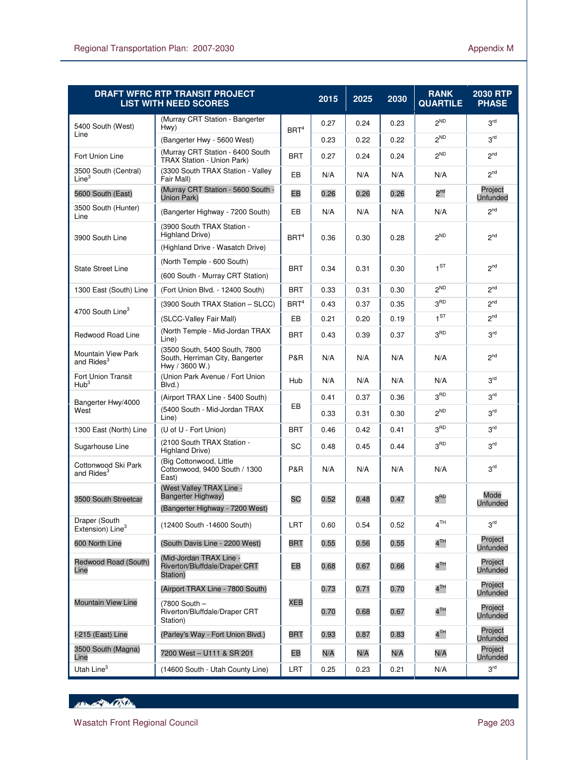| DRAFT WFRC RTP TRANSIT PROJECT LIST WITH NEED SCORES | | | 2015 | 2025 | 2030 | RANK QUARTILE | 2030 RTP PHASE |
|---|---|---|---|---|---|---|---|
| 5400 South (West) Line | (Murray CRT Station - Bangerter Hwy) | BRT[4] | 0.27 | 0.24 | 0.23 | 2ND | 3rd |
| | (Bangerter Hwy - 5600 West) | | 0.23 | 0.22 | 0.22 | 2ND | 3rd |
| Fort Union Line | (Murray CRT Station - 6400 South TRAX Station - Union Park) | BRT | 0.27 | 0.24 | 0.24 | 2ND | 2nd |
| 3500 South (Central) Line[3] | (3300 South TRAX Station - Valley Fair Mall) | EB | N/A | N/A | N/A | N/A | 2nd |
| 5600 South (East) | (Murray CRT Station - 5600 South - Union Park) | EB | 0.26 | 0.26 | 0.26 | 2nd | Project Unfunded |
| 3500 South (Hunter) Line | (Bangerter Highway - 7200 South) | EB | N/A | N/A | N/A | N/A | 2nd |
| 3900 South Line | (3900 South TRAX Station - Highland Drive) | BRT[4] | 0.36 | 0.30 | 0.28 | 2ND | 2nd |
| | (Highland Drive - Wasatch Drive) | | | | | | |
| State Street Line | (North Temple - 600 South) | BRT | 0.34 | 0.31 | 0.30 | 1ST | 2nd |
| | (600 South - Murray CRT Station) | | | | | | |
| 1300 East (South) Line | (Fort Union Blvd. - 12400 South) | BRT | 0.33 | 0.31 | 0.30 | 2ND | 2nd |
| 4700 South Line[3] | (3900 South TRAX Station – SLCC) | BRT[4] | 0.43 | 0.37 | 0.35 | 3RD | 2nd |
| | (SLCC-Valley Fair Mall) | EB | 0.21 | 0.20 | 0.19 | 1ST | 2nd |
| Redwood Road Line | (North Temple - Mid-Jordan TRAX Line) | BRT | 0.43 | 0.39 | 0.37 | 3RD | 3rd |
| Mountain View Park and Rides[3] | (3500 South, 5400 South, 7800 South, Herriman City, Bangerter Hwy / 3600 W.) | P&R | N/A | N/A | N/A | N/A | 2nd |
| Fort Union Transit Hub[3] | (Union Park Avenue / Fort Union Blvd.) | Hub | N/A | N/A | N/A | N/A | 3rd |
| Bangerter Hwy/4000 West | (Airport TRAX Line - 5400 South) | EB | 0.41 | 0.37 | 0.36 | 3RD | 3rd |
| | (5400 South - Mid-Jordan TRAX Line) | | 0.33 | 0.31 | 0.30 | 2ND | 3rd |
| 1300 East (North) Line | (U of U - Fort Union) | BRT | 0.46 | 0.42 | 0.41 | 3RD | 3rd |
| Sugarhouse Line | (2100 South TRAX Station - Highland Drive) | SC | 0.48 | 0.45 | 0.44 | 3RD | 3rd |
| Cottonwood Ski Park and Rides[3] | (Big Cottonwood, Little Cottonwood, 9400 South / 1300 East) | P&R | N/A | N/A | N/A | N/A | 3rd |
| 3500 South Streetcar | (West Valley TRAX Line - Bangerter Highway) | SC | 0.52 | 0.48 | 0.47 | 3RD | Mode Unfunded |
| | (Bangerter Highway - 7200 West) | | | | | | |
| Draper (South Extension) Line[3] | (12400 South -14600 South) | LRT | 0.60 | 0.54 | 0.52 | 4TH | 3rd |
| 600 North Line | (South Davis Line - 2200 West) | BRT | 0.55 | 0.56 | 0.55 | 4TH | Project Unfunded |
| Redwood Road (South) Line | (Mid-Jordan TRAX Line - Riverton/Bluffdale/Draper CRT Station) | EB | 0.68 | 0.67 | 0.66 | 4TH | Project Unfunded |
| Mountain View Line | (Airport TRAX Line - 7800 South) | XEB | 0.73 | 0.71 | 0.70 | 4TH | Project Unfunded |
| | (7800 South – Riverton/Bluffdale/Draper CRT Station) | | 0.70 | 0.68 | 0.67 | 4TH | Project Unfunded |
| I-215 (East) Line | (Parley's Way - Fort Union Blvd.) | BRT | 0.93 | 0.87 | 0.83 | 4TH | Project Unfunded |
| 3500 South (Magna) Line | 7200 West – U111 & SR 201 | EB | N/A | N/A | N/A | N/A | Project Unfunded |
| Utah Line[3] | (14600 South - Utah County Line) | LRT | 0.25 | 0.23 | 0.21 | N/A | 3rd |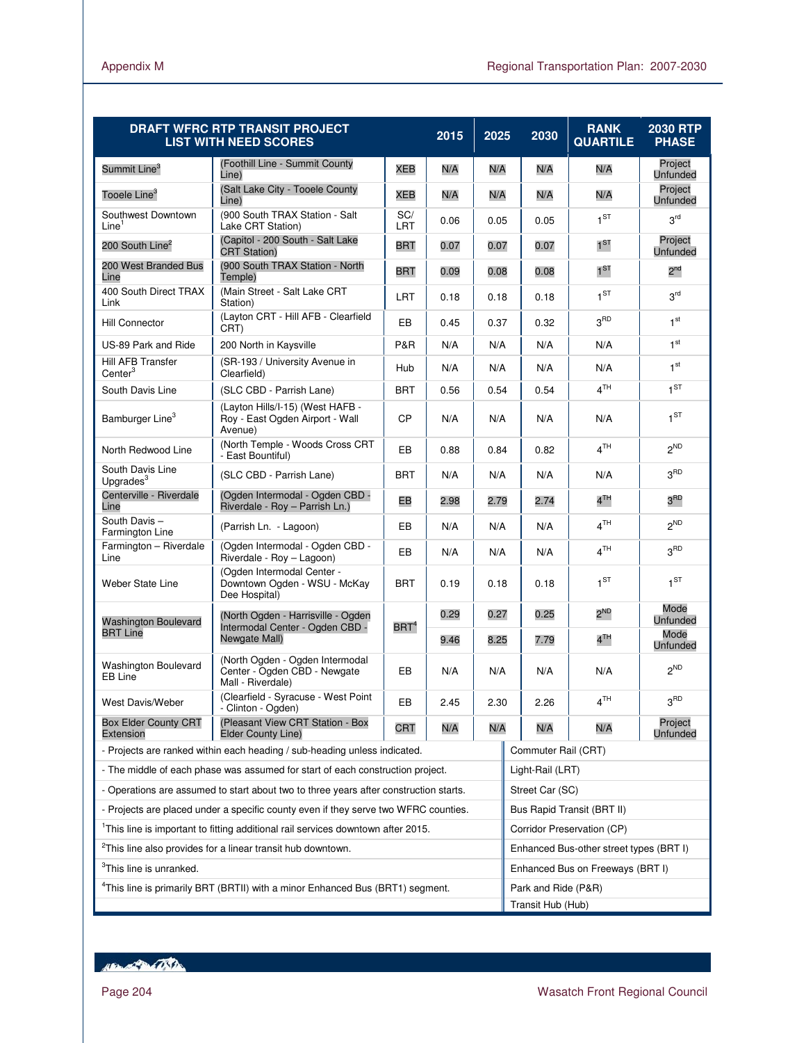| DRAFT WFRC RTP TRANSIT PROJECT LIST WITH NEED SCORES | | | 2015 | 2025 | 2030 | RANK QUARTILE | 2030 RTP PHASE |
|---|---|---|---|---|---|---|---|
| Summit Line[3] | (Foothill Line - Summit County Line) | XEB | N/A | N/A | N/A | N/A | Project Unfunded |
| Tooele Line[3] | (Salt Lake City - Tooele County Line) | XEB | N/A | N/A | N/A | N/A | Project Unfunded |
| Southwest Downtown Line[1] | (900 South TRAX Station - Salt Lake CRT Station) | SC/ LRT | 0.06 | 0.05 | 0.05 | 1ST | 3rd |
| 200 South Line[2] | (Capitol - 200 South - Salt Lake CRT Station) | BRT | 0.07 | 0.07 | 0.07 | 1ST | Project Unfunded |
| 200 West Branded Bus Line | (900 South TRAX Station - North Temple) | BRT | 0.09 | 0.08 | 0.08 | 1ST | 2nd |
| 400 South Direct TRAX Link | (Main Street - Salt Lake CRT Station) | LRT | 0.18 | 0.18 | 0.18 | 1ST | 3rd |
| Hill Connector | (Layton CRT - Hill AFB - Clearfield CRT) | EB | 0.45 | 0.37 | 0.32 | 3RD | 1st |
| US-89 Park and Ride | 200 North in Kaysville | P&R | N/A | N/A | N/A | N/A | 1st |
| Hill AFB Transfer Center[3] | (SR-193 / University Avenue in Clearfield) | Hub | N/A | N/A | N/A | N/A | 1st |
| South Davis Line | (SLC CBD - Parrish Lane) | BRT | 0.56 | 0.54 | 0.54 | 4TH | 1ST |
| Bamburger Line[3] | (Layton Hills/I-15) (West HAFB - Roy - East Ogden Airport - Wall Avenue) | CP | N/A | N/A | N/A | N/A | 1ST |
| North Redwood Line | (North Temple - Woods Cross CRT - East Bountiful) | EB | 0.88 | 0.84 | 0.82 | 4TH | 2ND |
| South Davis Line Upgrades[3] | (SLC CBD - Parrish Lane) | BRT | N/A | N/A | N/A | N/A | 3RD |
| Centerville - Riverdale Line | (Ogden Intermodal - Ogden CBD - Riverdale - Roy – Parrish Ln.) | EB | 2.98 | 2.79 | 2.74 | 4TH | 3RD |
| South Davis – Farmington Line | (Parrish Ln. - Lagoon) | EB | N/A | N/A | N/A | 4TH | 2ND |
| Farmington – Riverdale Line | (Ogden Intermodal - Ogden CBD - Riverdale - Roy – Lagoon) | EB | N/A | N/A | N/A | 4TH | 3RD |
| Weber State Line | (Ogden Intermodal Center - Downtown Ogden - WSU - McKay Dee Hospital) | BRT | 0.19 | 0.18 | 0.18 | 1ST | 1ST |
| Washington Boulevard BRT Line | (North Ogden - Harrisville - Ogden Intermodal Center - Ogden CBD - Newgate Mall) | BRT[4] | 0.29 | 0.27 | 0.25 | 2ND | Mode Unfunded |
| | | | 9.46 | 8.25 | 7.79 | 4TH | Mode Unfunded |
| Washington Boulevard EB Line | (North Ogden - Ogden Intermodal Center - Ogden CBD - Newgate Mall - Riverdale) | EB | N/A | N/A | N/A | N/A | 2ND |
| West Davis/Weber | (Clearfield - Syracuse - West Point - Clinton - Ogden) | EB | 2.45 | 2.30 | 2.26 | 4TH | 3RD |
| Box Elder County CRT Extension | (Pleasant View CRT Station - Box Elder County Line) | CRT | N/A | N/A | N/A | N/A | Project Unfunded |

| | |
|---|---|
| - Projects are ranked within each heading / sub-heading unless indicated. | Commuter Rail (CRT) |
| - The middle of each phase was assumed for start of each construction project. | Light-Rail (LRT) |
| - Operations are assumed to start about two to three years after construction starts. | Street Car (SC) |
| - Projects are placed under a specific county even if they serve two WFRC counties. | Bus Rapid Transit (BRT II) |
| [1]This line is important to fitting additional rail services downtown after 2015. | Corridor Preservation (CP) |
| [2]This line also provides for a linear transit hub downtown. | Enhanced Bus-other street types (BRT I) |
| [3]This line is unranked. | Enhanced Bus on Freeways (BRT I) |
| [4]This line is primarily BRT (BRTII) with a minor Enhanced Bus (BRT1) segment. | Park and Ride (P&R) |
| | Transit Hub (Hub) |